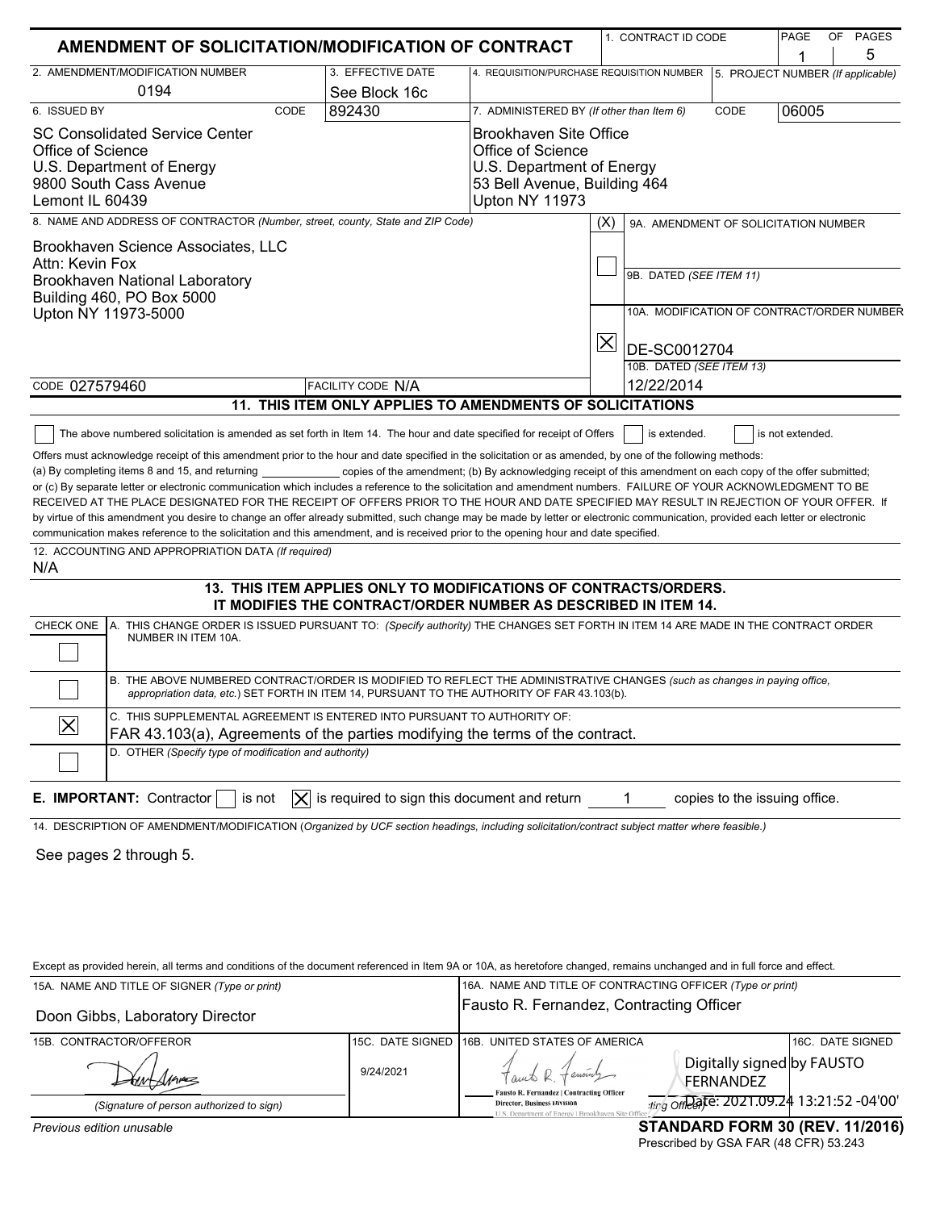# AMENDMENT OF SOLICITATION/MODIFICATION OF CONTRACT

| 1. CONTRACT ID CODE | PAGE 1 OF 5 PAGES |
| --- | --- |

| 2. AMENDMENT/MODIFICATION NUMBER | 3. EFFECTIVE DATE | 4. REQUISITION/PURCHASE REQUISITION NUMBER | 5. PROJECT NUMBER (If applicable) |
| --- | --- | --- | --- |
| 0194 | See Block 16c | | |

| 6. ISSUED BY CODE 892430 | 7. ADMINISTERED BY (If other than Item 6) CODE 06005 |
| --- | --- |
| SC Consolidated Service Center<br>Office of Science<br>U.S. Department of Energy<br>9800 South Cass Avenue<br>Lemont IL 60439 | Brookhaven Site Office<br>Office of Science<br>U.S. Department of Energy<br>53 Bell Avenue, Building 464<br>Upton NY 11973 |

8. NAME AND ADDRESS OF CONTRACTOR (Number, street, county, State and ZIP Code)

Brookhaven Science Associates, LLC
Attn: Kevin Fox
Brookhaven National Laboratory
Building 460, PO Box 5000
Upton NY 11973-5000

CODE 027579460 FACILITY CODE N/A

(X)

☐ 9A. AMENDMENT OF SOLICITATION NUMBER

9B. DATED (SEE ITEM 11)

☒ 10A. MODIFICATION OF CONTRACT/ORDER NUMBER

DE-SC0012704

10B. DATED (SEE ITEM 13)

12/22/2014

## 11. THIS ITEM ONLY APPLIES TO AMENDMENTS OF SOLICITATIONS

☐ The above numbered solicitation is amended as set forth in Item 14. The hour and date specified for receipt of Offers ☐ is extended. ☐ is not extended.

Offers must acknowledge receipt of this amendment prior to the hour and date specified in the solicitation or as amended, by one of the following methods: (a) By completing items 8 and 15, and returning ____________ copies of the amendment; (b) By acknowledging receipt of this amendment on each copy of the offer submitted; or (c) By separate letter or electronic communication which includes a reference to the solicitation and amendment numbers. FAILURE OF YOUR ACKNOWLEDGMENT TO BE RECEIVED AT THE PLACE DESIGNATED FOR THE RECEIPT OF OFFERS PRIOR TO THE HOUR AND DATE SPECIFIED MAY RESULT IN REJECTION OF YOUR OFFER. If by virtue of this amendment you desire to change an offer already submitted, such change may be made by letter or electronic communication, provided each letter or electronic communication makes reference to the solicitation and this amendment, and is received prior to the opening hour and date specified.

12. ACCOUNTING AND APPROPRIATION DATA (If required)

N/A

## 13. THIS ITEM APPLIES ONLY TO MODIFICATIONS OF CONTRACTS/ORDERS. IT MODIFIES THE CONTRACT/ORDER NUMBER AS DESCRIBED IN ITEM 14.

| CHECK ONE | |
| --- | --- |
| ☐ | A. THIS CHANGE ORDER IS ISSUED PURSUANT TO: (Specify authority) THE CHANGES SET FORTH IN ITEM 14 ARE MADE IN THE CONTRACT ORDER NUMBER IN ITEM 10A. |
| ☐ | B. THE ABOVE NUMBERED CONTRACT/ORDER IS MODIFIED TO REFLECT THE ADMINISTRATIVE CHANGES (such as changes in paying office, appropriation data, etc.) SET FORTH IN ITEM 14, PURSUANT TO THE AUTHORITY OF FAR 43.103(b). |
| ☒ | C. THIS SUPPLEMENTAL AGREEMENT IS ENTERED INTO PURSUANT TO AUTHORITY OF: FAR 43.103(a), Agreements of the parties modifying the terms of the contract. |
| ☐ | D. OTHER (Specify type of modification and authority) |

**E. IMPORTANT:** Contractor ☐ is not ☒ is required to sign this document and return 1 copies to the issuing office.

14. DESCRIPTION OF AMENDMENT/MODIFICATION (Organized by UCF section headings, including solicitation/contract subject matter where feasible.)

See pages 2 through 5.

Except as provided herein, all terms and conditions of the document referenced in Item 9A or 10A, as heretofore changed, remains unchanged and in full force and effect.

| 15A. NAME AND TITLE OF SIGNER (Type or print) | | 16A. NAME AND TITLE OF CONTRACTING OFFICER (Type or print) | |
| --- | --- | --- | --- |
| Doon Gibbs, Laboratory Director | | Fausto R. Fernandez, Contracting Officer | |
| 15B. CONTRACTOR/OFFEROR | 15C. DATE SIGNED | 16B. UNITED STATES OF AMERICA | 16C. DATE SIGNED |
| [signature] (Signature of person authorized to sign) | 9/24/2021 | [signature] Fausto R. Fernandez \| Contracting Officer, Director, Business Division, U.S. Department of Energy \| Brookhaven Site Office (Signature of Contracting Officer) | Digitally signed by FAUSTO FERNANDEZ Date: 2021.09.24 13:21:52 -04'00' |

Previous edition unusable

**STANDARD FORM 30 (REV. 11/2016)**
Prescribed by GSA FAR (48 CFR) 53.243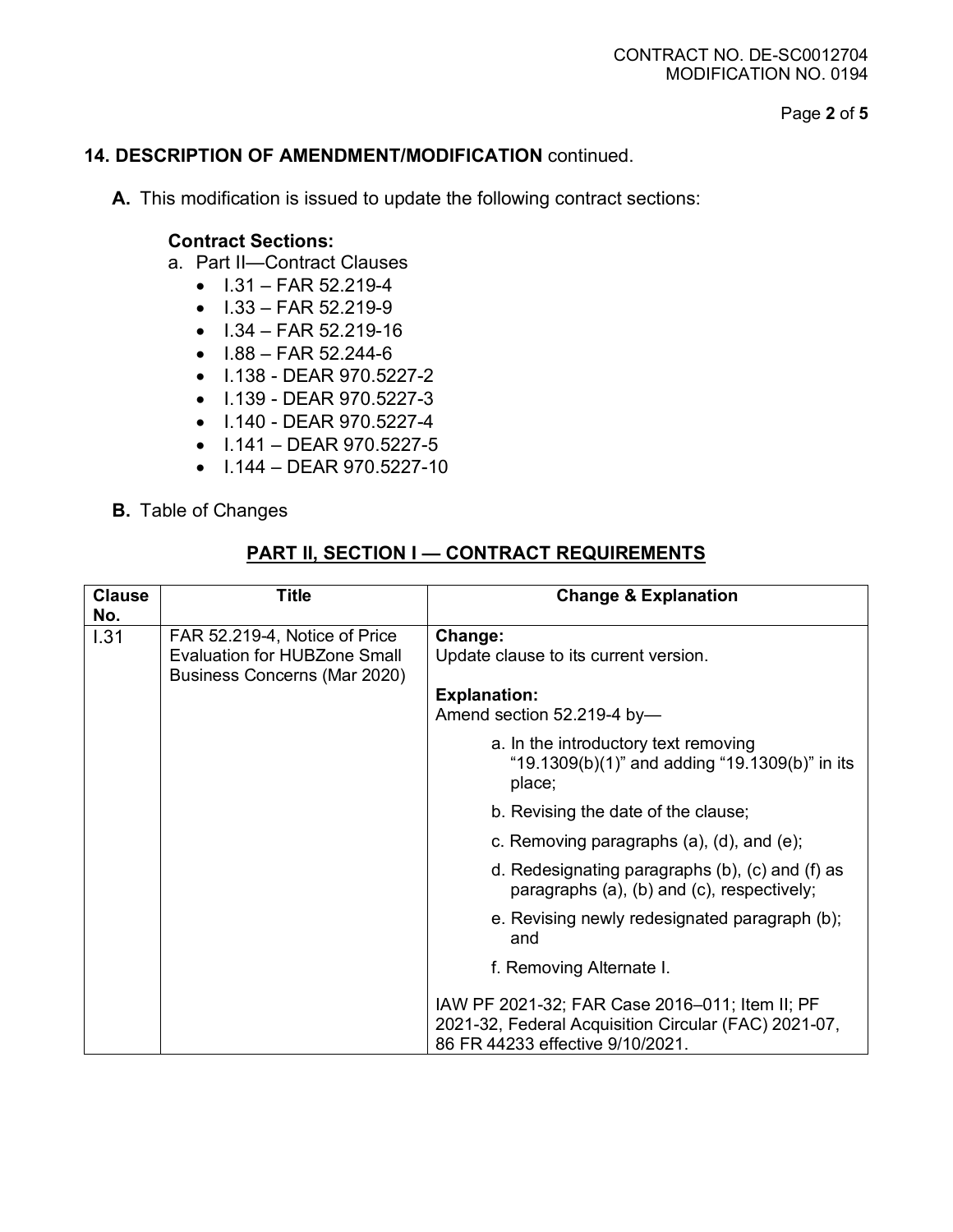**14. DESCRIPTION OF AMENDMENT/MODIFICATION** continued.

**A.** This modification is issued to update the following contract sections:

**Contract Sections:**

a. Part II—Contract Clauses
- I.31 – FAR 52.219-4
- I.33 – FAR 52.219-9
- I.34 – FAR 52.219-16
- I.88 – FAR 52.244-6
- I.138 - DEAR 970.5227-2
- I.139 - DEAR 970.5227-3
- I.140 - DEAR 970.5227-4
- I.141 – DEAR 970.5227-5
- I.144 – DEAR 970.5227-10

**B.** Table of Changes

## PART II, SECTION I — CONTRACT REQUIREMENTS

| Clause No. | Title | Change & Explanation |
|---|---|---|
| I.31 | FAR 52.219-4, Notice of Price Evaluation for HUBZone Small Business Concerns (Mar 2020) | **Change:** Update clause to its current version. **Explanation:** Amend section 52.219-4 by— a. In the introductory text removing "19.1309(b)(1)" and adding "19.1309(b)" in its place; b. Revising the date of the clause; c. Removing paragraphs (a), (d), and (e); d. Redesignating paragraphs (b), (c) and (f) as paragraphs (a), (b) and (c), respectively; e. Revising newly redesignated paragraph (b); and f. Removing Alternate I. IAW PF 2021-32; FAR Case 2016–011; Item II; PF 2021-32, Federal Acquisition Circular (FAC) 2021-07, 86 FR 44233 effective 9/10/2021. |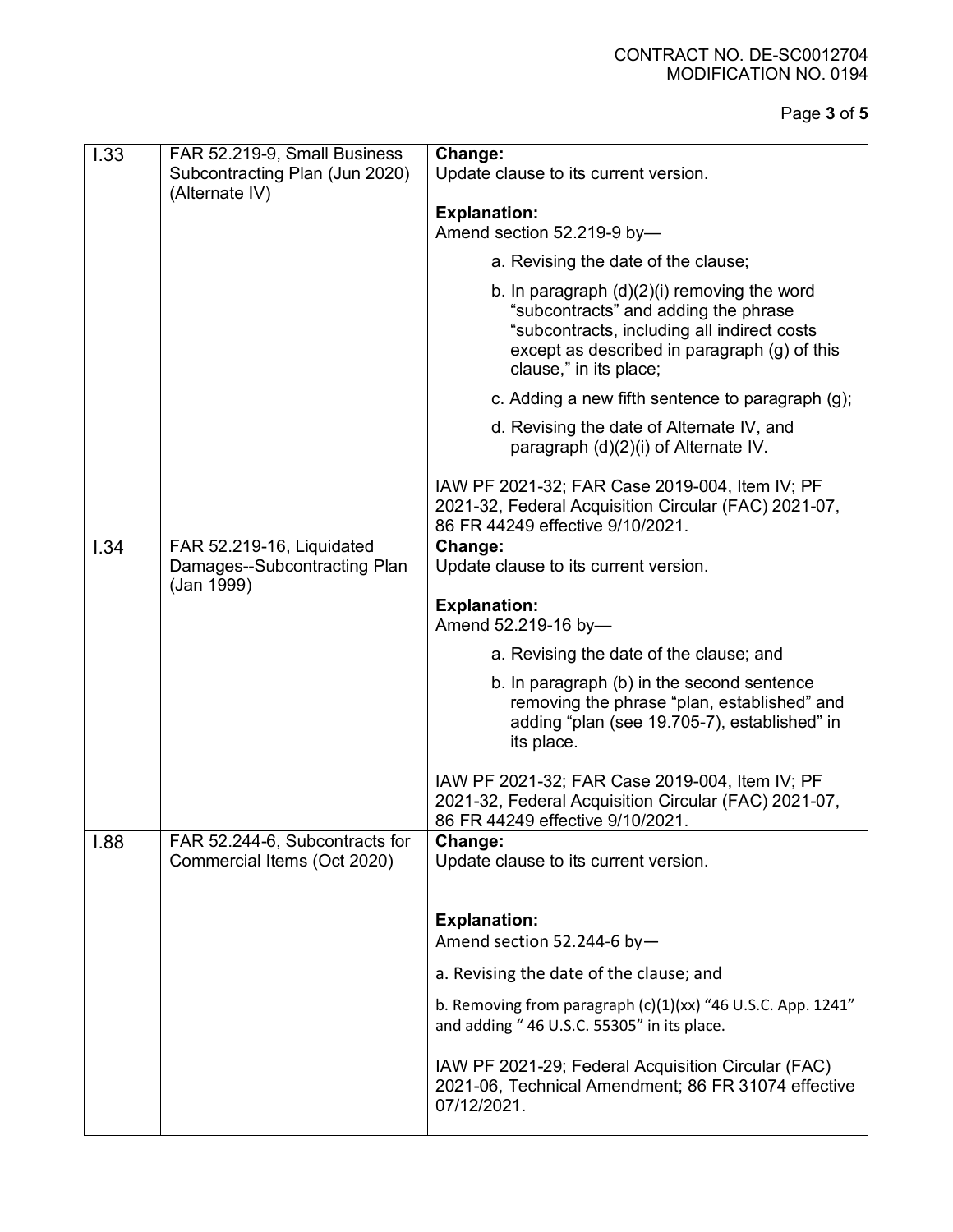| | | |
|---|---|---|
| I.33 | FAR 52.219-9, Small Business Subcontracting Plan (Jun 2020) (Alternate IV) | **Change:**<br>Update clause to its current version.<br><br>**Explanation:**<br>Amend section 52.219-9 by—<br>a. Revising the date of the clause;<br>b. In paragraph (d)(2)(i) removing the word "subcontracts" and adding the phrase "subcontracts, including all indirect costs except as described in paragraph (g) of this clause," in its place;<br>c. Adding a new fifth sentence to paragraph (g);<br>d. Revising the date of Alternate IV, and paragraph (d)(2)(i) of Alternate IV.<br><br>IAW PF 2021-32; FAR Case 2019-004, Item IV; PF 2021-32, Federal Acquisition Circular (FAC) 2021-07, 86 FR 44249 effective 9/10/2021. |
| I.34 | FAR 52.219-16, Liquidated Damages--Subcontracting Plan (Jan 1999) | **Change:**<br>Update clause to its current version.<br><br>**Explanation:**<br>Amend 52.219-16 by—<br>a. Revising the date of the clause; and<br>b. In paragraph (b) in the second sentence removing the phrase "plan, established" and adding "plan (see 19.705-7), established" in its place.<br><br>IAW PF 2021-32; FAR Case 2019-004, Item IV; PF 2021-32, Federal Acquisition Circular (FAC) 2021-07, 86 FR 44249 effective 9/10/2021. |
| I.88 | FAR 52.244-6, Subcontracts for Commercial Items (Oct 2020) | **Change:**<br>Update clause to its current version.<br><br>**Explanation:**<br>Amend section 52.244-6 by—<br>a. Revising the date of the clause; and<br>b. Removing from paragraph (c)(1)(xx) "46 U.S.C. App. 1241" and adding " 46 U.S.C. 55305" in its place.<br><br>IAW PF 2021-29; Federal Acquisition Circular (FAC) 2021-06, Technical Amendment; 86 FR 31074 effective 07/12/2021. |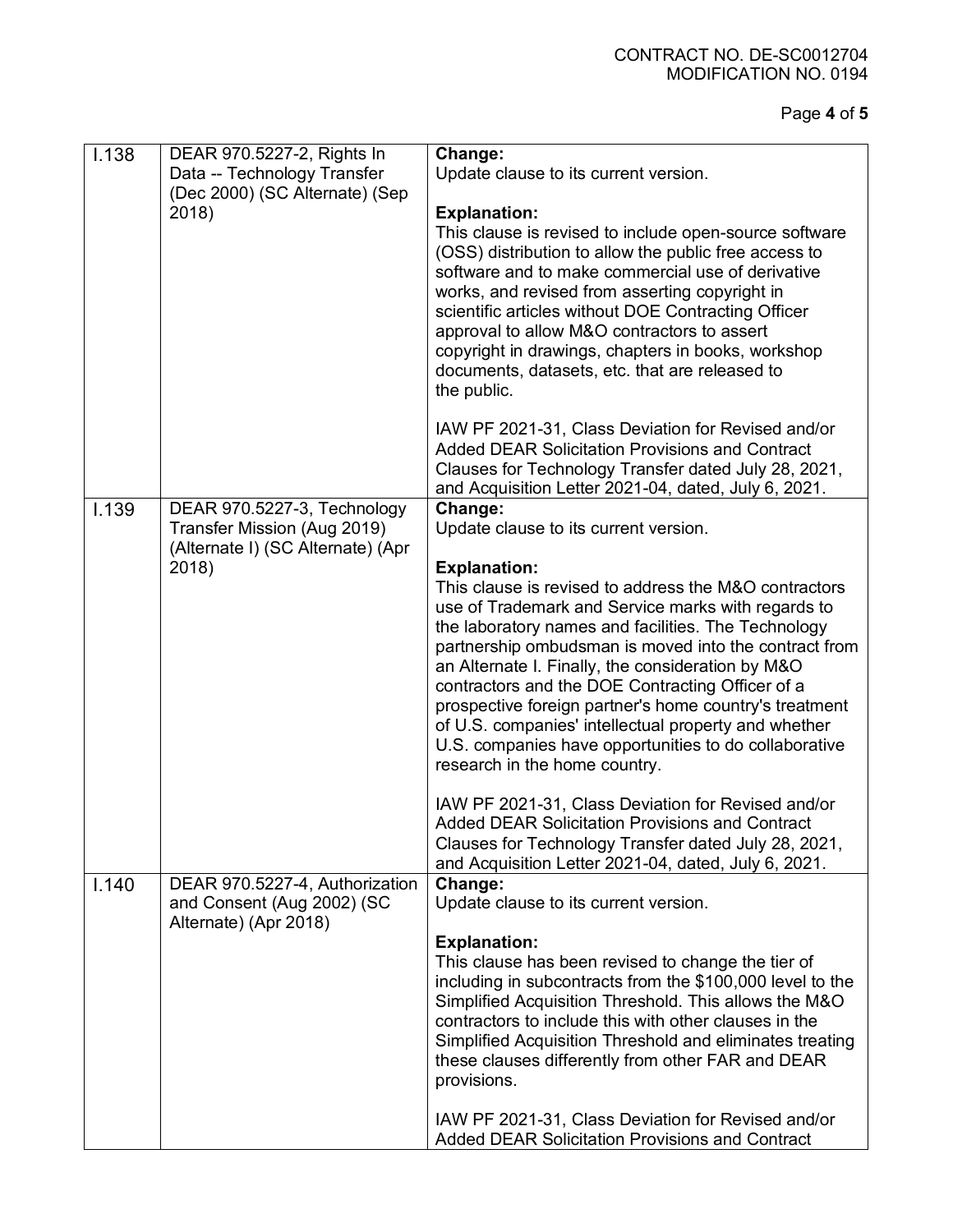| | | |
|---|---|---|
| I.138 | DEAR 970.5227-2, Rights In Data -- Technology Transfer (Dec 2000) (SC Alternate) (Sep 2018) | **Change:**<br>Update clause to its current version.<br><br>**Explanation:**<br>This clause is revised to include open-source software (OSS) distribution to allow the public free access to software and to make commercial use of derivative works, and revised from asserting copyright in scientific articles without DOE Contracting Officer approval to allow M&O contractors to assert copyright in drawings, chapters in books, workshop documents, datasets, etc. that are released to the public.<br><br>IAW PF 2021-31, Class Deviation for Revised and/or Added DEAR Solicitation Provisions and Contract Clauses for Technology Transfer dated July 28, 2021, and Acquisition Letter 2021-04, dated, July 6, 2021. |
| I.139 | DEAR 970.5227-3, Technology Transfer Mission (Aug 2019) (Alternate I) (SC Alternate) (Apr 2018) | **Change:**<br>Update clause to its current version.<br><br>**Explanation:**<br>This clause is revised to address the M&O contractors use of Trademark and Service marks with regards to the laboratory names and facilities. The Technology partnership ombudsman is moved into the contract from an Alternate I. Finally, the consideration by M&O contractors and the DOE Contracting Officer of a prospective foreign partner's home country's treatment of U.S. companies' intellectual property and whether U.S. companies have opportunities to do collaborative research in the home country.<br><br>IAW PF 2021-31, Class Deviation for Revised and/or Added DEAR Solicitation Provisions and Contract Clauses for Technology Transfer dated July 28, 2021, and Acquisition Letter 2021-04, dated, July 6, 2021. |
| I.140 | DEAR 970.5227-4, Authorization and Consent (Aug 2002) (SC Alternate) (Apr 2018) | **Change:**<br>Update clause to its current version.<br><br>**Explanation:**<br>This clause has been revised to change the tier of including in subcontracts from the $100,000 level to the Simplified Acquisition Threshold. This allows the M&O contractors to include this with other clauses in the Simplified Acquisition Threshold and eliminates treating these clauses differently from other FAR and DEAR provisions.<br><br>IAW PF 2021-31, Class Deviation for Revised and/or Added DEAR Solicitation Provisions and Contract |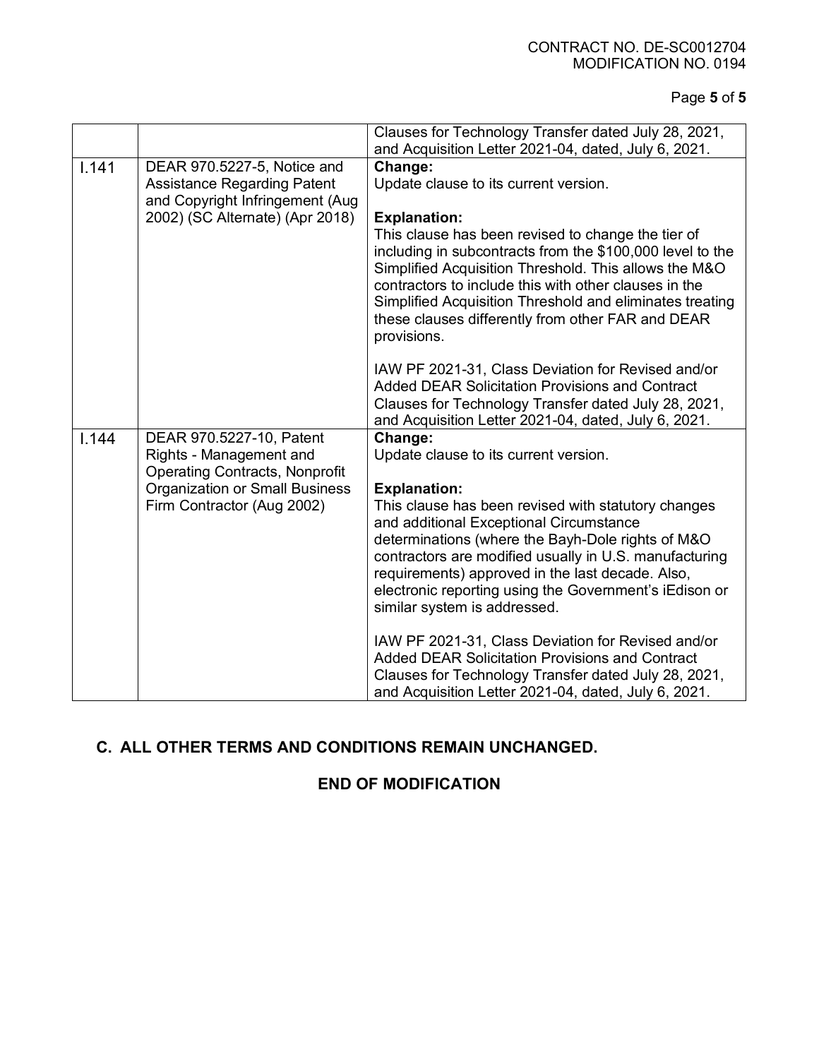| | | Clauses for Technology Transfer dated July 28, 2021, and Acquisition Letter 2021-04, dated, July 6, 2021. |
|---|---|---|
| I.141 | DEAR 970.5227-5, Notice and Assistance Regarding Patent and Copyright Infringement (Aug 2002) (SC Alternate) (Apr 2018) | **Change:**<br>Update clause to its current version.<br><br>**Explanation:**<br>This clause has been revised to change the tier of including in subcontracts from the $100,000 level to the Simplified Acquisition Threshold. This allows the M&O contractors to include this with other clauses in the Simplified Acquisition Threshold and eliminates treating these clauses differently from other FAR and DEAR provisions.<br><br>IAW PF 2021-31, Class Deviation for Revised and/or Added DEAR Solicitation Provisions and Contract Clauses for Technology Transfer dated July 28, 2021, and Acquisition Letter 2021-04, dated, July 6, 2021. |
| I.144 | DEAR 970.5227-10, Patent Rights - Management and Operating Contracts, Nonprofit Organization or Small Business Firm Contractor (Aug 2002) | **Change:**<br>Update clause to its current version.<br><br>**Explanation:**<br>This clause has been revised with statutory changes and additional Exceptional Circumstance determinations (where the Bayh-Dole rights of M&O contractors are modified usually in U.S. manufacturing requirements) approved in the last decade. Also, electronic reporting using the Government's iEdison or similar system is addressed.<br><br>IAW PF 2021-31, Class Deviation for Revised and/or Added DEAR Solicitation Provisions and Contract Clauses for Technology Transfer dated July 28, 2021, and Acquisition Letter 2021-04, dated, July 6, 2021. |

## C. ALL OTHER TERMS AND CONDITIONS REMAIN UNCHANGED.

**END OF MODIFICATION**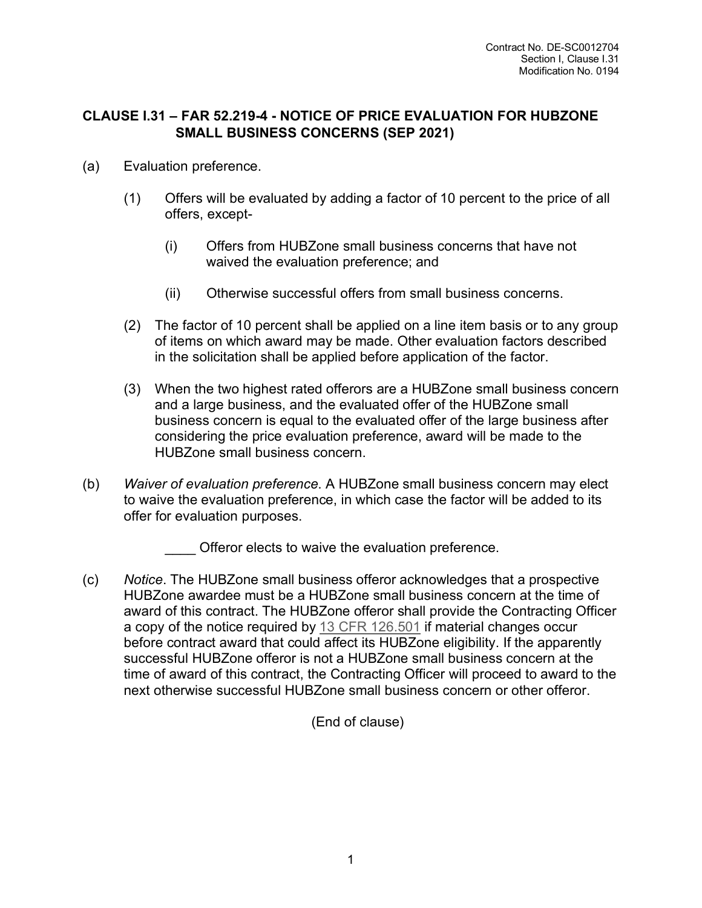## CLAUSE I.31 – FAR 52.219-4 - NOTICE OF PRICE EVALUATION FOR HUBZONE SMALL BUSINESS CONCERNS (SEP 2021)

(a) Evaluation preference.

(1) Offers will be evaluated by adding a factor of 10 percent to the price of all offers, except-

(i) Offers from HUBZone small business concerns that have not waived the evaluation preference; and

(ii) Otherwise successful offers from small business concerns.

(2) The factor of 10 percent shall be applied on a line item basis or to any group of items on which award may be made. Other evaluation factors described in the solicitation shall be applied before application of the factor.

(3) When the two highest rated offerors are a HUBZone small business concern and a large business, and the evaluated offer of the HUBZone small business concern is equal to the evaluated offer of the large business after considering the price evaluation preference, award will be made to the HUBZone small business concern.

(b) *Waiver of evaluation preference*. A HUBZone small business concern may elect to waive the evaluation preference, in which case the factor will be added to its offer for evaluation purposes.

____ Offeror elects to waive the evaluation preference.

(c) *Notice*. The HUBZone small business offeror acknowledges that a prospective HUBZone awardee must be a HUBZone small business concern at the time of award of this contract. The HUBZone offeror shall provide the Contracting Officer a copy of the notice required by 13 CFR 126.501 if material changes occur before contract award that could affect its HUBZone eligibility. If the apparently successful HUBZone offeror is not a HUBZone small business concern at the time of award of this contract, the Contracting Officer will proceed to award to the next otherwise successful HUBZone small business concern or other offeror.

(End of clause)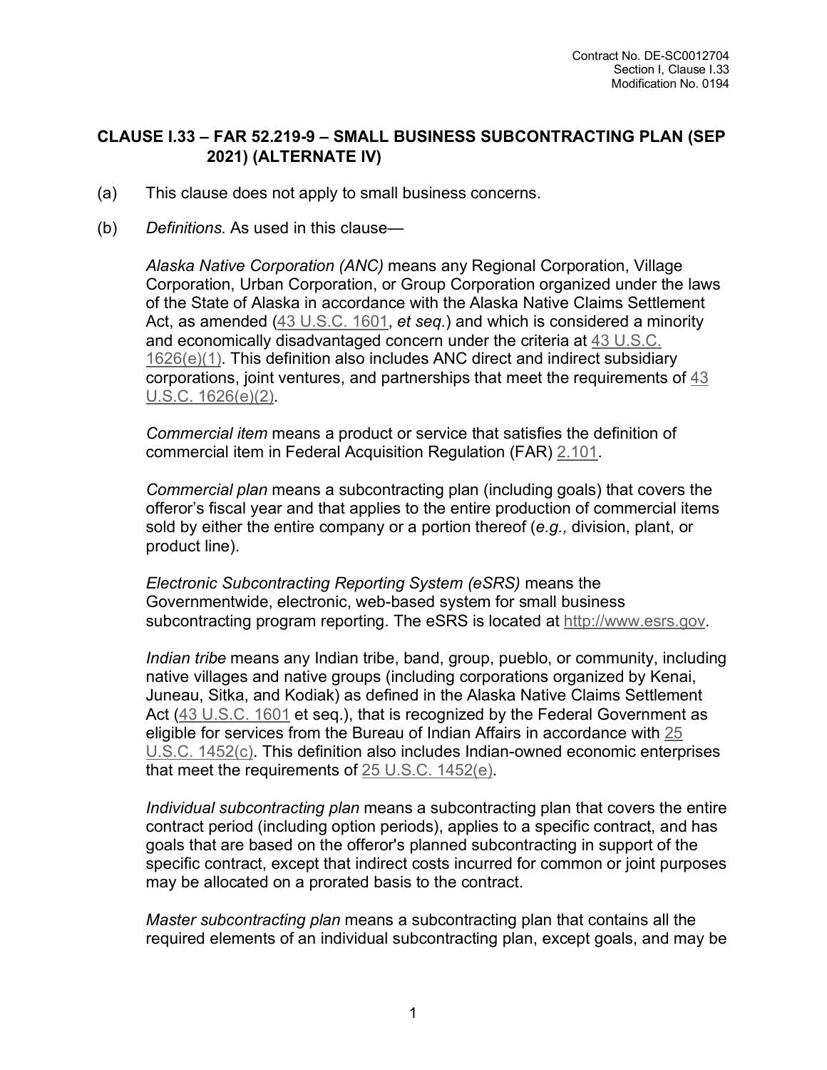## CLAUSE I.33 – FAR 52.219-9 – SMALL BUSINESS SUBCONTRACTING PLAN (SEP 2021) (ALTERNATE IV)

(a) This clause does not apply to small business concerns.

(b) *Definitions*. As used in this clause—

*Alaska Native Corporation (ANC)* means any Regional Corporation, Village Corporation, Urban Corporation, or Group Corporation organized under the laws of the State of Alaska in accordance with the Alaska Native Claims Settlement Act, as amended (43 U.S.C. 1601, *et seq.*) and which is considered a minority and economically disadvantaged concern under the criteria at 43 U.S.C. 1626(e)(1). This definition also includes ANC direct and indirect subsidiary corporations, joint ventures, and partnerships that meet the requirements of 43 U.S.C. 1626(e)(2).

*Commercial item* means a product or service that satisfies the definition of commercial item in Federal Acquisition Regulation (FAR) 2.101.

*Commercial plan* means a subcontracting plan (including goals) that covers the offeror's fiscal year and that applies to the entire production of commercial items sold by either the entire company or a portion thereof (*e.g.,* division, plant, or product line).

*Electronic Subcontracting Reporting System (eSRS)* means the Governmentwide, electronic, web-based system for small business subcontracting program reporting. The eSRS is located at http://www.esrs.gov.

*Indian tribe* means any Indian tribe, band, group, pueblo, or community, including native villages and native groups (including corporations organized by Kenai, Juneau, Sitka, and Kodiak) as defined in the Alaska Native Claims Settlement Act (43 U.S.C. 1601 et seq.), that is recognized by the Federal Government as eligible for services from the Bureau of Indian Affairs in accordance with 25 U.S.C. 1452(c). This definition also includes Indian-owned economic enterprises that meet the requirements of 25 U.S.C. 1452(e).

*Individual subcontracting plan* means a subcontracting plan that covers the entire contract period (including option periods), applies to a specific contract, and has goals that are based on the offeror's planned subcontracting in support of the specific contract, except that indirect costs incurred for common or joint purposes may be allocated on a prorated basis to the contract.

*Master subcontracting plan* means a subcontracting plan that contains all the required elements of an individual subcontracting plan, except goals, and may be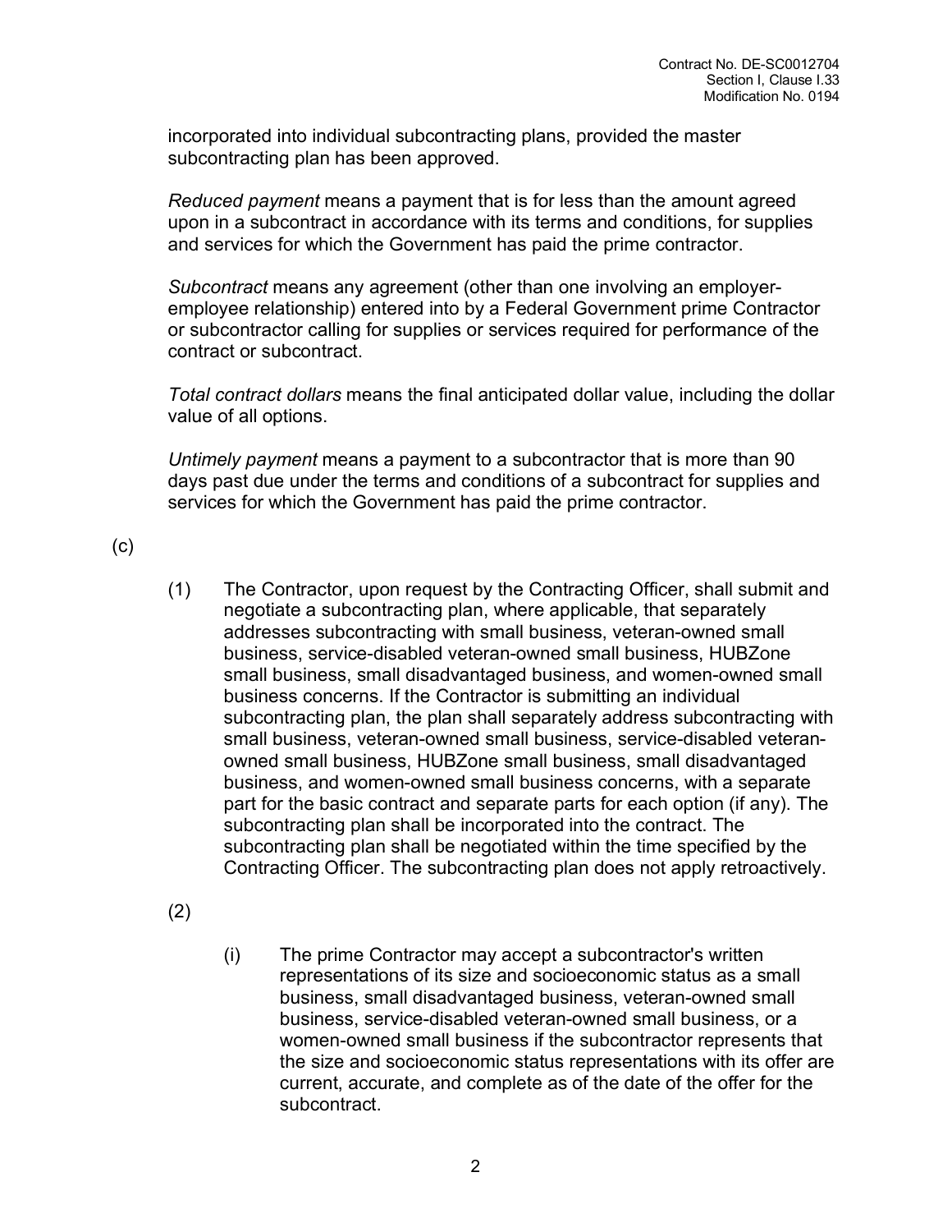incorporated into individual subcontracting plans, provided the master subcontracting plan has been approved.

*Reduced payment* means a payment that is for less than the amount agreed upon in a subcontract in accordance with its terms and conditions, for supplies and services for which the Government has paid the prime contractor.

*Subcontract* means any agreement (other than one involving an employer-employee relationship) entered into by a Federal Government prime Contractor or subcontractor calling for supplies or services required for performance of the contract or subcontract.

*Total contract dollars* means the final anticipated dollar value, including the dollar value of all options.

*Untimely payment* means a payment to a subcontractor that is more than 90 days past due under the terms and conditions of a subcontract for supplies and services for which the Government has paid the prime contractor.

(c)

(1) The Contractor, upon request by the Contracting Officer, shall submit and negotiate a subcontracting plan, where applicable, that separately addresses subcontracting with small business, veteran-owned small business, service-disabled veteran-owned small business, HUBZone small business, small disadvantaged business, and women-owned small business concerns. If the Contractor is submitting an individual subcontracting plan, the plan shall separately address subcontracting with small business, veteran-owned small business, service-disabled veteran-owned small business, HUBZone small business, small disadvantaged business, and women-owned small business concerns, with a separate part for the basic contract and separate parts for each option (if any). The subcontracting plan shall be incorporated into the contract. The subcontracting plan shall be negotiated within the time specified by the Contracting Officer. The subcontracting plan does not apply retroactively.

(2)

(i) The prime Contractor may accept a subcontractor's written representations of its size and socioeconomic status as a small business, small disadvantaged business, veteran-owned small business, service-disabled veteran-owned small business, or a women-owned small business if the subcontractor represents that the size and socioeconomic status representations with its offer are current, accurate, and complete as of the date of the offer for the subcontract.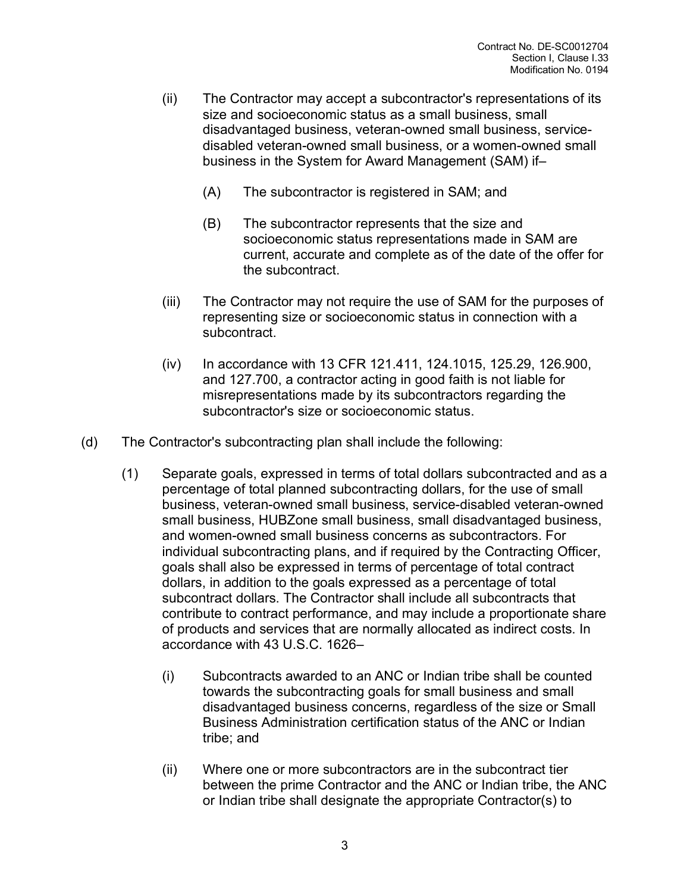(ii) The Contractor may accept a subcontractor's representations of its size and socioeconomic status as a small business, small disadvantaged business, veteran-owned small business, service-disabled veteran-owned small business, or a women-owned small business in the System for Award Management (SAM) if–

(A) The subcontractor is registered in SAM; and

(B) The subcontractor represents that the size and socioeconomic status representations made in SAM are current, accurate and complete as of the date of the offer for the subcontract.

(iii) The Contractor may not require the use of SAM for the purposes of representing size or socioeconomic status in connection with a subcontract.

(iv) In accordance with 13 CFR 121.411, 124.1015, 125.29, 126.900, and 127.700, a contractor acting in good faith is not liable for misrepresentations made by its subcontractors regarding the subcontractor's size or socioeconomic status.

(d) The Contractor's subcontracting plan shall include the following:

(1) Separate goals, expressed in terms of total dollars subcontracted and as a percentage of total planned subcontracting dollars, for the use of small business, veteran-owned small business, service-disabled veteran-owned small business, HUBZone small business, small disadvantaged business, and women-owned small business concerns as subcontractors. For individual subcontracting plans, and if required by the Contracting Officer, goals shall also be expressed in terms of percentage of total contract dollars, in addition to the goals expressed as a percentage of total subcontract dollars. The Contractor shall include all subcontracts that contribute to contract performance, and may include a proportionate share of products and services that are normally allocated as indirect costs. In accordance with 43 U.S.C. 1626–

(i) Subcontracts awarded to an ANC or Indian tribe shall be counted towards the subcontracting goals for small business and small disadvantaged business concerns, regardless of the size or Small Business Administration certification status of the ANC or Indian tribe; and

(ii) Where one or more subcontractors are in the subcontract tier between the prime Contractor and the ANC or Indian tribe, the ANC or Indian tribe shall designate the appropriate Contractor(s) to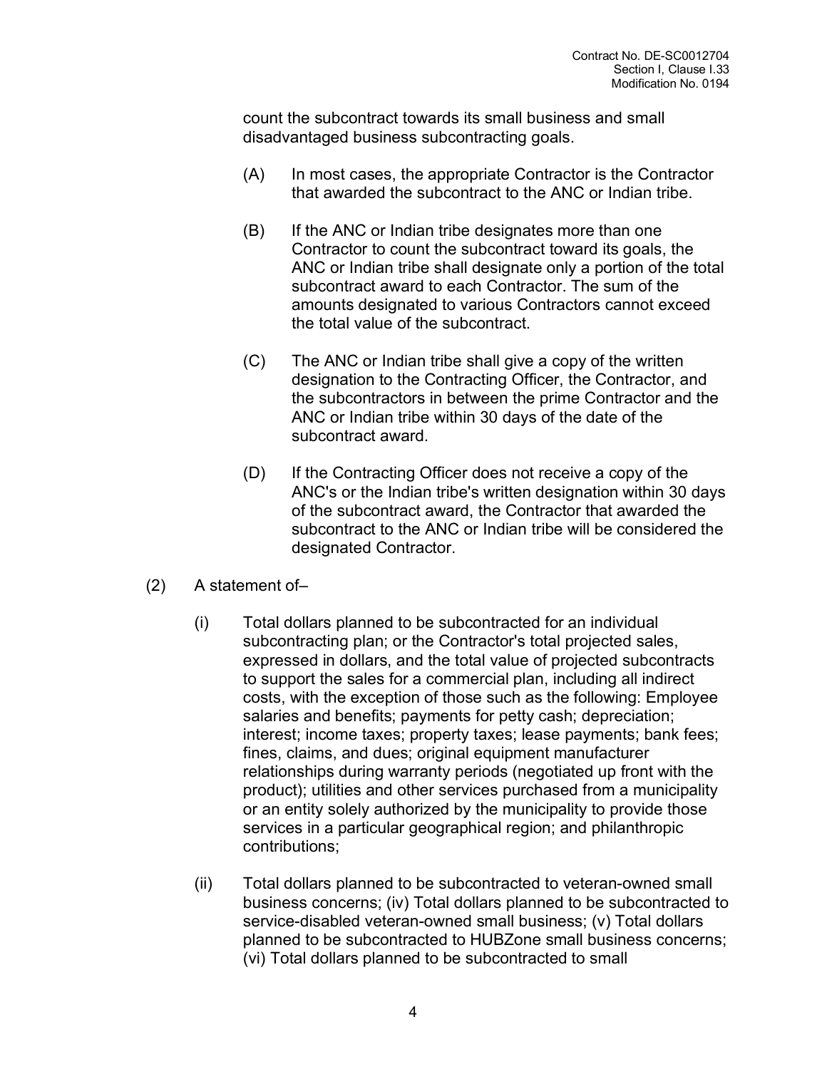count the subcontract towards its small business and small disadvantaged business subcontracting goals.

(A) In most cases, the appropriate Contractor is the Contractor that awarded the subcontract to the ANC or Indian tribe.

(B) If the ANC or Indian tribe designates more than one Contractor to count the subcontract toward its goals, the ANC or Indian tribe shall designate only a portion of the total subcontract award to each Contractor. The sum of the amounts designated to various Contractors cannot exceed the total value of the subcontract.

(C) The ANC or Indian tribe shall give a copy of the written designation to the Contracting Officer, the Contractor, and the subcontractors in between the prime Contractor and the ANC or Indian tribe within 30 days of the date of the subcontract award.

(D) If the Contracting Officer does not receive a copy of the ANC's or the Indian tribe's written designation within 30 days of the subcontract award, the Contractor that awarded the subcontract to the ANC or Indian tribe will be considered the designated Contractor.

(2) A statement of–

(i) Total dollars planned to be subcontracted for an individual subcontracting plan; or the Contractor's total projected sales, expressed in dollars, and the total value of projected subcontracts to support the sales for a commercial plan, including all indirect costs, with the exception of those such as the following: Employee salaries and benefits; payments for petty cash; depreciation; interest; income taxes; property taxes; lease payments; bank fees; fines, claims, and dues; original equipment manufacturer relationships during warranty periods (negotiated up front with the product); utilities and other services purchased from a municipality or an entity solely authorized by the municipality to provide those services in a particular geographical region; and philanthropic contributions;

(ii) Total dollars planned to be subcontracted to veteran-owned small business concerns; (iv) Total dollars planned to be subcontracted to service-disabled veteran-owned small business; (v) Total dollars planned to be subcontracted to HUBZone small business concerns; (vi) Total dollars planned to be subcontracted to small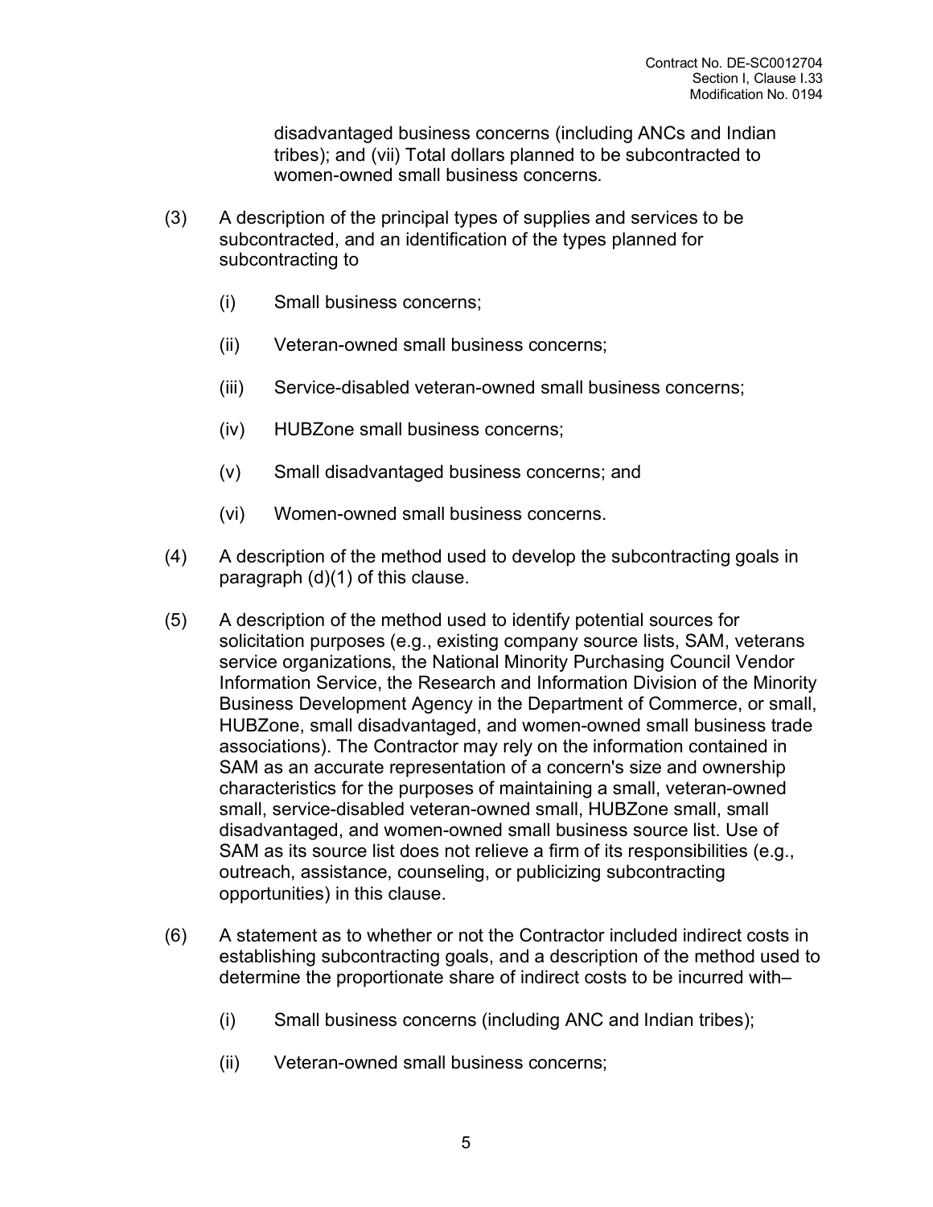disadvantaged business concerns (including ANCs and Indian tribes); and (vii) Total dollars planned to be subcontracted to women-owned small business concerns.

(3) A description of the principal types of supplies and services to be subcontracted, and an identification of the types planned for subcontracting to

(i) Small business concerns;

(ii) Veteran-owned small business concerns;

(iii) Service-disabled veteran-owned small business concerns;

(iv) HUBZone small business concerns;

(v) Small disadvantaged business concerns; and

(vi) Women-owned small business concerns.

(4) A description of the method used to develop the subcontracting goals in paragraph (d)(1) of this clause.

(5) A description of the method used to identify potential sources for solicitation purposes (e.g., existing company source lists, SAM, veterans service organizations, the National Minority Purchasing Council Vendor Information Service, the Research and Information Division of the Minority Business Development Agency in the Department of Commerce, or small, HUBZone, small disadvantaged, and women-owned small business trade associations). The Contractor may rely on the information contained in SAM as an accurate representation of a concern's size and ownership characteristics for the purposes of maintaining a small, veteran-owned small, service-disabled veteran-owned small, HUBZone small, small disadvantaged, and women-owned small business source list. Use of SAM as its source list does not relieve a firm of its responsibilities (e.g., outreach, assistance, counseling, or publicizing subcontracting opportunities) in this clause.

(6) A statement as to whether or not the Contractor included indirect costs in establishing subcontracting goals, and a description of the method used to determine the proportionate share of indirect costs to be incurred with–

(i) Small business concerns (including ANC and Indian tribes);

(ii) Veteran-owned small business concerns;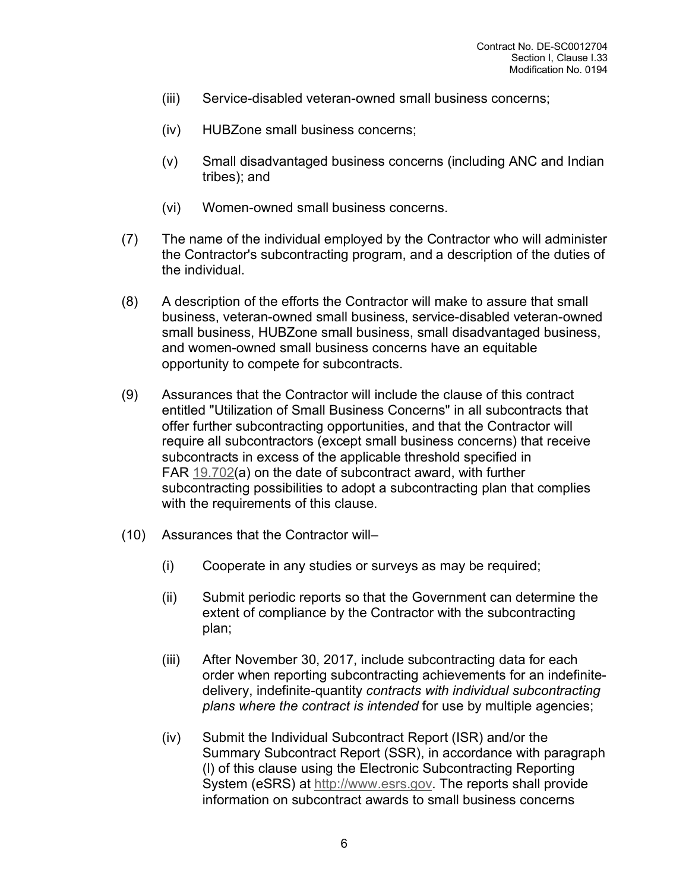(iii) Service-disabled veteran-owned small business concerns;

(iv) HUBZone small business concerns;

(v) Small disadvantaged business concerns (including ANC and Indian tribes); and

(vi) Women-owned small business concerns.

(7) The name of the individual employed by the Contractor who will administer the Contractor's subcontracting program, and a description of the duties of the individual.

(8) A description of the efforts the Contractor will make to assure that small business, veteran-owned small business, service-disabled veteran-owned small business, HUBZone small business, small disadvantaged business, and women-owned small business concerns have an equitable opportunity to compete for subcontracts.

(9) Assurances that the Contractor will include the clause of this contract entitled "Utilization of Small Business Concerns" in all subcontracts that offer further subcontracting opportunities, and that the Contractor will require all subcontractors (except small business concerns) that receive subcontracts in excess of the applicable threshold specified in FAR 19.702(a) on the date of subcontract award, with further subcontracting possibilities to adopt a subcontracting plan that complies with the requirements of this clause.

(10) Assurances that the Contractor will–

(i) Cooperate in any studies or surveys as may be required;

(ii) Submit periodic reports so that the Government can determine the extent of compliance by the Contractor with the subcontracting plan;

(iii) After November 30, 2017, include subcontracting data for each order when reporting subcontracting achievements for an indefinite-delivery, indefinite-quantity *contracts with individual subcontracting plans where the contract is intended* for use by multiple agencies;

(iv) Submit the Individual Subcontract Report (ISR) and/or the Summary Subcontract Report (SSR), in accordance with paragraph (l) of this clause using the Electronic Subcontracting Reporting System (eSRS) at http://www.esrs.gov. The reports shall provide information on subcontract awards to small business concerns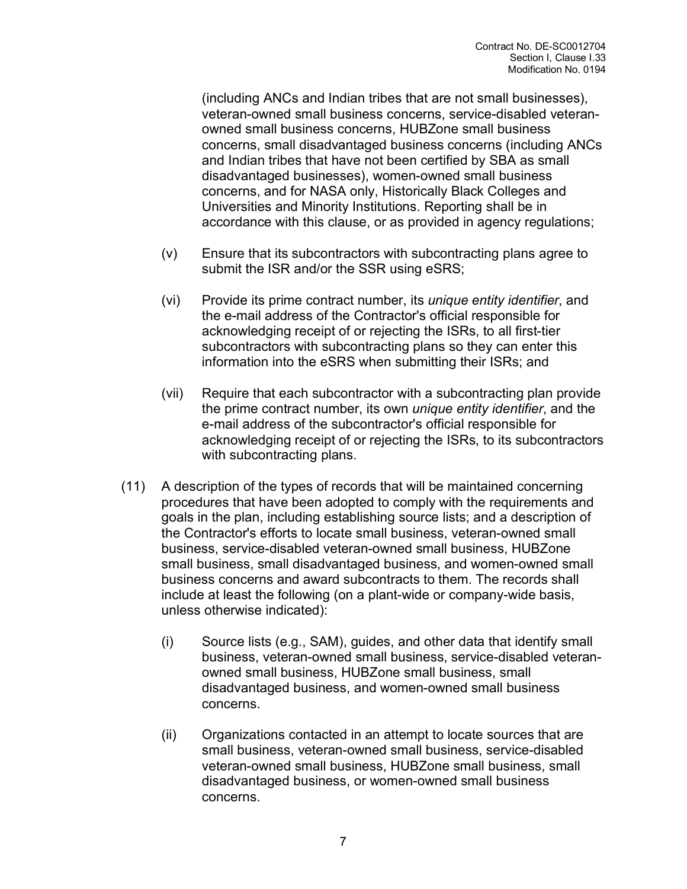(including ANCs and Indian tribes that are not small businesses), veteran-owned small business concerns, service-disabled veteran-owned small business concerns, HUBZone small business concerns, small disadvantaged business concerns (including ANCs and Indian tribes that have not been certified by SBA as small disadvantaged businesses), women-owned small business concerns, and for NASA only, Historically Black Colleges and Universities and Minority Institutions. Reporting shall be in accordance with this clause, or as provided in agency regulations;

(v) Ensure that its subcontractors with subcontracting plans agree to submit the ISR and/or the SSR using eSRS;

(vi) Provide its prime contract number, its *unique entity identifier*, and the e-mail address of the Contractor's official responsible for acknowledging receipt of or rejecting the ISRs, to all first-tier subcontractors with subcontracting plans so they can enter this information into the eSRS when submitting their ISRs; and

(vii) Require that each subcontractor with a subcontracting plan provide the prime contract number, its own *unique entity identifier*, and the e-mail address of the subcontractor's official responsible for acknowledging receipt of or rejecting the ISRs, to its subcontractors with subcontracting plans.

(11) A description of the types of records that will be maintained concerning procedures that have been adopted to comply with the requirements and goals in the plan, including establishing source lists; and a description of the Contractor's efforts to locate small business, veteran-owned small business, service-disabled veteran-owned small business, HUBZone small business, small disadvantaged business, and women-owned small business concerns and award subcontracts to them. The records shall include at least the following (on a plant-wide or company-wide basis, unless otherwise indicated):

(i) Source lists (e.g., SAM), guides, and other data that identify small business, veteran-owned small business, service-disabled veteran-owned small business, HUBZone small business, small disadvantaged business, and women-owned small business concerns.

(ii) Organizations contacted in an attempt to locate sources that are small business, veteran-owned small business, service-disabled veteran-owned small business, HUBZone small business, small disadvantaged business, or women-owned small business concerns.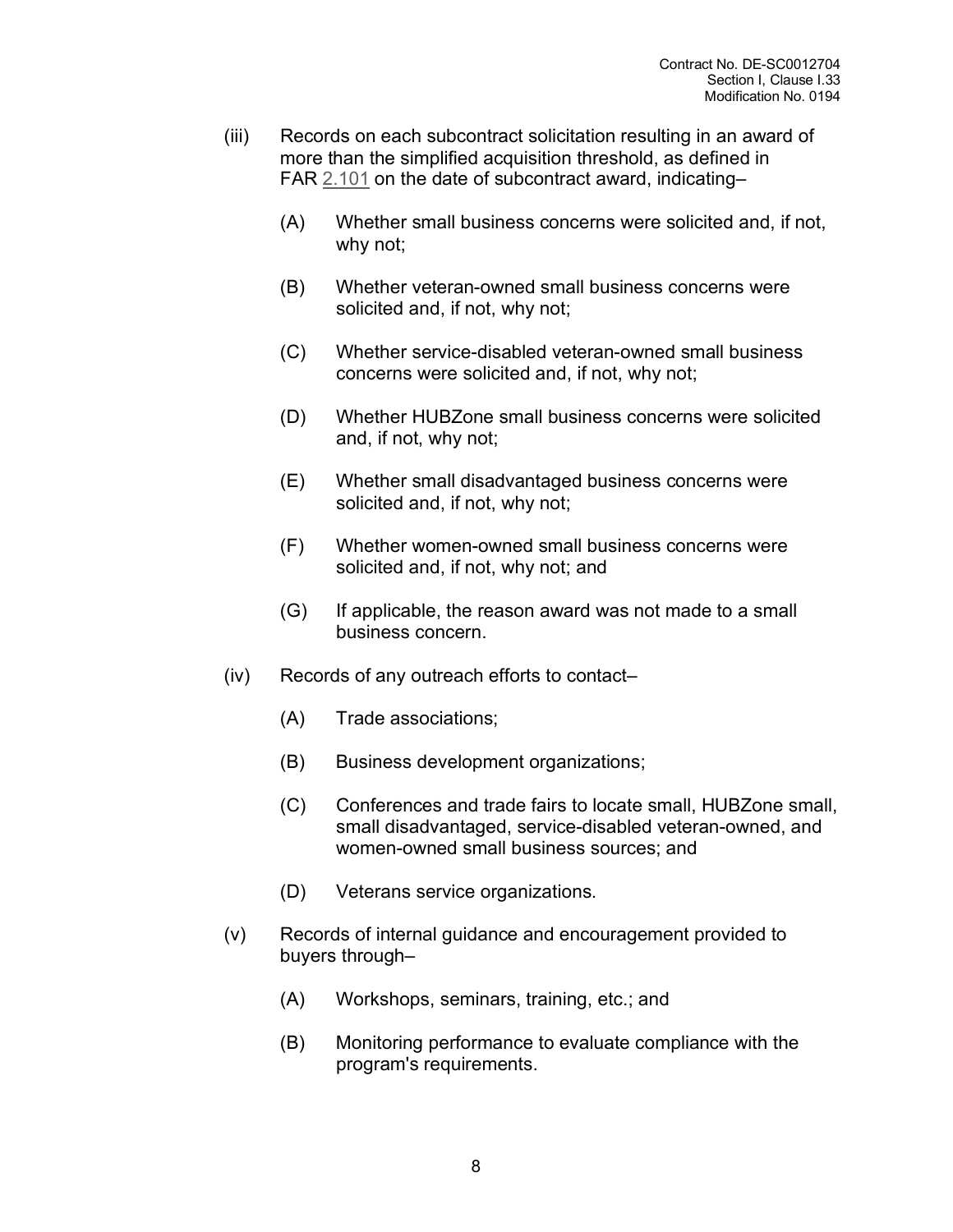(iii) Records on each subcontract solicitation resulting in an award of more than the simplified acquisition threshold, as defined in FAR 2.101 on the date of subcontract award, indicating–

- (A) Whether small business concerns were solicited and, if not, why not;
- (B) Whether veteran-owned small business concerns were solicited and, if not, why not;
- (C) Whether service-disabled veteran-owned small business concerns were solicited and, if not, why not;
- (D) Whether HUBZone small business concerns were solicited and, if not, why not;
- (E) Whether small disadvantaged business concerns were solicited and, if not, why not;
- (F) Whether women-owned small business concerns were solicited and, if not, why not; and
- (G) If applicable, the reason award was not made to a small business concern.

(iv) Records of any outreach efforts to contact–

- (A) Trade associations;
- (B) Business development organizations;
- (C) Conferences and trade fairs to locate small, HUBZone small, small disadvantaged, service-disabled veteran-owned, and women-owned small business sources; and
- (D) Veterans service organizations.

(v) Records of internal guidance and encouragement provided to buyers through–

- (A) Workshops, seminars, training, etc.; and
- (B) Monitoring performance to evaluate compliance with the program's requirements.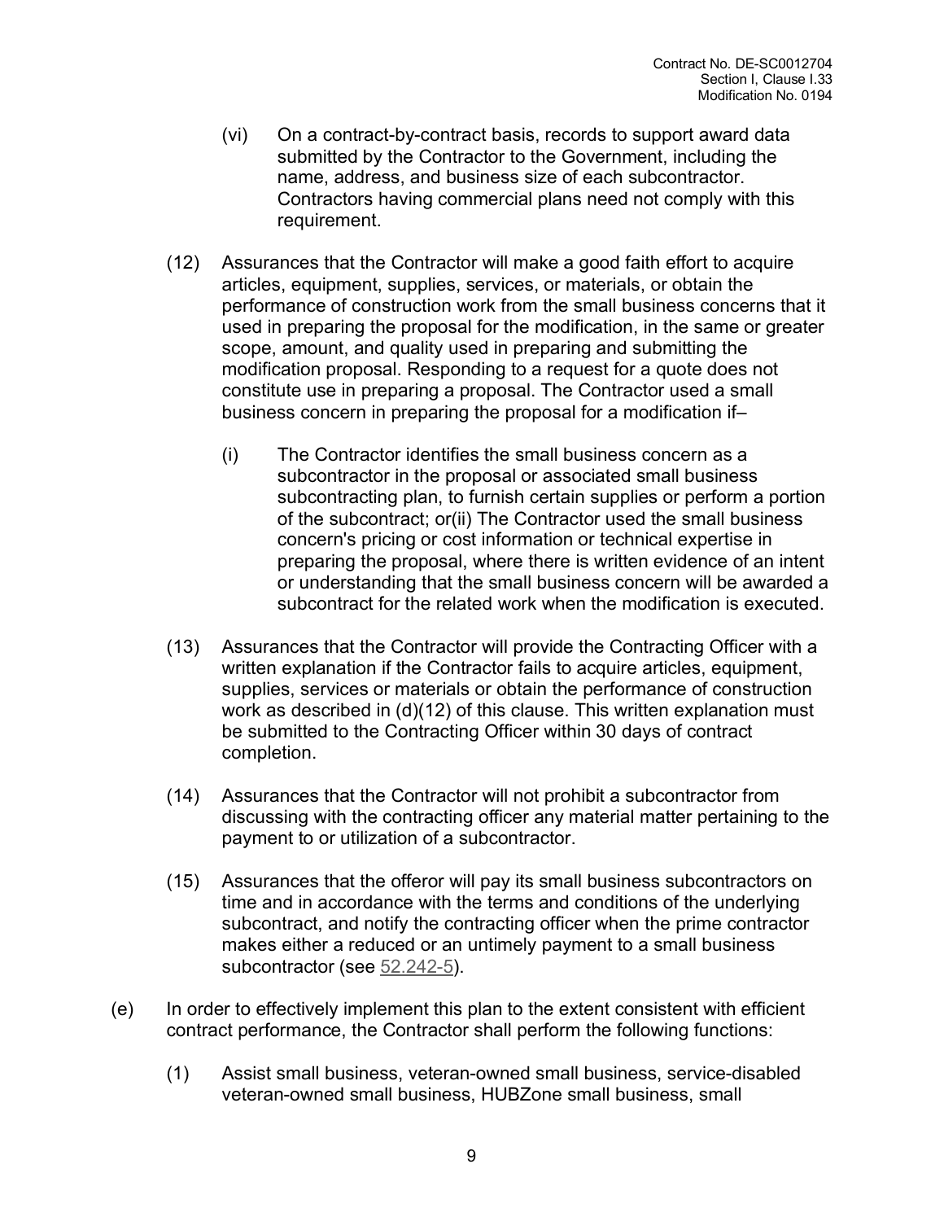(vi) On a contract-by-contract basis, records to support award data submitted by the Contractor to the Government, including the name, address, and business size of each subcontractor. Contractors having commercial plans need not comply with this requirement.

(12) Assurances that the Contractor will make a good faith effort to acquire articles, equipment, supplies, services, or materials, or obtain the performance of construction work from the small business concerns that it used in preparing the proposal for the modification, in the same or greater scope, amount, and quality used in preparing and submitting the modification proposal. Responding to a request for a quote does not constitute use in preparing a proposal. The Contractor used a small business concern in preparing the proposal for a modification if–

(i) The Contractor identifies the small business concern as a subcontractor in the proposal or associated small business subcontracting plan, to furnish certain supplies or perform a portion of the subcontract; or(ii) The Contractor used the small business concern's pricing or cost information or technical expertise in preparing the proposal, where there is written evidence of an intent or understanding that the small business concern will be awarded a subcontract for the related work when the modification is executed.

(13) Assurances that the Contractor will provide the Contracting Officer with a written explanation if the Contractor fails to acquire articles, equipment, supplies, services or materials or obtain the performance of construction work as described in (d)(12) of this clause. This written explanation must be submitted to the Contracting Officer within 30 days of contract completion.

(14) Assurances that the Contractor will not prohibit a subcontractor from discussing with the contracting officer any material matter pertaining to the payment to or utilization of a subcontractor.

(15) Assurances that the offeror will pay its small business subcontractors on time and in accordance with the terms and conditions of the underlying subcontract, and notify the contracting officer when the prime contractor makes either a reduced or an untimely payment to a small business subcontractor (see 52.242-5).

(e) In order to effectively implement this plan to the extent consistent with efficient contract performance, the Contractor shall perform the following functions:

(1) Assist small business, veteran-owned small business, service-disabled veteran-owned small business, HUBZone small business, small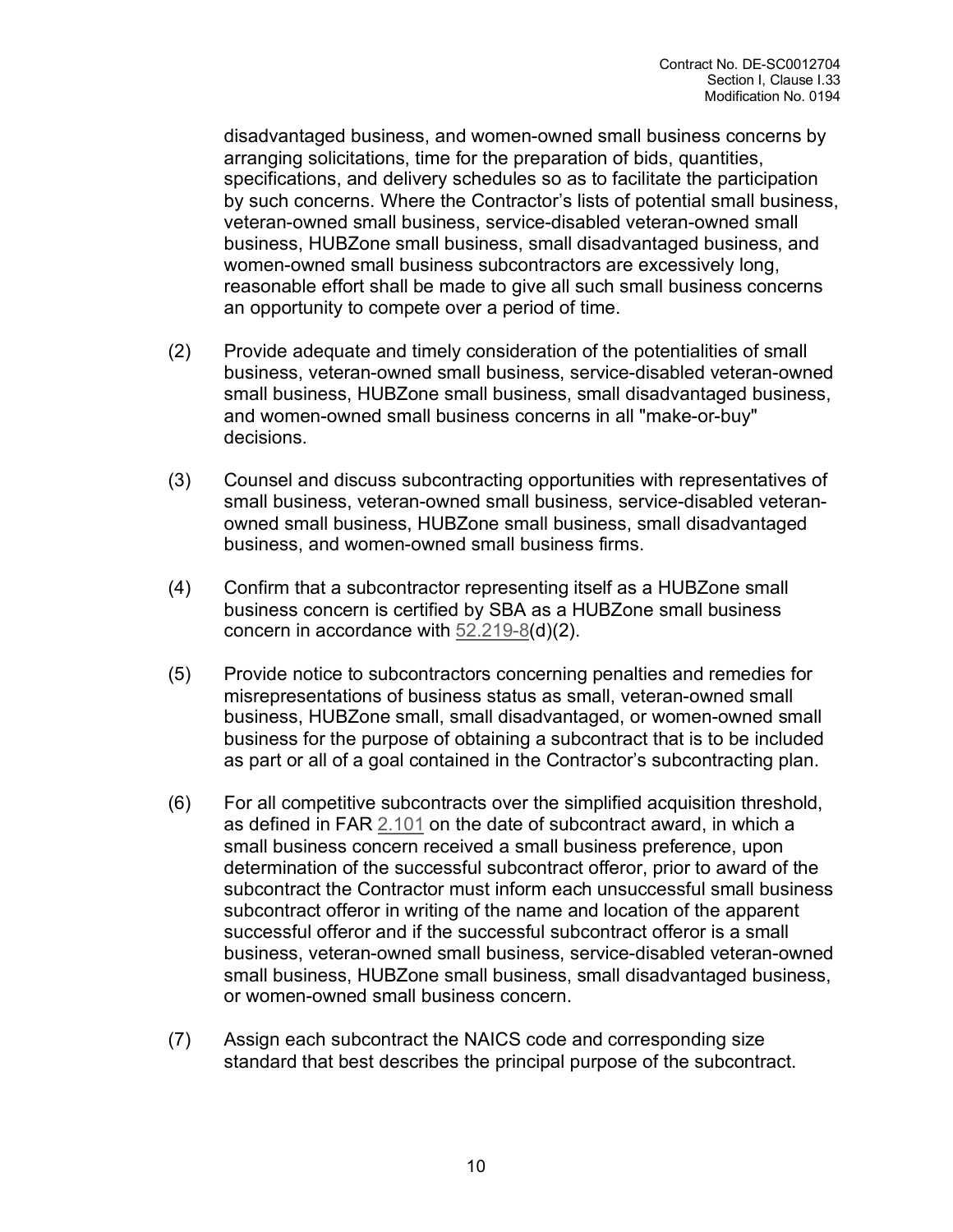disadvantaged business, and women-owned small business concerns by arranging solicitations, time for the preparation of bids, quantities, specifications, and delivery schedules so as to facilitate the participation by such concerns. Where the Contractor's lists of potential small business, veteran-owned small business, service-disabled veteran-owned small business, HUBZone small business, small disadvantaged business, and women-owned small business subcontractors are excessively long, reasonable effort shall be made to give all such small business concerns an opportunity to compete over a period of time.

(2) Provide adequate and timely consideration of the potentialities of small business, veteran-owned small business, service-disabled veteran-owned small business, HUBZone small business, small disadvantaged business, and women-owned small business concerns in all "make-or-buy" decisions.

(3) Counsel and discuss subcontracting opportunities with representatives of small business, veteran-owned small business, service-disabled veteran-owned small business, HUBZone small business, small disadvantaged business, and women-owned small business firms.

(4) Confirm that a subcontractor representing itself as a HUBZone small business concern is certified by SBA as a HUBZone small business concern in accordance with 52.219-8(d)(2).

(5) Provide notice to subcontractors concerning penalties and remedies for misrepresentations of business status as small, veteran-owned small business, HUBZone small, small disadvantaged, or women-owned small business for the purpose of obtaining a subcontract that is to be included as part or all of a goal contained in the Contractor's subcontracting plan.

(6) For all competitive subcontracts over the simplified acquisition threshold, as defined in FAR 2.101 on the date of subcontract award, in which a small business concern received a small business preference, upon determination of the successful subcontract offeror, prior to award of the subcontract the Contractor must inform each unsuccessful small business subcontract offeror in writing of the name and location of the apparent successful offeror and if the successful subcontract offeror is a small business, veteran-owned small business, service-disabled veteran-owned small business, HUBZone small business, small disadvantaged business, or women-owned small business concern.

(7) Assign each subcontract the NAICS code and corresponding size standard that best describes the principal purpose of the subcontract.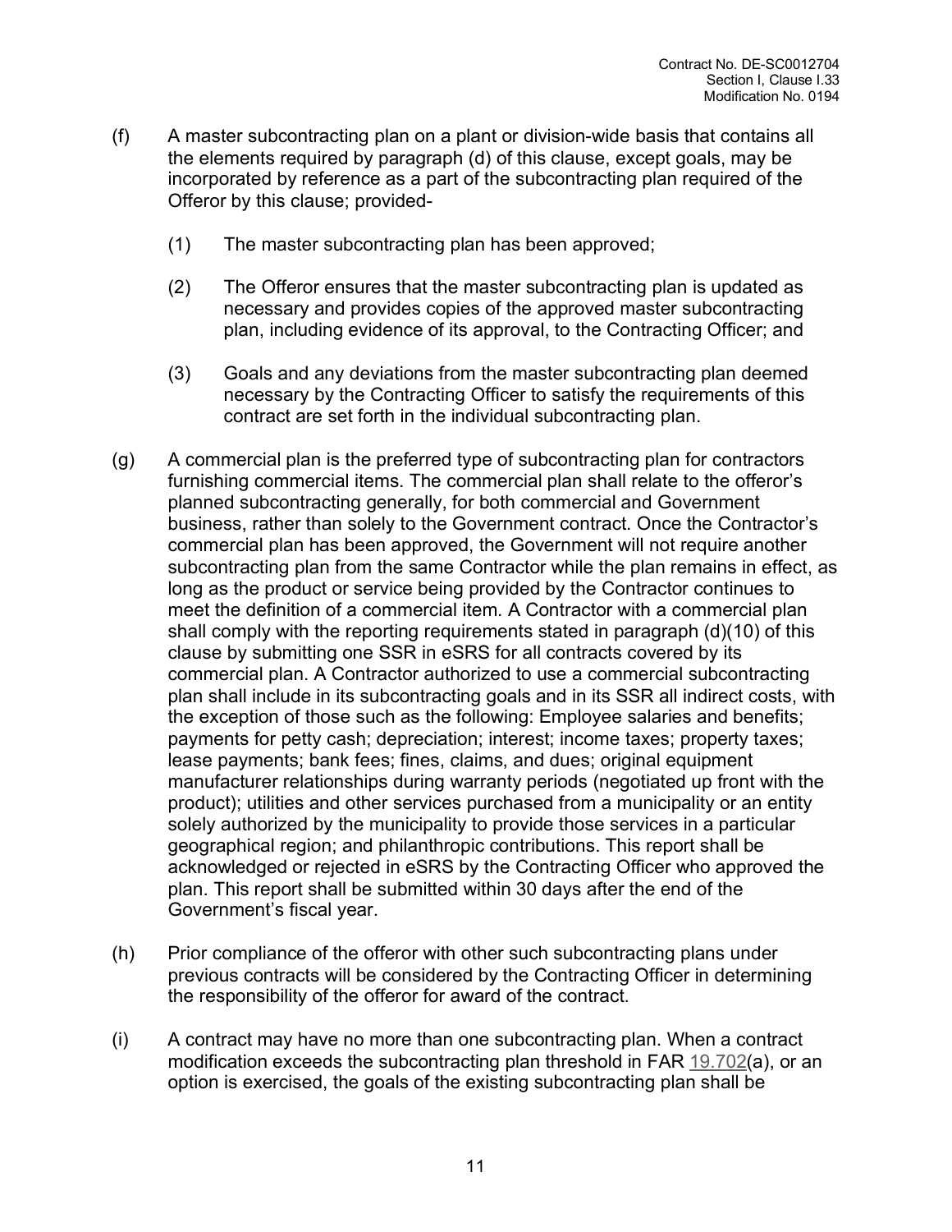(f) A master subcontracting plan on a plant or division-wide basis that contains all the elements required by paragraph (d) of this clause, except goals, may be incorporated by reference as a part of the subcontracting plan required of the Offeror by this clause; provided-

   (1) The master subcontracting plan has been approved;

   (2) The Offeror ensures that the master subcontracting plan is updated as necessary and provides copies of the approved master subcontracting plan, including evidence of its approval, to the Contracting Officer; and

   (3) Goals and any deviations from the master subcontracting plan deemed necessary by the Contracting Officer to satisfy the requirements of this contract are set forth in the individual subcontracting plan.

(g) A commercial plan is the preferred type of subcontracting plan for contractors furnishing commercial items. The commercial plan shall relate to the offeror's planned subcontracting generally, for both commercial and Government business, rather than solely to the Government contract. Once the Contractor's commercial plan has been approved, the Government will not require another subcontracting plan from the same Contractor while the plan remains in effect, as long as the product or service being provided by the Contractor continues to meet the definition of a commercial item. A Contractor with a commercial plan shall comply with the reporting requirements stated in paragraph (d)(10) of this clause by submitting one SSR in eSRS for all contracts covered by its commercial plan. A Contractor authorized to use a commercial subcontracting plan shall include in its subcontracting goals and in its SSR all indirect costs, with the exception of those such as the following: Employee salaries and benefits; payments for petty cash; depreciation; interest; income taxes; property taxes; lease payments; bank fees; fines, claims, and dues; original equipment manufacturer relationships during warranty periods (negotiated up front with the product); utilities and other services purchased from a municipality or an entity solely authorized by the municipality to provide those services in a particular geographical region; and philanthropic contributions. This report shall be acknowledged or rejected in eSRS by the Contracting Officer who approved the plan. This report shall be submitted within 30 days after the end of the Government's fiscal year.

(h) Prior compliance of the offeror with other such subcontracting plans under previous contracts will be considered by the Contracting Officer in determining the responsibility of the offeror for award of the contract.

(i) A contract may have no more than one subcontracting plan. When a contract modification exceeds the subcontracting plan threshold in FAR 19.702(a), or an option is exercised, the goals of the existing subcontracting plan shall be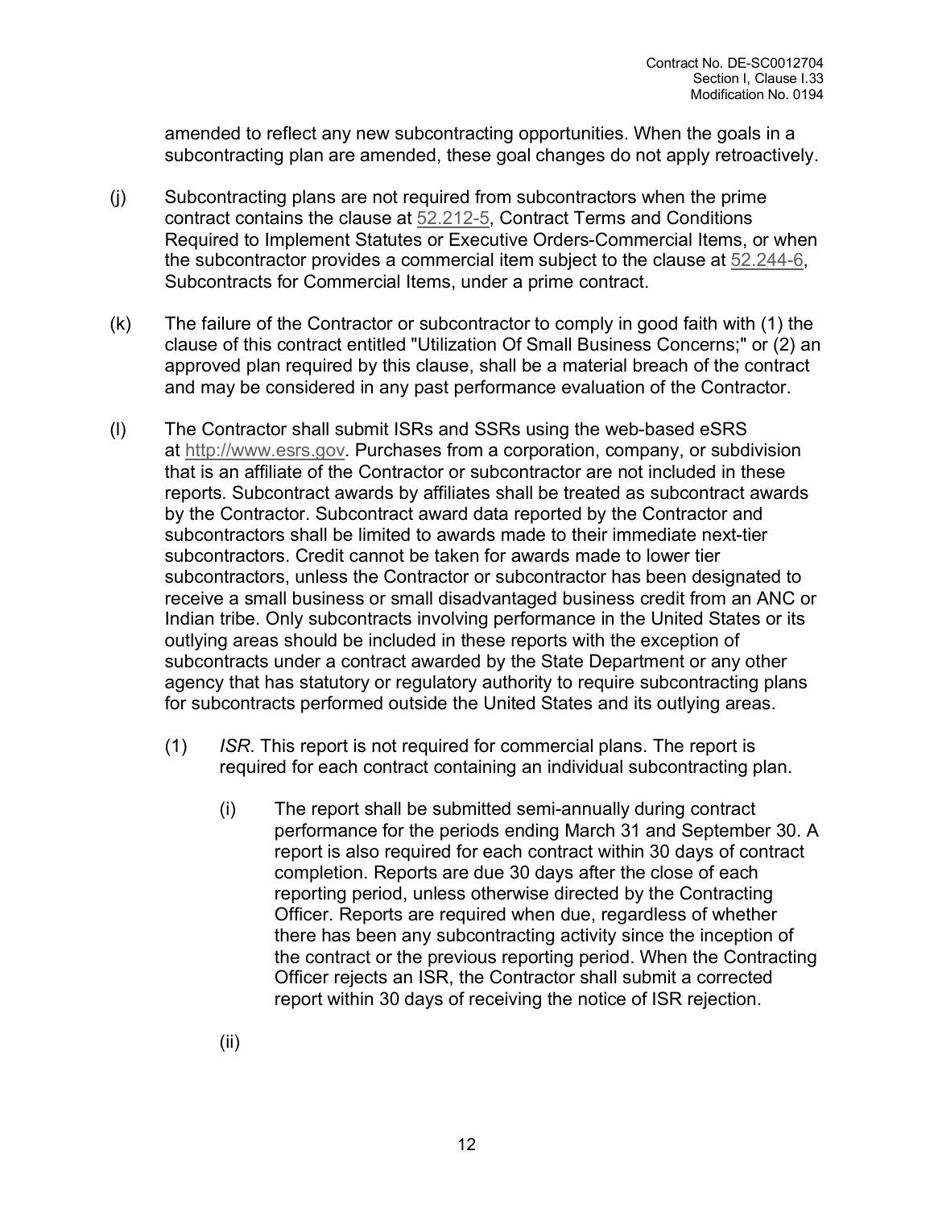amended to reflect any new subcontracting opportunities. When the goals in a subcontracting plan are amended, these goal changes do not apply retroactively.

(j) Subcontracting plans are not required from subcontractors when the prime contract contains the clause at 52.212-5, Contract Terms and Conditions Required to Implement Statutes or Executive Orders-Commercial Items, or when the subcontractor provides a commercial item subject to the clause at 52.244-6, Subcontracts for Commercial Items, under a prime contract.

(k) The failure of the Contractor or subcontractor to comply in good faith with (1) the clause of this contract entitled "Utilization Of Small Business Concerns;" or (2) an approved plan required by this clause, shall be a material breach of the contract and may be considered in any past performance evaluation of the Contractor.

(l) The Contractor shall submit ISRs and SSRs using the web-based eSRS at http://www.esrs.gov. Purchases from a corporation, company, or subdivision that is an affiliate of the Contractor or subcontractor are not included in these reports. Subcontract awards by affiliates shall be treated as subcontract awards by the Contractor. Subcontract award data reported by the Contractor and subcontractors shall be limited to awards made to their immediate next-tier subcontractors. Credit cannot be taken for awards made to lower tier subcontractors, unless the Contractor or subcontractor has been designated to receive a small business or small disadvantaged business credit from an ANC or Indian tribe. Only subcontracts involving performance in the United States or its outlying areas should be included in these reports with the exception of subcontracts under a contract awarded by the State Department or any other agency that has statutory or regulatory authority to require subcontracting plans for subcontracts performed outside the United States and its outlying areas.

(1) *ISR*. This report is not required for commercial plans. The report is required for each contract containing an individual subcontracting plan.

(i) The report shall be submitted semi-annually during contract performance for the periods ending March 31 and September 30. A report is also required for each contract within 30 days of contract completion. Reports are due 30 days after the close of each reporting period, unless otherwise directed by the Contracting Officer. Reports are required when due, regardless of whether there has been any subcontracting activity since the inception of the contract or the previous reporting period. When the Contracting Officer rejects an ISR, the Contractor shall submit a corrected report within 30 days of receiving the notice of ISR rejection.

(ii)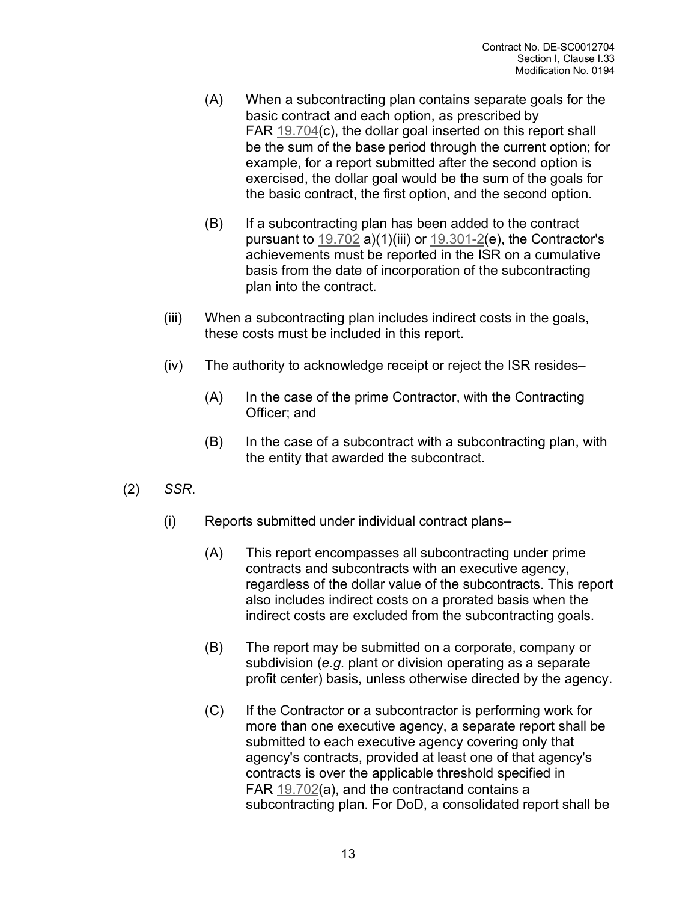(A) When a subcontracting plan contains separate goals for the basic contract and each option, as prescribed by FAR 19.704(c), the dollar goal inserted on this report shall be the sum of the base period through the current option; for example, for a report submitted after the second option is exercised, the dollar goal would be the sum of the goals for the basic contract, the first option, and the second option.

(B) If a subcontracting plan has been added to the contract pursuant to 19.702 a)(1)(iii) or 19.301-2(e), the Contractor's achievements must be reported in the ISR on a cumulative basis from the date of incorporation of the subcontracting plan into the contract.

(iii) When a subcontracting plan includes indirect costs in the goals, these costs must be included in this report.

(iv) The authority to acknowledge receipt or reject the ISR resides–

(A) In the case of the prime Contractor, with the Contracting Officer; and

(B) In the case of a subcontract with a subcontracting plan, with the entity that awarded the subcontract.

(2) *SSR*.

(i) Reports submitted under individual contract plans–

(A) This report encompasses all subcontracting under prime contracts and subcontracts with an executive agency, regardless of the dollar value of the subcontracts. This report also includes indirect costs on a prorated basis when the indirect costs are excluded from the subcontracting goals.

(B) The report may be submitted on a corporate, company or subdivision (*e.g.* plant or division operating as a separate profit center) basis, unless otherwise directed by the agency.

(C) If the Contractor or a subcontractor is performing work for more than one executive agency, a separate report shall be submitted to each executive agency covering only that agency's contracts, provided at least one of that agency's contracts is over the applicable threshold specified in FAR 19.702(a), and the contractand contains a subcontracting plan. For DoD, a consolidated report shall be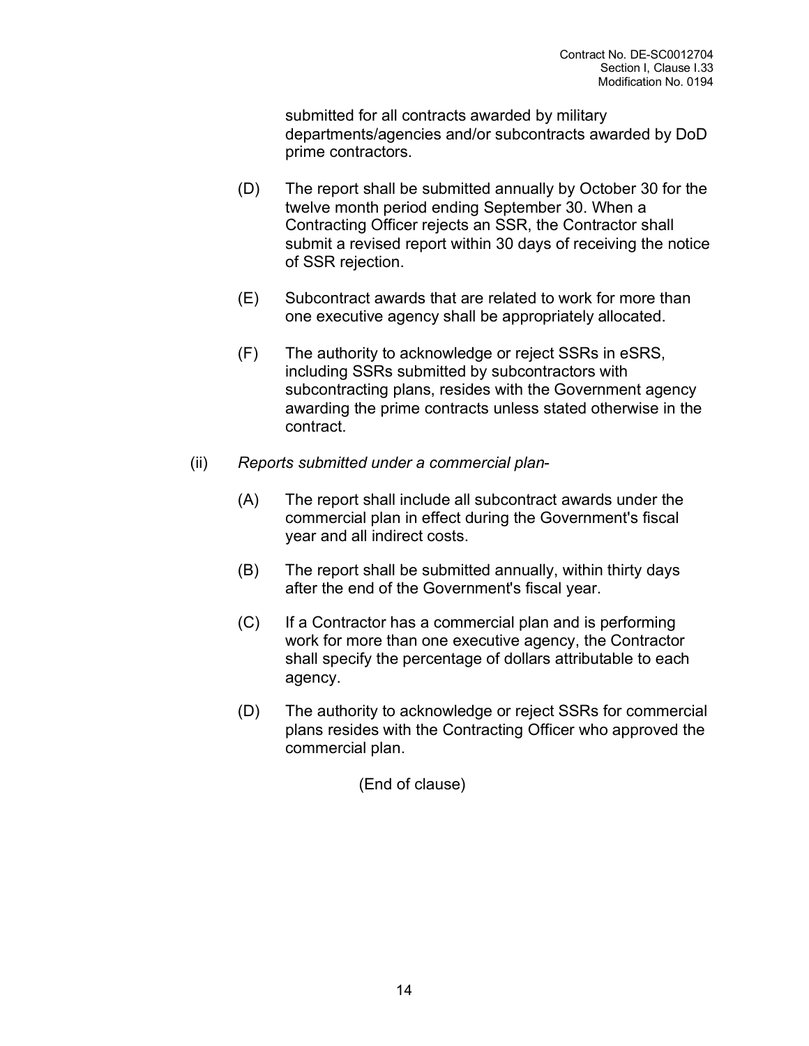submitted for all contracts awarded by military departments/agencies and/or subcontracts awarded by DoD prime contractors.

(D) The report shall be submitted annually by October 30 for the twelve month period ending September 30. When a Contracting Officer rejects an SSR, the Contractor shall submit a revised report within 30 days of receiving the notice of SSR rejection.

(E) Subcontract awards that are related to work for more than one executive agency shall be appropriately allocated.

(F) The authority to acknowledge or reject SSRs in eSRS, including SSRs submitted by subcontractors with subcontracting plans, resides with the Government agency awarding the prime contracts unless stated otherwise in the contract.

(ii) *Reports submitted under a commercial plan-*

(A) The report shall include all subcontract awards under the commercial plan in effect during the Government's fiscal year and all indirect costs.

(B) The report shall be submitted annually, within thirty days after the end of the Government's fiscal year.

(C) If a Contractor has a commercial plan and is performing work for more than one executive agency, the Contractor shall specify the percentage of dollars attributable to each agency.

(D) The authority to acknowledge or reject SSRs for commercial plans resides with the Contracting Officer who approved the commercial plan.

(End of clause)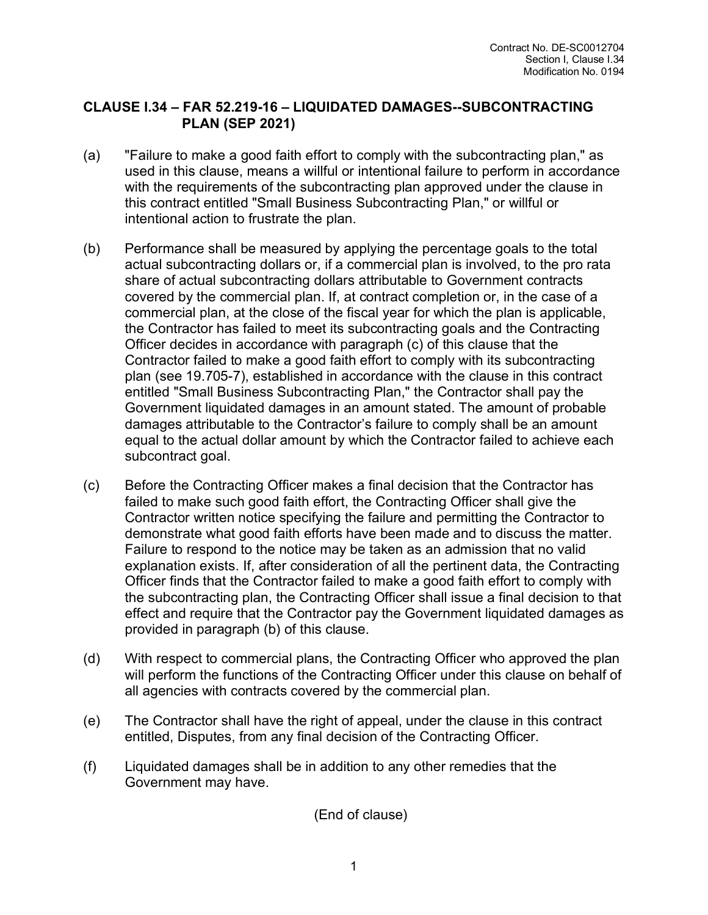## CLAUSE I.34 – FAR 52.219-16 – LIQUIDATED DAMAGES--SUBCONTRACTING PLAN (SEP 2021)

(a) "Failure to make a good faith effort to comply with the subcontracting plan," as used in this clause, means a willful or intentional failure to perform in accordance with the requirements of the subcontracting plan approved under the clause in this contract entitled "Small Business Subcontracting Plan," or willful or intentional action to frustrate the plan.

(b) Performance shall be measured by applying the percentage goals to the total actual subcontracting dollars or, if a commercial plan is involved, to the pro rata share of actual subcontracting dollars attributable to Government contracts covered by the commercial plan. If, at contract completion or, in the case of a commercial plan, at the close of the fiscal year for which the plan is applicable, the Contractor has failed to meet its subcontracting goals and the Contracting Officer decides in accordance with paragraph (c) of this clause that the Contractor failed to make a good faith effort to comply with its subcontracting plan (see 19.705-7), established in accordance with the clause in this contract entitled "Small Business Subcontracting Plan," the Contractor shall pay the Government liquidated damages in an amount stated. The amount of probable damages attributable to the Contractor's failure to comply shall be an amount equal to the actual dollar amount by which the Contractor failed to achieve each subcontract goal.

(c) Before the Contracting Officer makes a final decision that the Contractor has failed to make such good faith effort, the Contracting Officer shall give the Contractor written notice specifying the failure and permitting the Contractor to demonstrate what good faith efforts have been made and to discuss the matter. Failure to respond to the notice may be taken as an admission that no valid explanation exists. If, after consideration of all the pertinent data, the Contracting Officer finds that the Contractor failed to make a good faith effort to comply with the subcontracting plan, the Contracting Officer shall issue a final decision to that effect and require that the Contractor pay the Government liquidated damages as provided in paragraph (b) of this clause.

(d) With respect to commercial plans, the Contracting Officer who approved the plan will perform the functions of the Contracting Officer under this clause on behalf of all agencies with contracts covered by the commercial plan.

(e) The Contractor shall have the right of appeal, under the clause in this contract entitled, Disputes, from any final decision of the Contracting Officer.

(f) Liquidated damages shall be in addition to any other remedies that the Government may have.

(End of clause)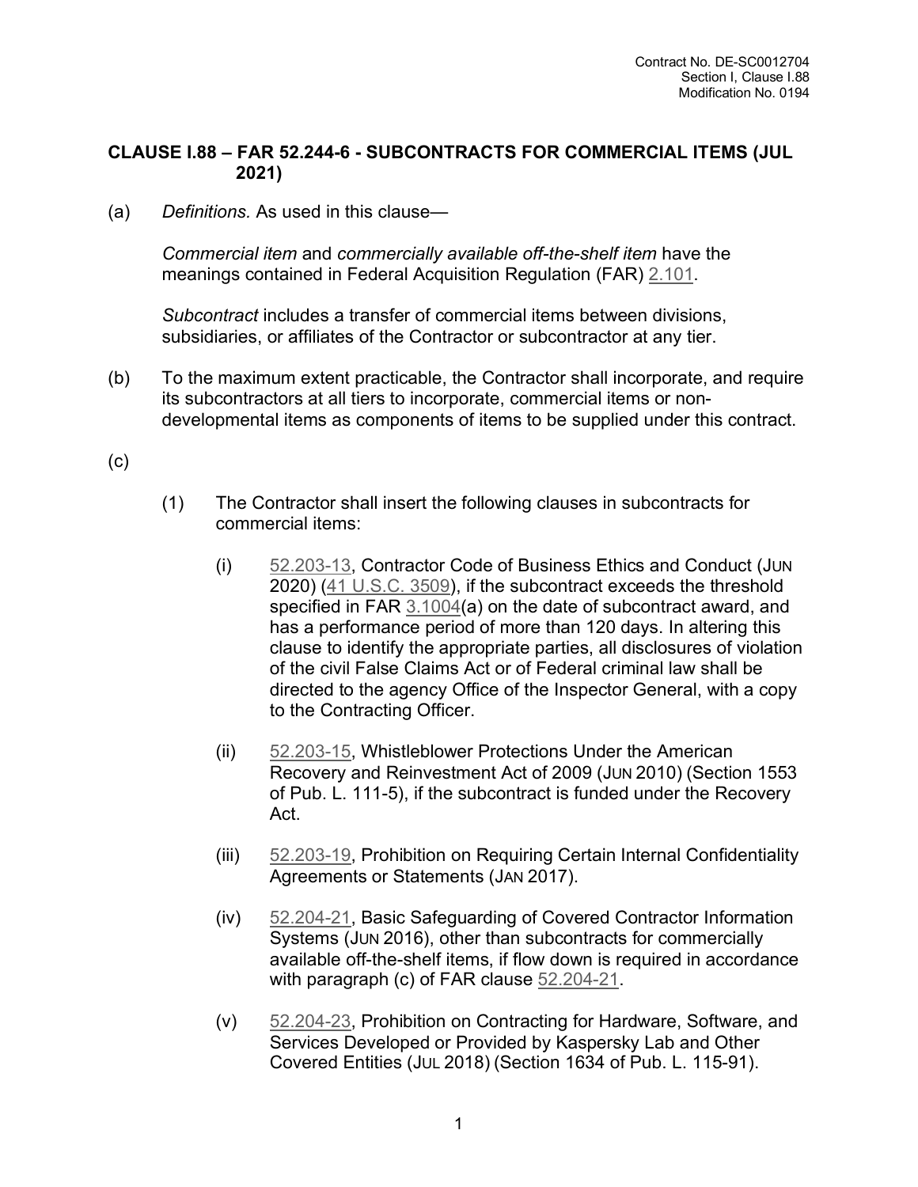## CLAUSE I.88 – FAR 52.244-6 - SUBCONTRACTS FOR COMMERCIAL ITEMS (JUL 2021)

(a) *Definitions.* As used in this clause—

*Commercial item* and *commercially available off-the-shelf item* have the meanings contained in Federal Acquisition Regulation (FAR) 2.101.

*Subcontract* includes a transfer of commercial items between divisions, subsidiaries, or affiliates of the Contractor or subcontractor at any tier.

(b) To the maximum extent practicable, the Contractor shall incorporate, and require its subcontractors at all tiers to incorporate, commercial items or non-developmental items as components of items to be supplied under this contract.

(c)

(1) The Contractor shall insert the following clauses in subcontracts for commercial items:

(i) 52.203-13, Contractor Code of Business Ethics and Conduct (JUN 2020) (41 U.S.C. 3509), if the subcontract exceeds the threshold specified in FAR 3.1004(a) on the date of subcontract award, and has a performance period of more than 120 days. In altering this clause to identify the appropriate parties, all disclosures of violation of the civil False Claims Act or of Federal criminal law shall be directed to the agency Office of the Inspector General, with a copy to the Contracting Officer.

(ii) 52.203-15, Whistleblower Protections Under the American Recovery and Reinvestment Act of 2009 (JUN 2010) (Section 1553 of Pub. L. 111-5), if the subcontract is funded under the Recovery Act.

(iii) 52.203-19, Prohibition on Requiring Certain Internal Confidentiality Agreements or Statements (JAN 2017).

(iv) 52.204-21, Basic Safeguarding of Covered Contractor Information Systems (JUN 2016), other than subcontracts for commercially available off-the-shelf items, if flow down is required in accordance with paragraph (c) of FAR clause 52.204-21.

(v) 52.204-23, Prohibition on Contracting for Hardware, Software, and Services Developed or Provided by Kaspersky Lab and Other Covered Entities (JUL 2018) (Section 1634 of Pub. L. 115-91).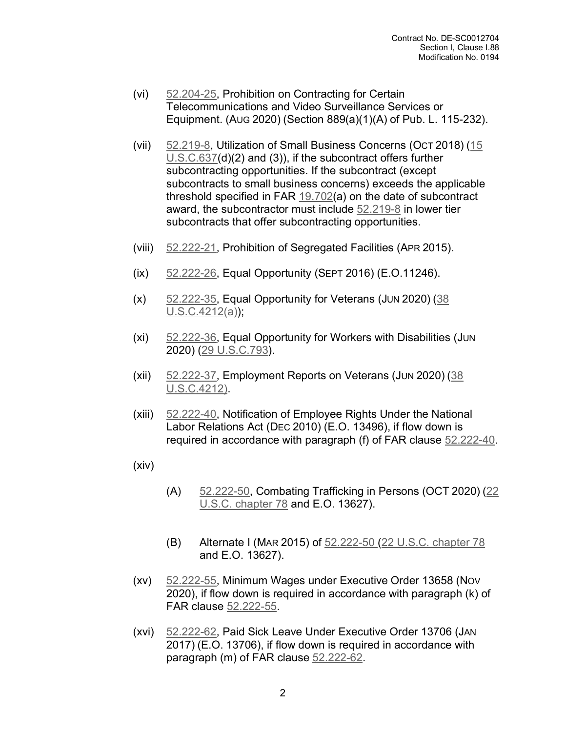(vi) 52.204-25, Prohibition on Contracting for Certain Telecommunications and Video Surveillance Services or Equipment. (AUG 2020) (Section 889(a)(1)(A) of Pub. L. 115-232).

(vii) 52.219-8, Utilization of Small Business Concerns (OCT 2018) (15 U.S.C.637(d)(2) and (3)), if the subcontract offers further subcontracting opportunities. If the subcontract (except subcontracts to small business concerns) exceeds the applicable threshold specified in FAR 19.702(a) on the date of subcontract award, the subcontractor must include 52.219-8 in lower tier subcontracts that offer subcontracting opportunities.

(viii) 52.222-21, Prohibition of Segregated Facilities (APR 2015).

(ix) 52.222-26, Equal Opportunity (SEPT 2016) (E.O.11246).

(x) 52.222-35, Equal Opportunity for Veterans (JUN 2020) (38 U.S.C.4212(a));

(xi) 52.222-36, Equal Opportunity for Workers with Disabilities (JUN 2020) (29 U.S.C.793).

(xii) 52.222-37, Employment Reports on Veterans (JUN 2020) (38 U.S.C.4212).

(xiii) 52.222-40, Notification of Employee Rights Under the National Labor Relations Act (DEC 2010) (E.O. 13496), if flow down is required in accordance with paragraph (f) of FAR clause 52.222-40.

(xiv)

(A) 52.222-50, Combating Trafficking in Persons (OCT 2020) (22 U.S.C. chapter 78 and E.O. 13627).

(B) Alternate I (MAR 2015) of 52.222-50 (22 U.S.C. chapter 78 and E.O. 13627).

(xv) 52.222-55, Minimum Wages under Executive Order 13658 (NOV 2020), if flow down is required in accordance with paragraph (k) of FAR clause 52.222-55.

(xvi) 52.222-62, Paid Sick Leave Under Executive Order 13706 (JAN 2017) (E.O. 13706), if flow down is required in accordance with paragraph (m) of FAR clause 52.222-62.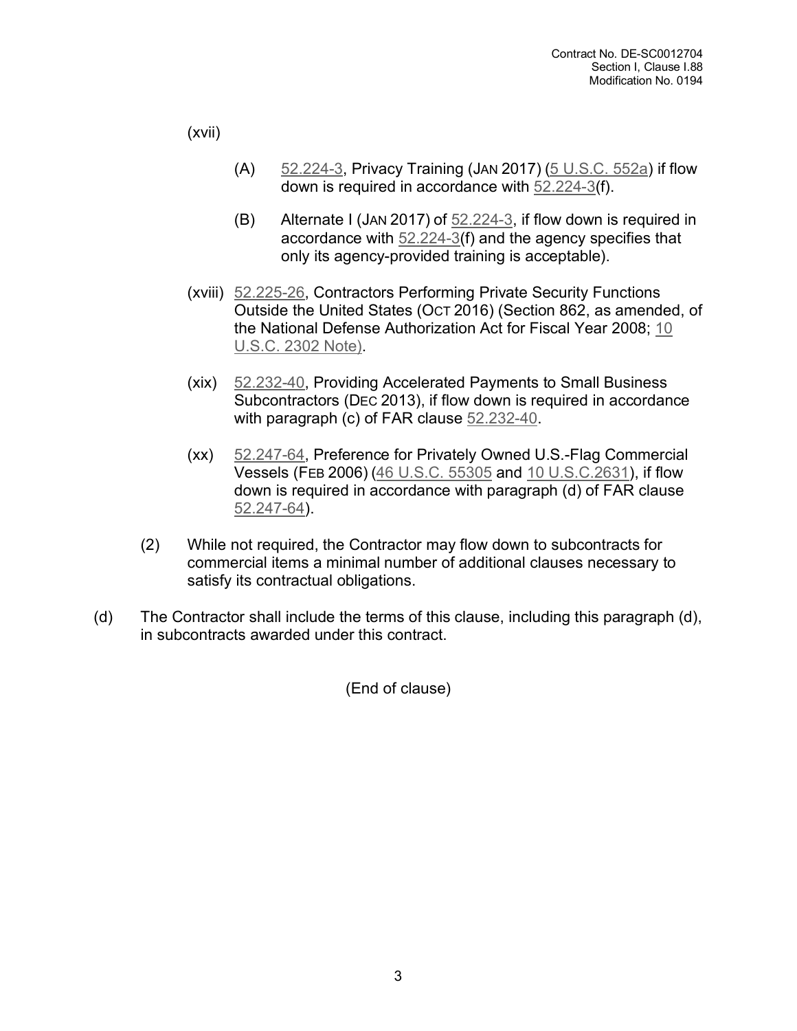(xvii)

(A) 52.224-3, Privacy Training (JAN 2017) (5 U.S.C. 552a) if flow down is required in accordance with 52.224-3(f).

(B) Alternate I (JAN 2017) of 52.224-3, if flow down is required in accordance with 52.224-3(f) and the agency specifies that only its agency-provided training is acceptable).

(xviii) 52.225-26, Contractors Performing Private Security Functions Outside the United States (OCT 2016) (Section 862, as amended, of the National Defense Authorization Act for Fiscal Year 2008; 10 U.S.C. 2302 Note).

(xix) 52.232-40, Providing Accelerated Payments to Small Business Subcontractors (DEC 2013), if flow down is required in accordance with paragraph (c) of FAR clause 52.232-40.

(xx) 52.247-64, Preference for Privately Owned U.S.-Flag Commercial Vessels (FEB 2006) (46 U.S.C. 55305 and 10 U.S.C.2631), if flow down is required in accordance with paragraph (d) of FAR clause 52.247-64).

(2) While not required, the Contractor may flow down to subcontracts for commercial items a minimal number of additional clauses necessary to satisfy its contractual obligations.

(d) The Contractor shall include the terms of this clause, including this paragraph (d), in subcontracts awarded under this contract.

(End of clause)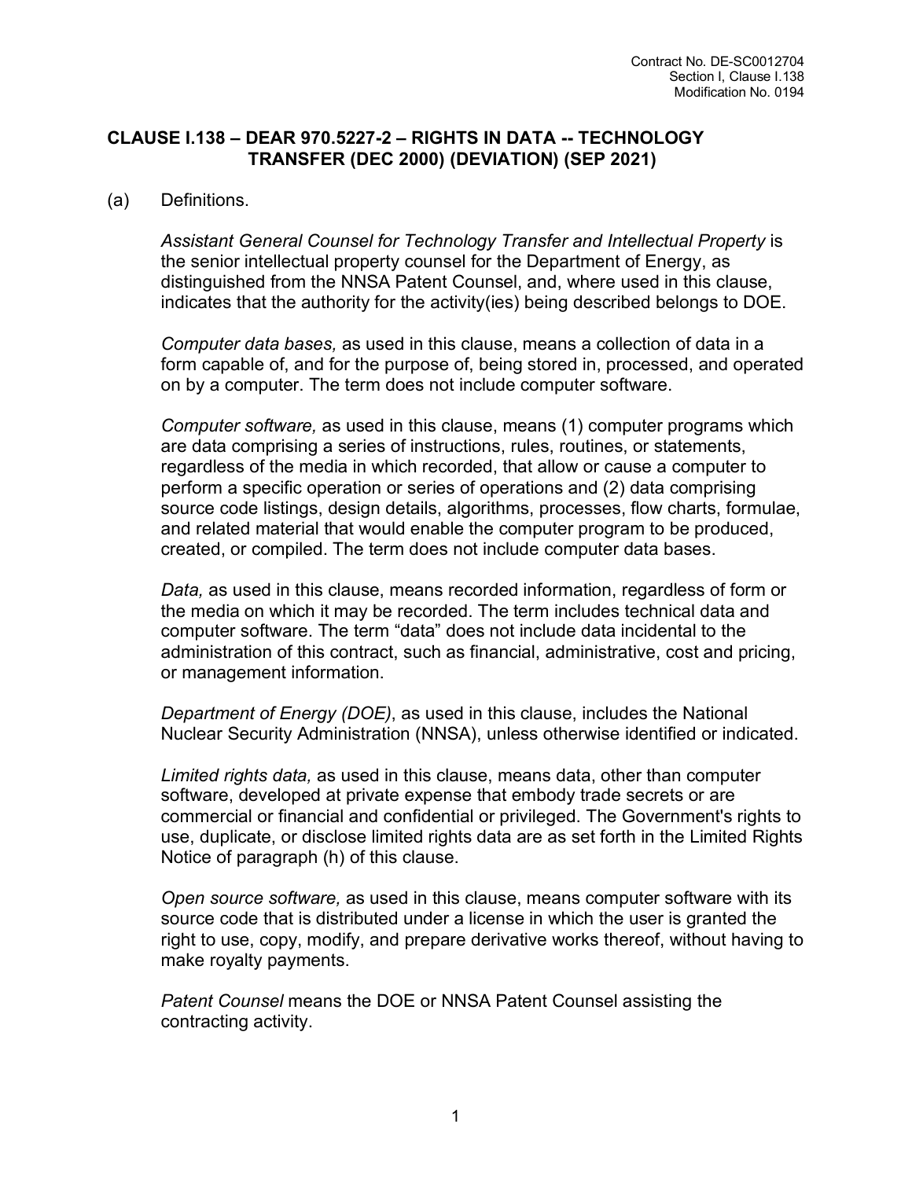## CLAUSE I.138 – DEAR 970.5227-2 – RIGHTS IN DATA -- TECHNOLOGY TRANSFER (DEC 2000) (DEVIATION) (SEP 2021)

(a) Definitions.

*Assistant General Counsel for Technology Transfer and Intellectual Property* is the senior intellectual property counsel for the Department of Energy, as distinguished from the NNSA Patent Counsel, and, where used in this clause, indicates that the authority for the activity(ies) being described belongs to DOE.

*Computer data bases,* as used in this clause, means a collection of data in a form capable of, and for the purpose of, being stored in, processed, and operated on by a computer. The term does not include computer software.

*Computer software,* as used in this clause, means (1) computer programs which are data comprising a series of instructions, rules, routines, or statements, regardless of the media in which recorded, that allow or cause a computer to perform a specific operation or series of operations and (2) data comprising source code listings, design details, algorithms, processes, flow charts, formulae, and related material that would enable the computer program to be produced, created, or compiled. The term does not include computer data bases.

*Data,* as used in this clause, means recorded information, regardless of form or the media on which it may be recorded. The term includes technical data and computer software. The term "data" does not include data incidental to the administration of this contract, such as financial, administrative, cost and pricing, or management information.

*Department of Energy (DOE)*, as used in this clause, includes the National Nuclear Security Administration (NNSA), unless otherwise identified or indicated.

*Limited rights data,* as used in this clause, means data, other than computer software, developed at private expense that embody trade secrets or are commercial or financial and confidential or privileged. The Government's rights to use, duplicate, or disclose limited rights data are as set forth in the Limited Rights Notice of paragraph (h) of this clause.

*Open source software,* as used in this clause, means computer software with its source code that is distributed under a license in which the user is granted the right to use, copy, modify, and prepare derivative works thereof, without having to make royalty payments.

*Patent Counsel* means the DOE or NNSA Patent Counsel assisting the contracting activity.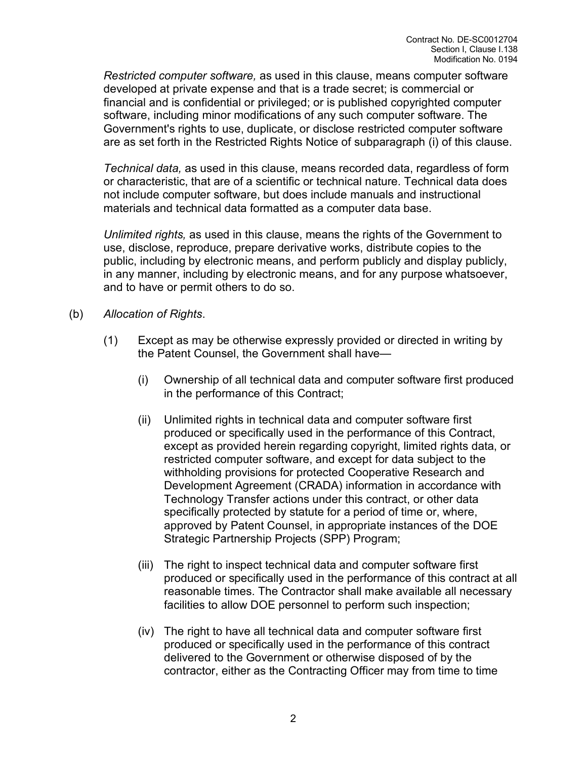*Restricted computer software,* as used in this clause, means computer software developed at private expense and that is a trade secret; is commercial or financial and is confidential or privileged; or is published copyrighted computer software, including minor modifications of any such computer software. The Government's rights to use, duplicate, or disclose restricted computer software are as set forth in the Restricted Rights Notice of subparagraph (i) of this clause.

*Technical data,* as used in this clause, means recorded data, regardless of form or characteristic, that are of a scientific or technical nature. Technical data does not include computer software, but does include manuals and instructional materials and technical data formatted as a computer data base.

*Unlimited rights,* as used in this clause, means the rights of the Government to use, disclose, reproduce, prepare derivative works, distribute copies to the public, including by electronic means, and perform publicly and display publicly, in any manner, including by electronic means, and for any purpose whatsoever, and to have or permit others to do so.

(b) *Allocation of Rights*.

(1) Except as may be otherwise expressly provided or directed in writing by the Patent Counsel, the Government shall have—

(i) Ownership of all technical data and computer software first produced in the performance of this Contract;

(ii) Unlimited rights in technical data and computer software first produced or specifically used in the performance of this Contract, except as provided herein regarding copyright, limited rights data, or restricted computer software, and except for data subject to the withholding provisions for protected Cooperative Research and Development Agreement (CRADA) information in accordance with Technology Transfer actions under this contract, or other data specifically protected by statute for a period of time or, where, approved by Patent Counsel, in appropriate instances of the DOE Strategic Partnership Projects (SPP) Program;

(iii) The right to inspect technical data and computer software first produced or specifically used in the performance of this contract at all reasonable times. The Contractor shall make available all necessary facilities to allow DOE personnel to perform such inspection;

(iv) The right to have all technical data and computer software first produced or specifically used in the performance of this contract delivered to the Government or otherwise disposed of by the contractor, either as the Contracting Officer may from time to time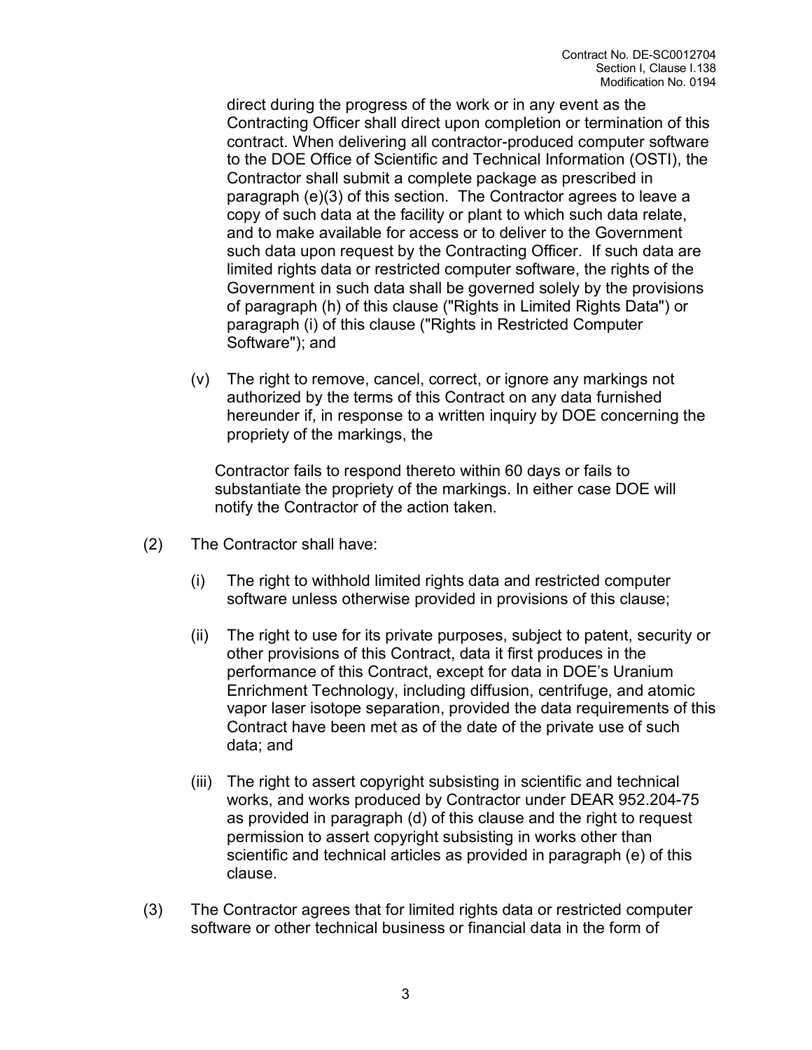direct during the progress of the work or in any event as the Contracting Officer shall direct upon completion or termination of this contract. When delivering all contractor-produced computer software to the DOE Office of Scientific and Technical Information (OSTI), the Contractor shall submit a complete package as prescribed in paragraph (e)(3) of this section. The Contractor agrees to leave a copy of such data at the facility or plant to which such data relate, and to make available for access or to deliver to the Government such data upon request by the Contracting Officer. If such data are limited rights data or restricted computer software, the rights of the Government in such data shall be governed solely by the provisions of paragraph (h) of this clause ("Rights in Limited Rights Data") or paragraph (i) of this clause ("Rights in Restricted Computer Software"); and

(v) The right to remove, cancel, correct, or ignore any markings not authorized by the terms of this Contract on any data furnished hereunder if, in response to a written inquiry by DOE concerning the propriety of the markings, the

Contractor fails to respond thereto within 60 days or fails to substantiate the propriety of the markings. In either case DOE will notify the Contractor of the action taken.

(2) The Contractor shall have:

(i) The right to withhold limited rights data and restricted computer software unless otherwise provided in provisions of this clause;

(ii) The right to use for its private purposes, subject to patent, security or other provisions of this Contract, data it first produces in the performance of this Contract, except for data in DOE's Uranium Enrichment Technology, including diffusion, centrifuge, and atomic vapor laser isotope separation, provided the data requirements of this Contract have been met as of the date of the private use of such data; and

(iii) The right to assert copyright subsisting in scientific and technical works, and works produced by Contractor under DEAR 952.204-75 as provided in paragraph (d) of this clause and the right to request permission to assert copyright subsisting in works other than scientific and technical articles as provided in paragraph (e) of this clause.

(3) The Contractor agrees that for limited rights data or restricted computer software or other technical business or financial data in the form of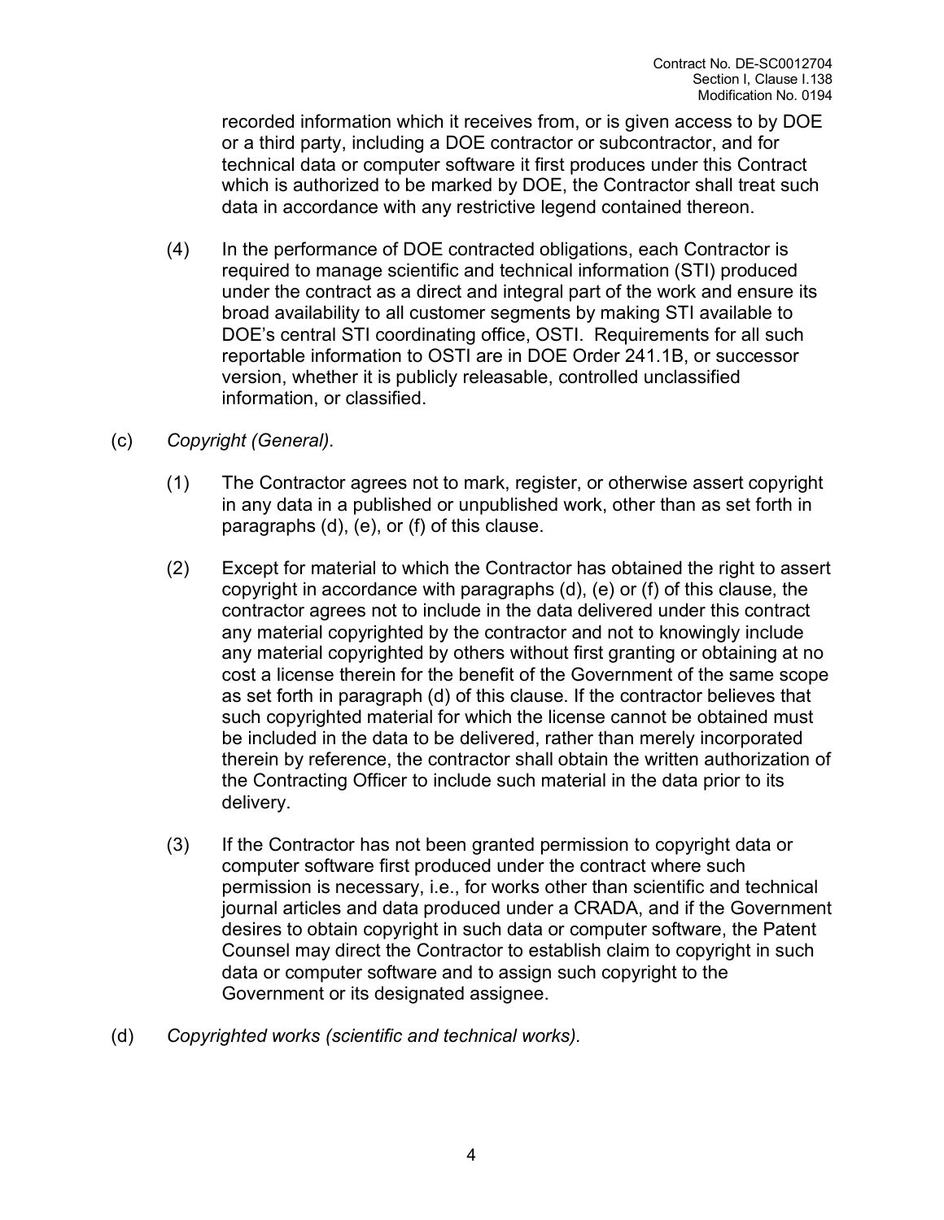recorded information which it receives from, or is given access to by DOE or a third party, including a DOE contractor or subcontractor, and for technical data or computer software it first produces under this Contract which is authorized to be marked by DOE, the Contractor shall treat such data in accordance with any restrictive legend contained thereon.

(4) In the performance of DOE contracted obligations, each Contractor is required to manage scientific and technical information (STI) produced under the contract as a direct and integral part of the work and ensure its broad availability to all customer segments by making STI available to DOE's central STI coordinating office, OSTI. Requirements for all such reportable information to OSTI are in DOE Order 241.1B, or successor version, whether it is publicly releasable, controlled unclassified information, or classified.

(c) *Copyright (General).*

(1) The Contractor agrees not to mark, register, or otherwise assert copyright in any data in a published or unpublished work, other than as set forth in paragraphs (d), (e), or (f) of this clause.

(2) Except for material to which the Contractor has obtained the right to assert copyright in accordance with paragraphs (d), (e) or (f) of this clause, the contractor agrees not to include in the data delivered under this contract any material copyrighted by the contractor and not to knowingly include any material copyrighted by others without first granting or obtaining at no cost a license therein for the benefit of the Government of the same scope as set forth in paragraph (d) of this clause. If the contractor believes that such copyrighted material for which the license cannot be obtained must be included in the data to be delivered, rather than merely incorporated therein by reference, the contractor shall obtain the written authorization of the Contracting Officer to include such material in the data prior to its delivery.

(3) If the Contractor has not been granted permission to copyright data or computer software first produced under the contract where such permission is necessary, i.e., for works other than scientific and technical journal articles and data produced under a CRADA, and if the Government desires to obtain copyright in such data or computer software, the Patent Counsel may direct the Contractor to establish claim to copyright in such data or computer software and to assign such copyright to the Government or its designated assignee.

(d) *Copyrighted works (scientific and technical works).*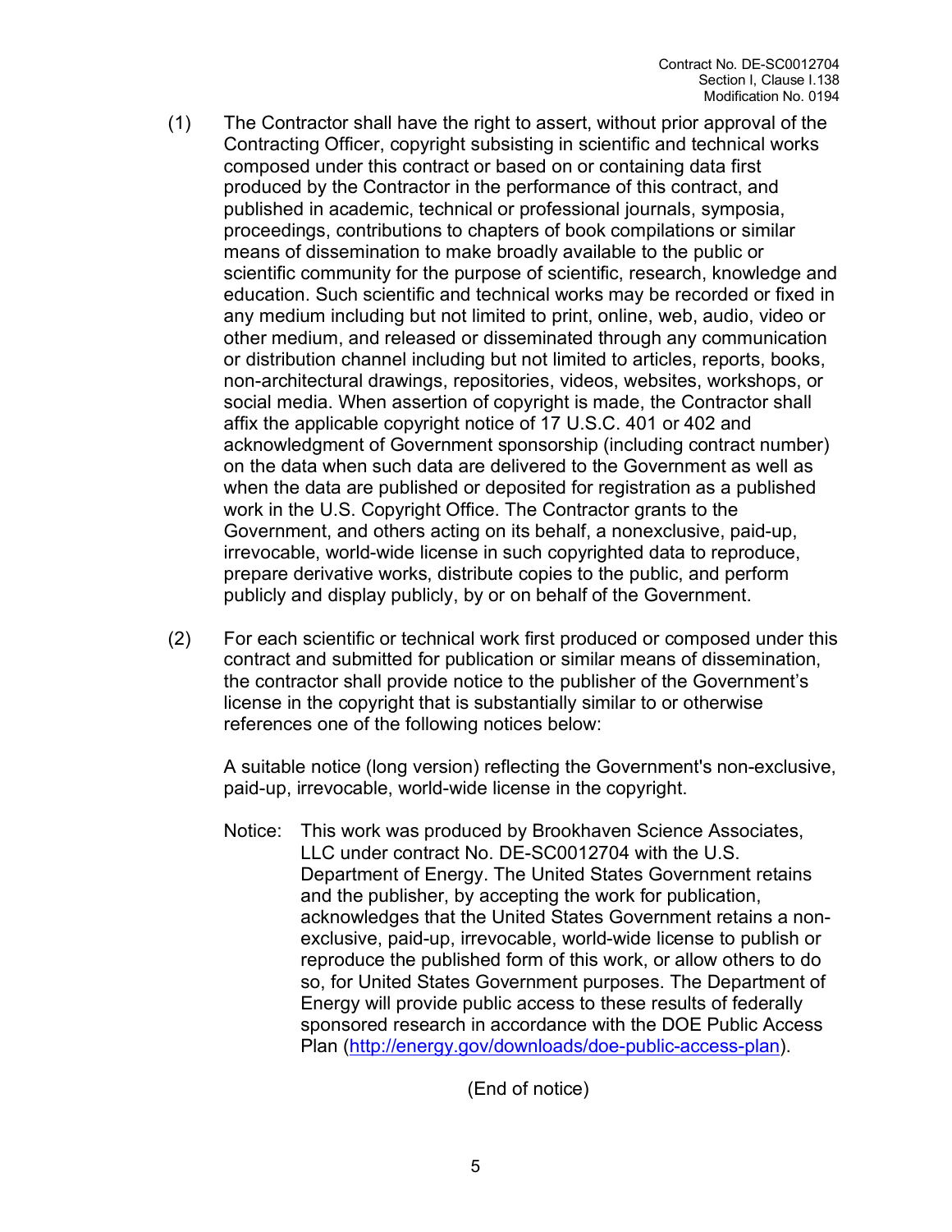(1) The Contractor shall have the right to assert, without prior approval of the Contracting Officer, copyright subsisting in scientific and technical works composed under this contract or based on or containing data first produced by the Contractor in the performance of this contract, and published in academic, technical or professional journals, symposia, proceedings, contributions to chapters of book compilations or similar means of dissemination to make broadly available to the public or scientific community for the purpose of scientific, research, knowledge and education. Such scientific and technical works may be recorded or fixed in any medium including but not limited to print, online, web, audio, video or other medium, and released or disseminated through any communication or distribution channel including but not limited to articles, reports, books, non-architectural drawings, repositories, videos, websites, workshops, or social media. When assertion of copyright is made, the Contractor shall affix the applicable copyright notice of 17 U.S.C. 401 or 402 and acknowledgment of Government sponsorship (including contract number) on the data when such data are delivered to the Government as well as when the data are published or deposited for registration as a published work in the U.S. Copyright Office. The Contractor grants to the Government, and others acting on its behalf, a nonexclusive, paid-up, irrevocable, world-wide license in such copyrighted data to reproduce, prepare derivative works, distribute copies to the public, and perform publicly and display publicly, by or on behalf of the Government.

(2) For each scientific or technical work first produced or composed under this contract and submitted for publication or similar means of dissemination, the contractor shall provide notice to the publisher of the Government's license in the copyright that is substantially similar to or otherwise references one of the following notices below:

A suitable notice (long version) reflecting the Government's non-exclusive, paid-up, irrevocable, world-wide license in the copyright.

Notice: This work was produced by Brookhaven Science Associates, LLC under contract No. DE-SC0012704 with the U.S. Department of Energy. The United States Government retains and the publisher, by accepting the work for publication, acknowledges that the United States Government retains a non-exclusive, paid-up, irrevocable, world-wide license to publish or reproduce the published form of this work, or allow others to do so, for United States Government purposes. The Department of Energy will provide public access to these results of federally sponsored research in accordance with the DOE Public Access Plan (http://energy.gov/downloads/doe-public-access-plan).

(End of notice)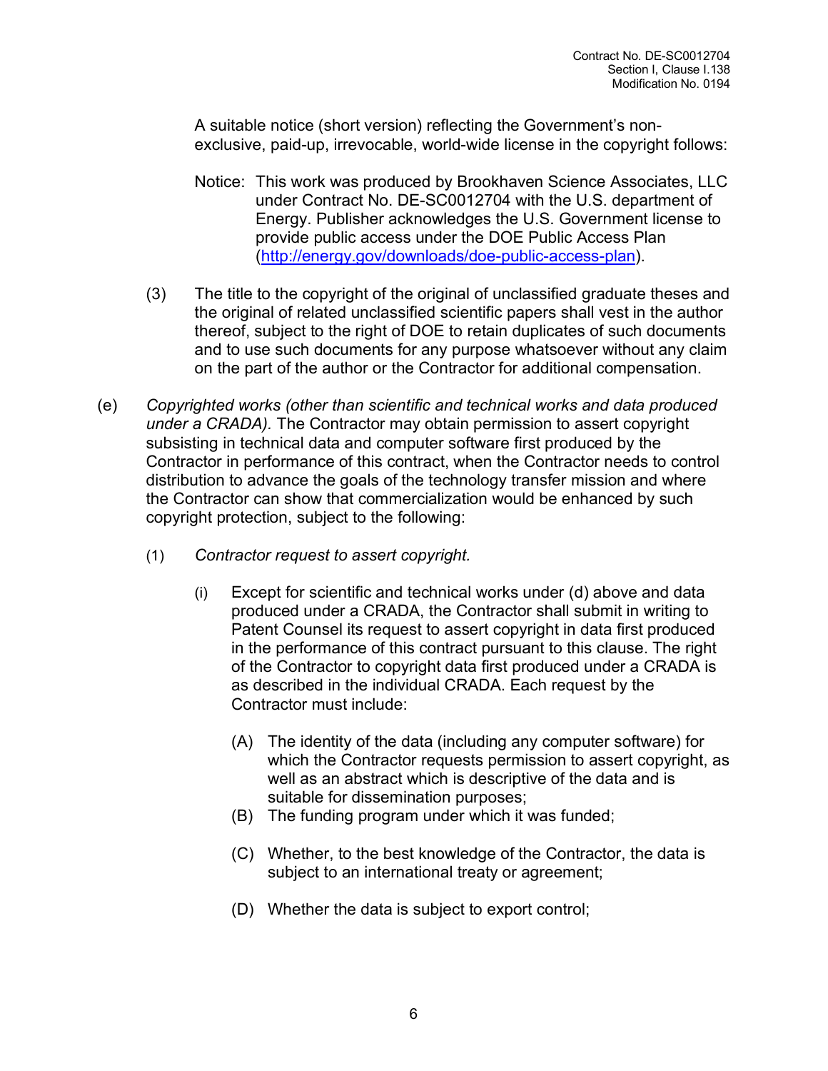A suitable notice (short version) reflecting the Government's non-exclusive, paid-up, irrevocable, world-wide license in the copyright follows:

> Notice: This work was produced by Brookhaven Science Associates, LLC under Contract No. DE-SC0012704 with the U.S. department of Energy. Publisher acknowledges the U.S. Government license to provide public access under the DOE Public Access Plan (http://energy.gov/downloads/doe-public-access-plan).

(3) The title to the copyright of the original of unclassified graduate theses and the original of related unclassified scientific papers shall vest in the author thereof, subject to the right of DOE to retain duplicates of such documents and to use such documents for any purpose whatsoever without any claim on the part of the author or the Contractor for additional compensation.

(e) *Copyrighted works (other than scientific and technical works and data produced under a CRADA).* The Contractor may obtain permission to assert copyright subsisting in technical data and computer software first produced by the Contractor in performance of this contract, when the Contractor needs to control distribution to advance the goals of the technology transfer mission and where the Contractor can show that commercialization would be enhanced by such copyright protection, subject to the following:

(1) *Contractor request to assert copyright.*

(i) Except for scientific and technical works under (d) above and data produced under a CRADA, the Contractor shall submit in writing to Patent Counsel its request to assert copyright in data first produced in the performance of this contract pursuant to this clause. The right of the Contractor to copyright data first produced under a CRADA is as described in the individual CRADA. Each request by the Contractor must include:

(A) The identity of the data (including any computer software) for which the Contractor requests permission to assert copyright, as well as an abstract which is descriptive of the data and is suitable for dissemination purposes;

(B) The funding program under which it was funded;

(C) Whether, to the best knowledge of the Contractor, the data is subject to an international treaty or agreement;

(D) Whether the data is subject to export control;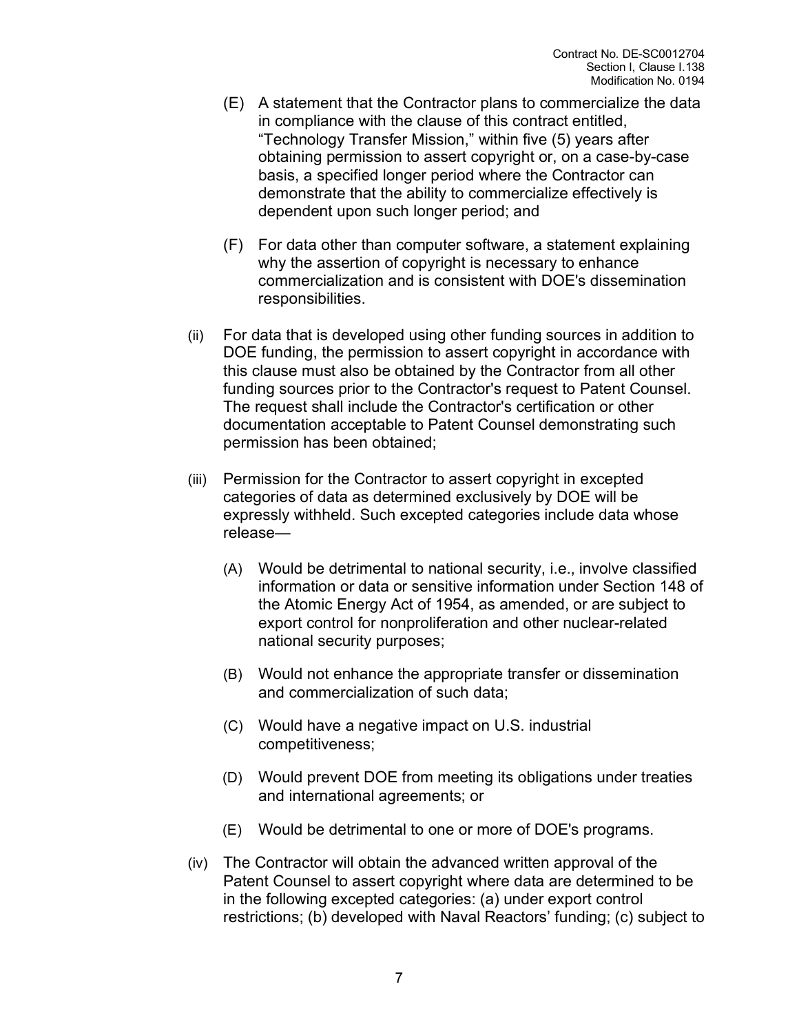(E) A statement that the Contractor plans to commercialize the data in compliance with the clause of this contract entitled, "Technology Transfer Mission," within five (5) years after obtaining permission to assert copyright or, on a case-by-case basis, a specified longer period where the Contractor can demonstrate that the ability to commercialize effectively is dependent upon such longer period; and

(F) For data other than computer software, a statement explaining why the assertion of copyright is necessary to enhance commercialization and is consistent with DOE's dissemination responsibilities.

(ii) For data that is developed using other funding sources in addition to DOE funding, the permission to assert copyright in accordance with this clause must also be obtained by the Contractor from all other funding sources prior to the Contractor's request to Patent Counsel. The request shall include the Contractor's certification or other documentation acceptable to Patent Counsel demonstrating such permission has been obtained;

(iii) Permission for the Contractor to assert copyright in excepted categories of data as determined exclusively by DOE will be expressly withheld. Such excepted categories include data whose release—

(A) Would be detrimental to national security, i.e., involve classified information or data or sensitive information under Section 148 of the Atomic Energy Act of 1954, as amended, or are subject to export control for nonproliferation and other nuclear-related national security purposes;

(B) Would not enhance the appropriate transfer or dissemination and commercialization of such data;

(C) Would have a negative impact on U.S. industrial competitiveness;

(D) Would prevent DOE from meeting its obligations under treaties and international agreements; or

(E) Would be detrimental to one or more of DOE's programs.

(iv) The Contractor will obtain the advanced written approval of the Patent Counsel to assert copyright where data are determined to be in the following excepted categories: (a) under export control restrictions; (b) developed with Naval Reactors' funding; (c) subject to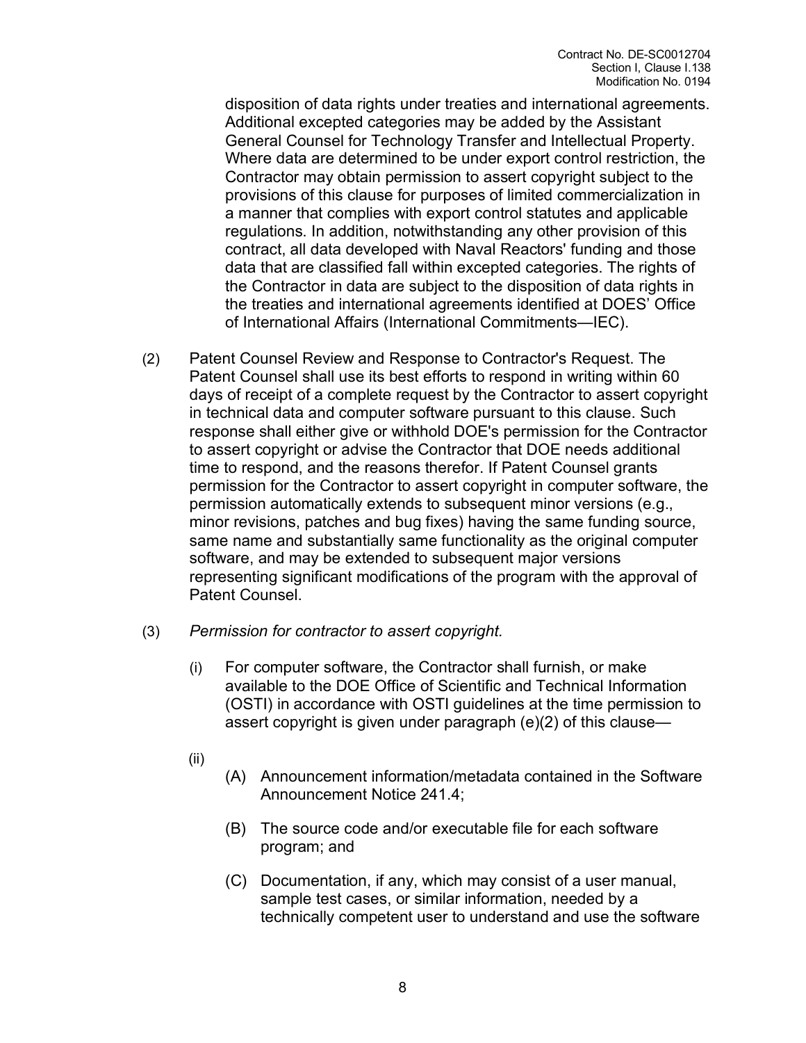disposition of data rights under treaties and international agreements. Additional excepted categories may be added by the Assistant General Counsel for Technology Transfer and Intellectual Property. Where data are determined to be under export control restriction, the Contractor may obtain permission to assert copyright subject to the provisions of this clause for purposes of limited commercialization in a manner that complies with export control statutes and applicable regulations. In addition, notwithstanding any other provision of this contract, all data developed with Naval Reactors' funding and those data that are classified fall within excepted categories. The rights of the Contractor in data are subject to the disposition of data rights in the treaties and international agreements identified at DOES' Office of International Affairs (International Commitments—IEC).

(2) Patent Counsel Review and Response to Contractor's Request. The Patent Counsel shall use its best efforts to respond in writing within 60 days of receipt of a complete request by the Contractor to assert copyright in technical data and computer software pursuant to this clause. Such response shall either give or withhold DOE's permission for the Contractor to assert copyright or advise the Contractor that DOE needs additional time to respond, and the reasons therefor. If Patent Counsel grants permission for the Contractor to assert copyright in computer software, the permission automatically extends to subsequent minor versions (e.g., minor revisions, patches and bug fixes) having the same funding source, same name and substantially same functionality as the original computer software, and may be extended to subsequent major versions representing significant modifications of the program with the approval of Patent Counsel.

(3) *Permission for contractor to assert copyright.*

(i) For computer software, the Contractor shall furnish, or make available to the DOE Office of Scientific and Technical Information (OSTI) in accordance with OSTI guidelines at the time permission to assert copyright is given under paragraph (e)(2) of this clause—

(ii)

(A) Announcement information/metadata contained in the Software Announcement Notice 241.4;

(B) The source code and/or executable file for each software program; and

(C) Documentation, if any, which may consist of a user manual, sample test cases, or similar information, needed by a technically competent user to understand and use the software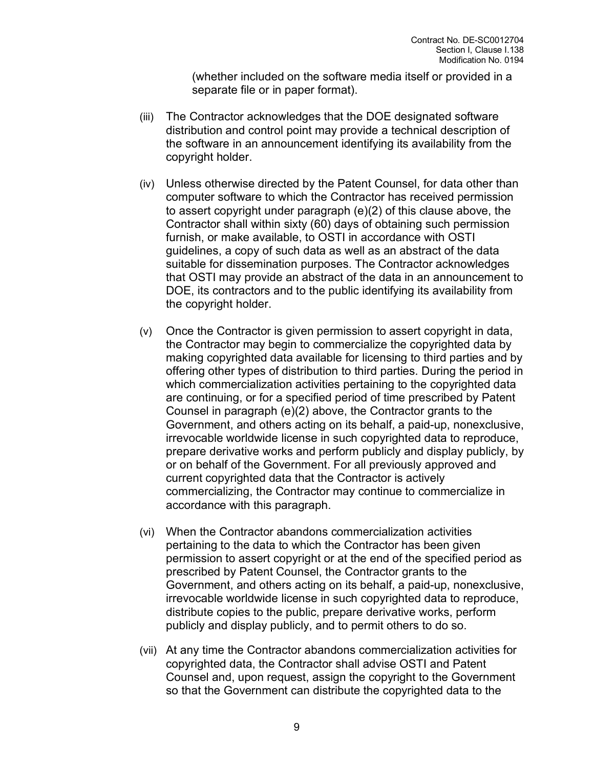(whether included on the software media itself or provided in a separate file or in paper format).

(iii) The Contractor acknowledges that the DOE designated software distribution and control point may provide a technical description of the software in an announcement identifying its availability from the copyright holder.

(iv) Unless otherwise directed by the Patent Counsel, for data other than computer software to which the Contractor has received permission to assert copyright under paragraph (e)(2) of this clause above, the Contractor shall within sixty (60) days of obtaining such permission furnish, or make available, to OSTI in accordance with OSTI guidelines, a copy of such data as well as an abstract of the data suitable for dissemination purposes. The Contractor acknowledges that OSTI may provide an abstract of the data in an announcement to DOE, its contractors and to the public identifying its availability from the copyright holder.

(v) Once the Contractor is given permission to assert copyright in data, the Contractor may begin to commercialize the copyrighted data by making copyrighted data available for licensing to third parties and by offering other types of distribution to third parties. During the period in which commercialization activities pertaining to the copyrighted data are continuing, or for a specified period of time prescribed by Patent Counsel in paragraph (e)(2) above, the Contractor grants to the Government, and others acting on its behalf, a paid-up, nonexclusive, irrevocable worldwide license in such copyrighted data to reproduce, prepare derivative works and perform publicly and display publicly, by or on behalf of the Government. For all previously approved and current copyrighted data that the Contractor is actively commercializing, the Contractor may continue to commercialize in accordance with this paragraph.

(vi) When the Contractor abandons commercialization activities pertaining to the data to which the Contractor has been given permission to assert copyright or at the end of the specified period as prescribed by Patent Counsel, the Contractor grants to the Government, and others acting on its behalf, a paid-up, nonexclusive, irrevocable worldwide license in such copyrighted data to reproduce, distribute copies to the public, prepare derivative works, perform publicly and display publicly, and to permit others to do so.

(vii) At any time the Contractor abandons commercialization activities for copyrighted data, the Contractor shall advise OSTI and Patent Counsel and, upon request, assign the copyright to the Government so that the Government can distribute the copyrighted data to the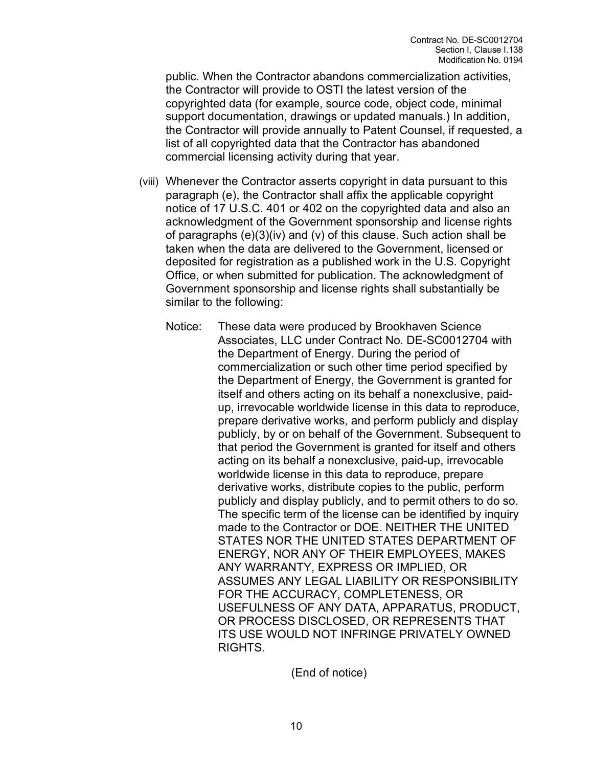public. When the Contractor abandons commercialization activities, the Contractor will provide to OSTI the latest version of the copyrighted data (for example, source code, object code, minimal support documentation, drawings or updated manuals.) In addition, the Contractor will provide annually to Patent Counsel, if requested, a list of all copyrighted data that the Contractor has abandoned commercial licensing activity during that year.

(viii) Whenever the Contractor asserts copyright in data pursuant to this paragraph (e), the Contractor shall affix the applicable copyright notice of 17 U.S.C. 401 or 402 on the copyrighted data and also an acknowledgment of the Government sponsorship and license rights of paragraphs (e)(3)(iv) and (v) of this clause. Such action shall be taken when the data are delivered to the Government, licensed or deposited for registration as a published work in the U.S. Copyright Office, or when submitted for publication. The acknowledgment of Government sponsorship and license rights shall substantially be similar to the following:

Notice: These data were produced by Brookhaven Science Associates, LLC under Contract No. DE-SC0012704 with the Department of Energy. During the period of commercialization or such other time period specified by the Department of Energy, the Government is granted for itself and others acting on its behalf a nonexclusive, paid-up, irrevocable worldwide license in this data to reproduce, prepare derivative works, and perform publicly and display publicly, by or on behalf of the Government. Subsequent to that period the Government is granted for itself and others acting on its behalf a nonexclusive, paid-up, irrevocable worldwide license in this data to reproduce, prepare derivative works, distribute copies to the public, perform publicly and display publicly, and to permit others to do so. The specific term of the license can be identified by inquiry made to the Contractor or DOE. NEITHER THE UNITED STATES NOR THE UNITED STATES DEPARTMENT OF ENERGY, NOR ANY OF THEIR EMPLOYEES, MAKES ANY WARRANTY, EXPRESS OR IMPLIED, OR ASSUMES ANY LEGAL LIABILITY OR RESPONSIBILITY FOR THE ACCURACY, COMPLETENESS, OR USEFULNESS OF ANY DATA, APPARATUS, PRODUCT, OR PROCESS DISCLOSED, OR REPRESENTS THAT ITS USE WOULD NOT INFRINGE PRIVATELY OWNED RIGHTS.

(End of notice)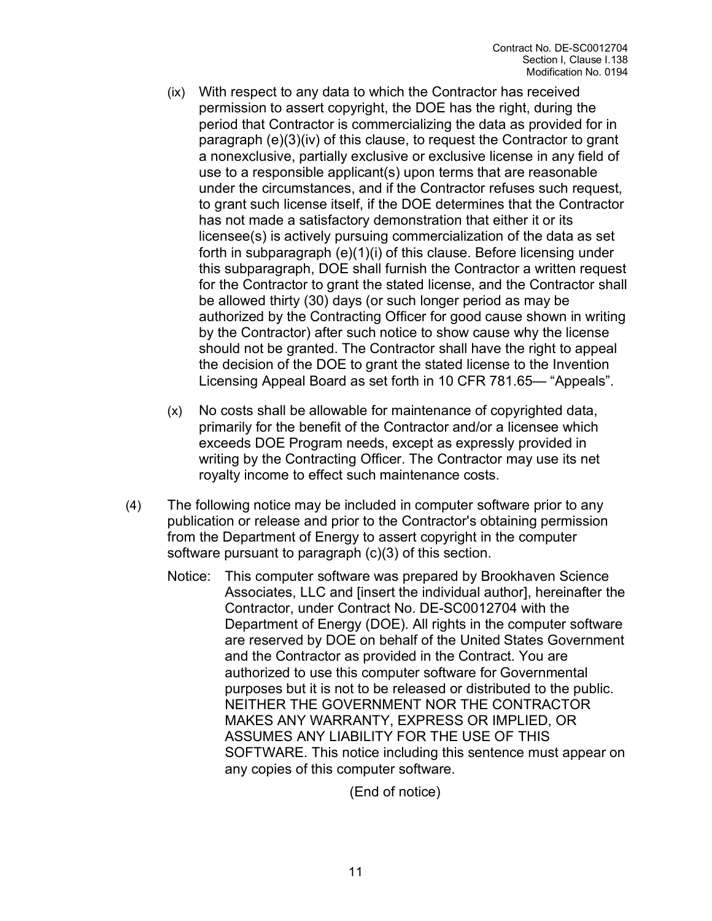(ix) With respect to any data to which the Contractor has received permission to assert copyright, the DOE has the right, during the period that Contractor is commercializing the data as provided for in paragraph (e)(3)(iv) of this clause, to request the Contractor to grant a nonexclusive, partially exclusive or exclusive license in any field of use to a responsible applicant(s) upon terms that are reasonable under the circumstances, and if the Contractor refuses such request, to grant such license itself, if the DOE determines that the Contractor has not made a satisfactory demonstration that either it or its licensee(s) is actively pursuing commercialization of the data as set forth in subparagraph (e)(1)(i) of this clause. Before licensing under this subparagraph, DOE shall furnish the Contractor a written request for the Contractor to grant the stated license, and the Contractor shall be allowed thirty (30) days (or such longer period as may be authorized by the Contracting Officer for good cause shown in writing by the Contractor) after such notice to show cause why the license should not be granted. The Contractor shall have the right to appeal the decision of the DOE to grant the stated license to the Invention Licensing Appeal Board as set forth in 10 CFR 781.65— "Appeals".

(x) No costs shall be allowable for maintenance of copyrighted data, primarily for the benefit of the Contractor and/or a licensee which exceeds DOE Program needs, except as expressly provided in writing by the Contracting Officer. The Contractor may use its net royalty income to effect such maintenance costs.

(4) The following notice may be included in computer software prior to any publication or release and prior to the Contractor's obtaining permission from the Department of Energy to assert copyright in the computer software pursuant to paragraph (c)(3) of this section.

Notice: This computer software was prepared by Brookhaven Science Associates, LLC and [insert the individual author], hereinafter the Contractor, under Contract No. DE-SC0012704 with the Department of Energy (DOE). All rights in the computer software are reserved by DOE on behalf of the United States Government and the Contractor as provided in the Contract. You are authorized to use this computer software for Governmental purposes but it is not to be released or distributed to the public. NEITHER THE GOVERNMENT NOR THE CONTRACTOR MAKES ANY WARRANTY, EXPRESS OR IMPLIED, OR ASSUMES ANY LIABILITY FOR THE USE OF THIS SOFTWARE. This notice including this sentence must appear on any copies of this computer software.

(End of notice)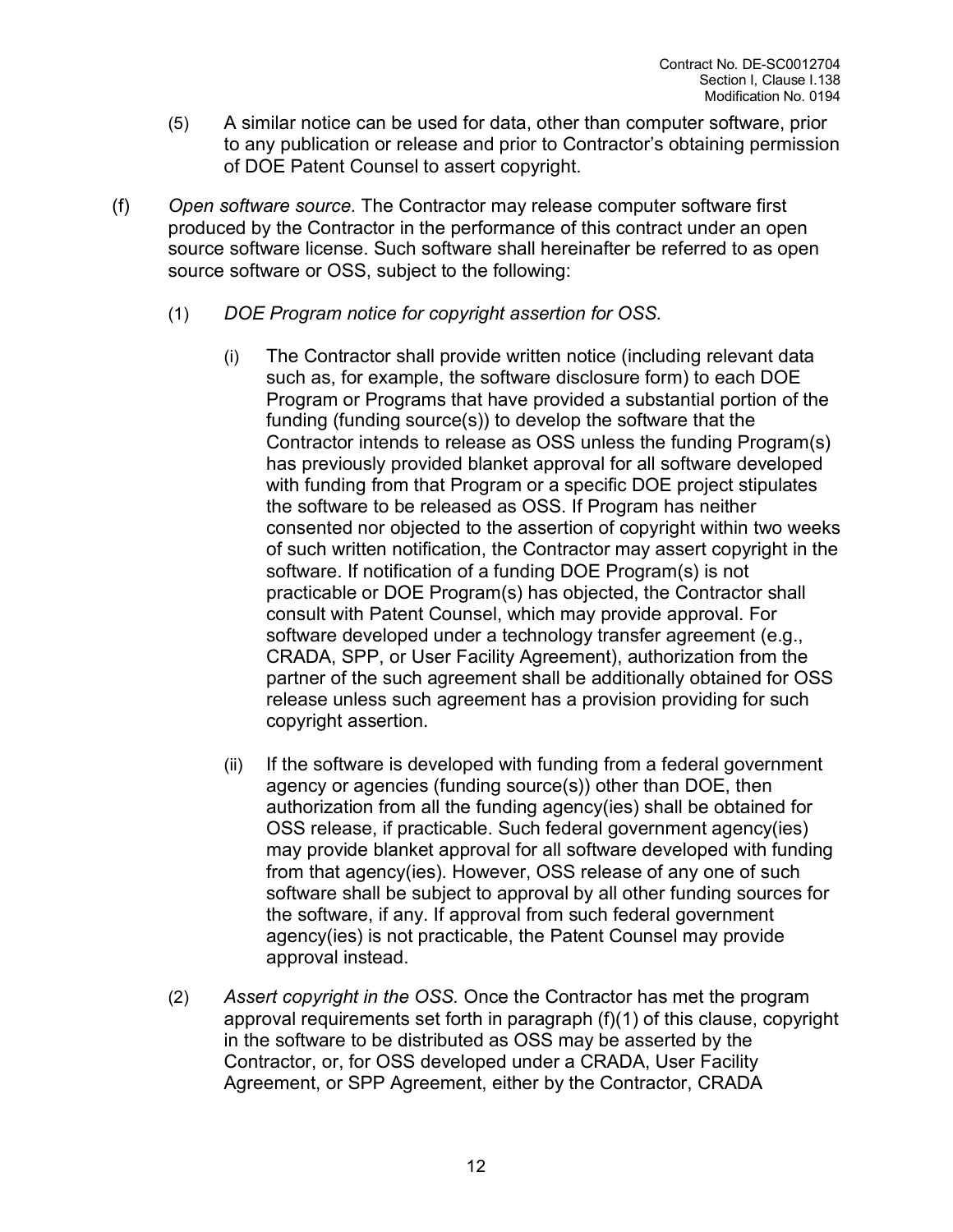(5) A similar notice can be used for data, other than computer software, prior to any publication or release and prior to Contractor's obtaining permission of DOE Patent Counsel to assert copyright.

(f) *Open software source.* The Contractor may release computer software first produced by the Contractor in the performance of this contract under an open source software license. Such software shall hereinafter be referred to as open source software or OSS, subject to the following:

(1) *DOE Program notice for copyright assertion for OSS.*

(i) The Contractor shall provide written notice (including relevant data such as, for example, the software disclosure form) to each DOE Program or Programs that have provided a substantial portion of the funding (funding source(s)) to develop the software that the Contractor intends to release as OSS unless the funding Program(s) has previously provided blanket approval for all software developed with funding from that Program or a specific DOE project stipulates the software to be released as OSS. If Program has neither consented nor objected to the assertion of copyright within two weeks of such written notification, the Contractor may assert copyright in the software. If notification of a funding DOE Program(s) is not practicable or DOE Program(s) has objected, the Contractor shall consult with Patent Counsel, which may provide approval. For software developed under a technology transfer agreement (e.g., CRADA, SPP, or User Facility Agreement), authorization from the partner of the such agreement shall be additionally obtained for OSS release unless such agreement has a provision providing for such copyright assertion.

(ii) If the software is developed with funding from a federal government agency or agencies (funding source(s)) other than DOE, then authorization from all the funding agency(ies) shall be obtained for OSS release, if practicable. Such federal government agency(ies) may provide blanket approval for all software developed with funding from that agency(ies). However, OSS release of any one of such software shall be subject to approval by all other funding sources for the software, if any. If approval from such federal government agency(ies) is not practicable, the Patent Counsel may provide approval instead.

(2) *Assert copyright in the OSS.* Once the Contractor has met the program approval requirements set forth in paragraph (f)(1) of this clause, copyright in the software to be distributed as OSS may be asserted by the Contractor, or, for OSS developed under a CRADA, User Facility Agreement, or SPP Agreement, either by the Contractor, CRADA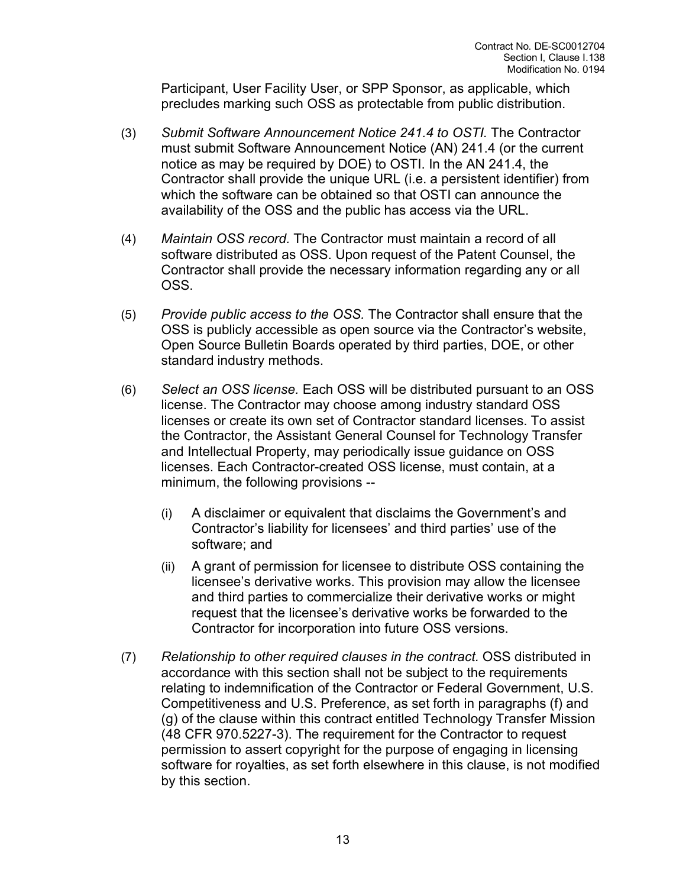Participant, User Facility User, or SPP Sponsor, as applicable, which precludes marking such OSS as protectable from public distribution.

(3) *Submit Software Announcement Notice 241.4 to OSTI.* The Contractor must submit Software Announcement Notice (AN) 241.4 (or the current notice as may be required by DOE) to OSTI. In the AN 241.4, the Contractor shall provide the unique URL (i.e. a persistent identifier) from which the software can be obtained so that OSTI can announce the availability of the OSS and the public has access via the URL.

(4) *Maintain OSS record.* The Contractor must maintain a record of all software distributed as OSS. Upon request of the Patent Counsel, the Contractor shall provide the necessary information regarding any or all OSS.

(5) *Provide public access to the OSS.* The Contractor shall ensure that the OSS is publicly accessible as open source via the Contractor's website, Open Source Bulletin Boards operated by third parties, DOE, or other standard industry methods.

(6) *Select an OSS license.* Each OSS will be distributed pursuant to an OSS license. The Contractor may choose among industry standard OSS licenses or create its own set of Contractor standard licenses. To assist the Contractor, the Assistant General Counsel for Technology Transfer and Intellectual Property, may periodically issue guidance on OSS licenses. Each Contractor-created OSS license, must contain, at a minimum, the following provisions --

   (i) A disclaimer or equivalent that disclaims the Government's and Contractor's liability for licensees' and third parties' use of the software; and

   (ii) A grant of permission for licensee to distribute OSS containing the licensee's derivative works. This provision may allow the licensee and third parties to commercialize their derivative works or might request that the licensee's derivative works be forwarded to the Contractor for incorporation into future OSS versions.

(7) *Relationship to other required clauses in the contract.* OSS distributed in accordance with this section shall not be subject to the requirements relating to indemnification of the Contractor or Federal Government, U.S. Competitiveness and U.S. Preference, as set forth in paragraphs (f) and (g) of the clause within this contract entitled Technology Transfer Mission (48 CFR 970.5227-3). The requirement for the Contractor to request permission to assert copyright for the purpose of engaging in licensing software for royalties, as set forth elsewhere in this clause, is not modified by this section.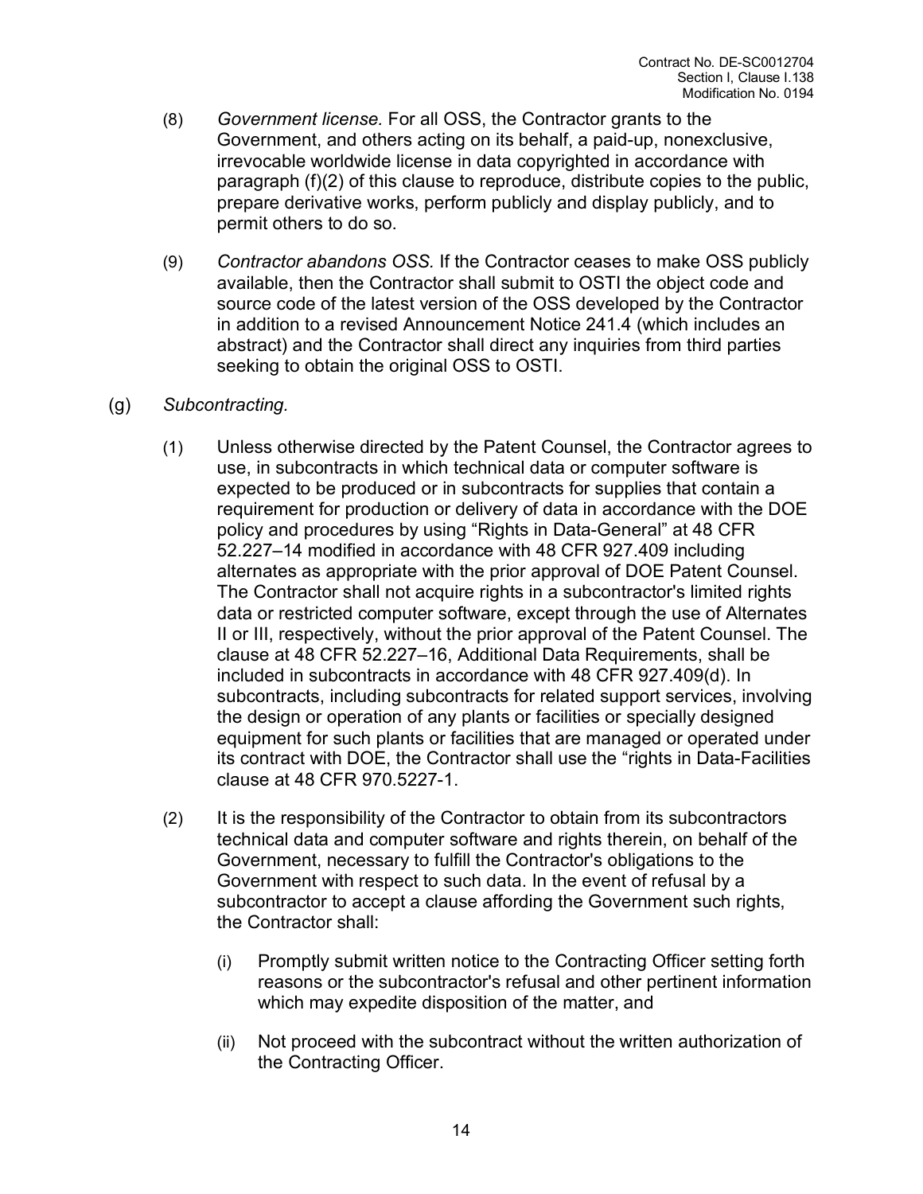(8) *Government license.* For all OSS, the Contractor grants to the Government, and others acting on its behalf, a paid-up, nonexclusive, irrevocable worldwide license in data copyrighted in accordance with paragraph (f)(2) of this clause to reproduce, distribute copies to the public, prepare derivative works, perform publicly and display publicly, and to permit others to do so.

(9) *Contractor abandons OSS.* If the Contractor ceases to make OSS publicly available, then the Contractor shall submit to OSTI the object code and source code of the latest version of the OSS developed by the Contractor in addition to a revised Announcement Notice 241.4 (which includes an abstract) and the Contractor shall direct any inquiries from third parties seeking to obtain the original OSS to OSTI.

(g) *Subcontracting.*

(1) Unless otherwise directed by the Patent Counsel, the Contractor agrees to use, in subcontracts in which technical data or computer software is expected to be produced or in subcontracts for supplies that contain a requirement for production or delivery of data in accordance with the DOE policy and procedures by using "Rights in Data-General" at 48 CFR 52.227–14 modified in accordance with 48 CFR 927.409 including alternates as appropriate with the prior approval of DOE Patent Counsel. The Contractor shall not acquire rights in a subcontractor's limited rights data or restricted computer software, except through the use of Alternates II or III, respectively, without the prior approval of the Patent Counsel. The clause at 48 CFR 52.227–16, Additional Data Requirements, shall be included in subcontracts in accordance with 48 CFR 927.409(d). In subcontracts, including subcontracts for related support services, involving the design or operation of any plants or facilities or specially designed equipment for such plants or facilities that are managed or operated under its contract with DOE, the Contractor shall use the "rights in Data-Facilities clause at 48 CFR 970.5227-1.

(2) It is the responsibility of the Contractor to obtain from its subcontractors technical data and computer software and rights therein, on behalf of the Government, necessary to fulfill the Contractor's obligations to the Government with respect to such data. In the event of refusal by a subcontractor to accept a clause affording the Government such rights, the Contractor shall:

(i) Promptly submit written notice to the Contracting Officer setting forth reasons or the subcontractor's refusal and other pertinent information which may expedite disposition of the matter, and

(ii) Not proceed with the subcontract without the written authorization of the Contracting Officer.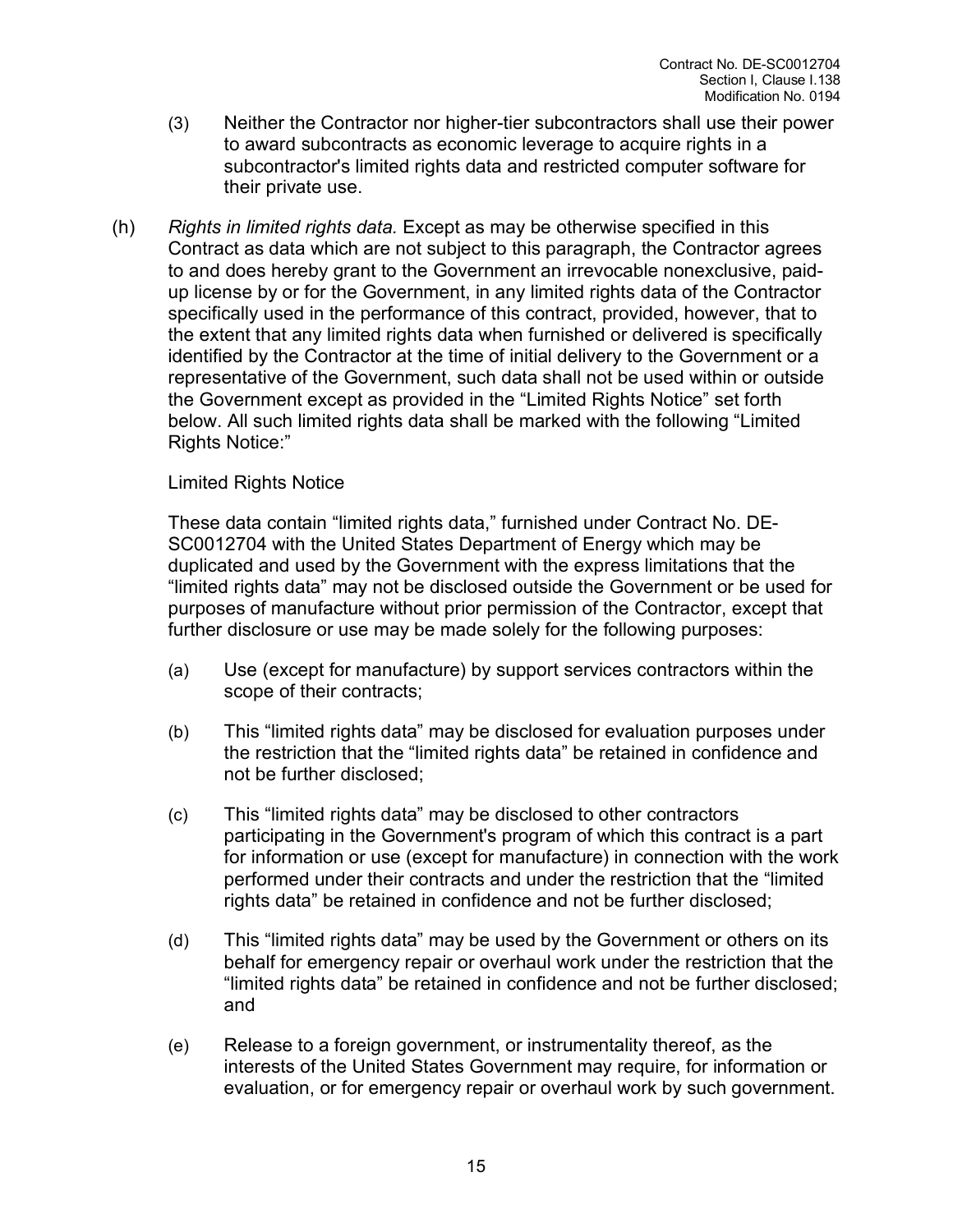(3) Neither the Contractor nor higher-tier subcontractors shall use their power to award subcontracts as economic leverage to acquire rights in a subcontractor's limited rights data and restricted computer software for their private use.

(h) *Rights in limited rights data.* Except as may be otherwise specified in this Contract as data which are not subject to this paragraph, the Contractor agrees to and does hereby grant to the Government an irrevocable nonexclusive, paid-up license by or for the Government, in any limited rights data of the Contractor specifically used in the performance of this contract, provided, however, that to the extent that any limited rights data when furnished or delivered is specifically identified by the Contractor at the time of initial delivery to the Government or a representative of the Government, such data shall not be used within or outside the Government except as provided in the "Limited Rights Notice" set forth below. All such limited rights data shall be marked with the following "Limited Rights Notice:"

Limited Rights Notice

These data contain "limited rights data," furnished under Contract No. DE-SC0012704 with the United States Department of Energy which may be duplicated and used by the Government with the express limitations that the "limited rights data" may not be disclosed outside the Government or be used for purposes of manufacture without prior permission of the Contractor, except that further disclosure or use may be made solely for the following purposes:

(a) Use (except for manufacture) by support services contractors within the scope of their contracts;

(b) This "limited rights data" may be disclosed for evaluation purposes under the restriction that the "limited rights data" be retained in confidence and not be further disclosed;

(c) This "limited rights data" may be disclosed to other contractors participating in the Government's program of which this contract is a part for information or use (except for manufacture) in connection with the work performed under their contracts and under the restriction that the "limited rights data" be retained in confidence and not be further disclosed;

(d) This "limited rights data" may be used by the Government or others on its behalf for emergency repair or overhaul work under the restriction that the "limited rights data" be retained in confidence and not be further disclosed; and

(e) Release to a foreign government, or instrumentality thereof, as the interests of the United States Government may require, for information or evaluation, or for emergency repair or overhaul work by such government.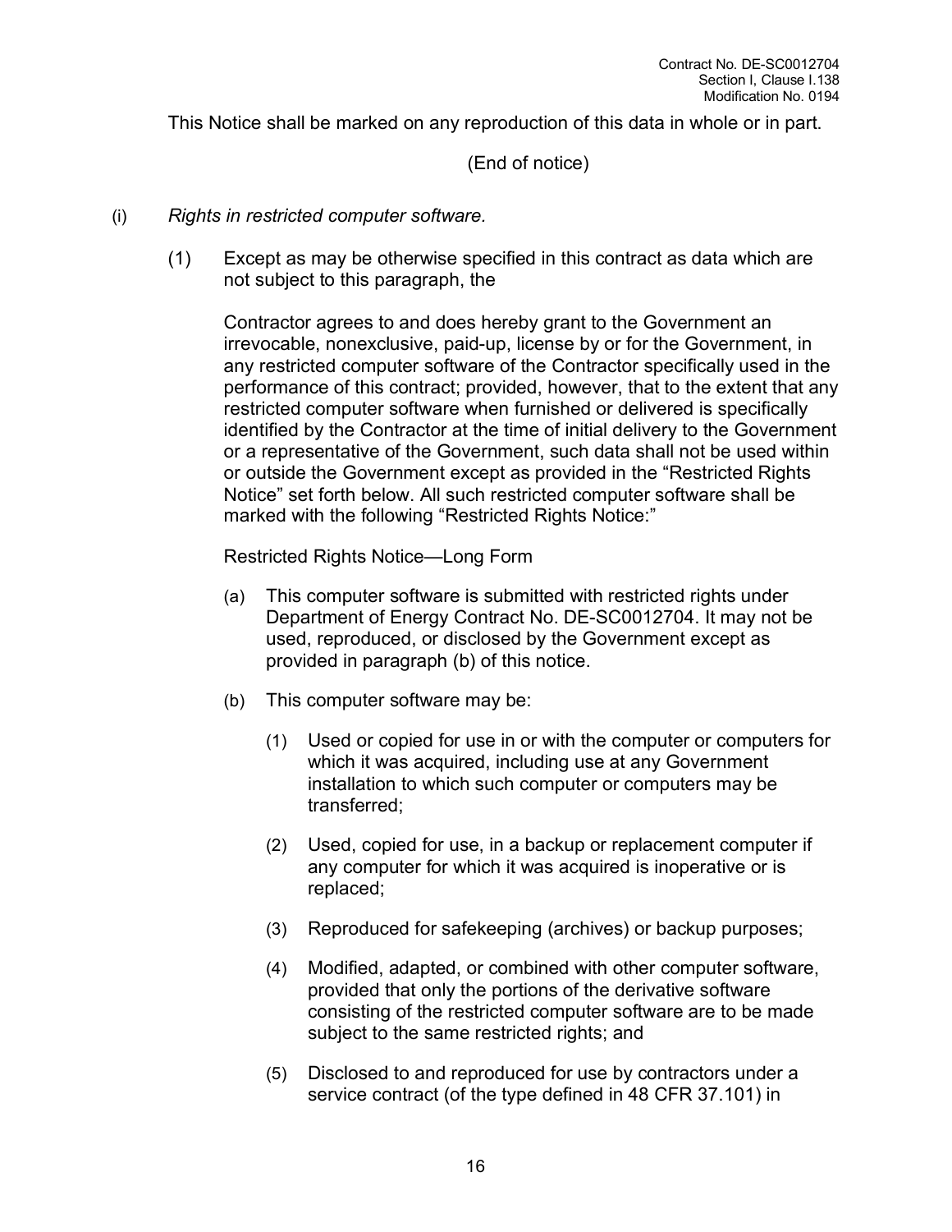This Notice shall be marked on any reproduction of this data in whole or in part.

(End of notice)

(i) *Rights in restricted computer software.*

(1) Except as may be otherwise specified in this contract as data which are not subject to this paragraph, the

Contractor agrees to and does hereby grant to the Government an irrevocable, nonexclusive, paid-up, license by or for the Government, in any restricted computer software of the Contractor specifically used in the performance of this contract; provided, however, that to the extent that any restricted computer software when furnished or delivered is specifically identified by the Contractor at the time of initial delivery to the Government or a representative of the Government, such data shall not be used within or outside the Government except as provided in the "Restricted Rights Notice" set forth below. All such restricted computer software shall be marked with the following "Restricted Rights Notice:"

Restricted Rights Notice—Long Form

(a) This computer software is submitted with restricted rights under Department of Energy Contract No. DE-SC0012704. It may not be used, reproduced, or disclosed by the Government except as provided in paragraph (b) of this notice.

(b) This computer software may be:

(1) Used or copied for use in or with the computer or computers for which it was acquired, including use at any Government installation to which such computer or computers may be transferred;

(2) Used, copied for use, in a backup or replacement computer if any computer for which it was acquired is inoperative or is replaced;

(3) Reproduced for safekeeping (archives) or backup purposes;

(4) Modified, adapted, or combined with other computer software, provided that only the portions of the derivative software consisting of the restricted computer software are to be made subject to the same restricted rights; and

(5) Disclosed to and reproduced for use by contractors under a service contract (of the type defined in 48 CFR 37.101) in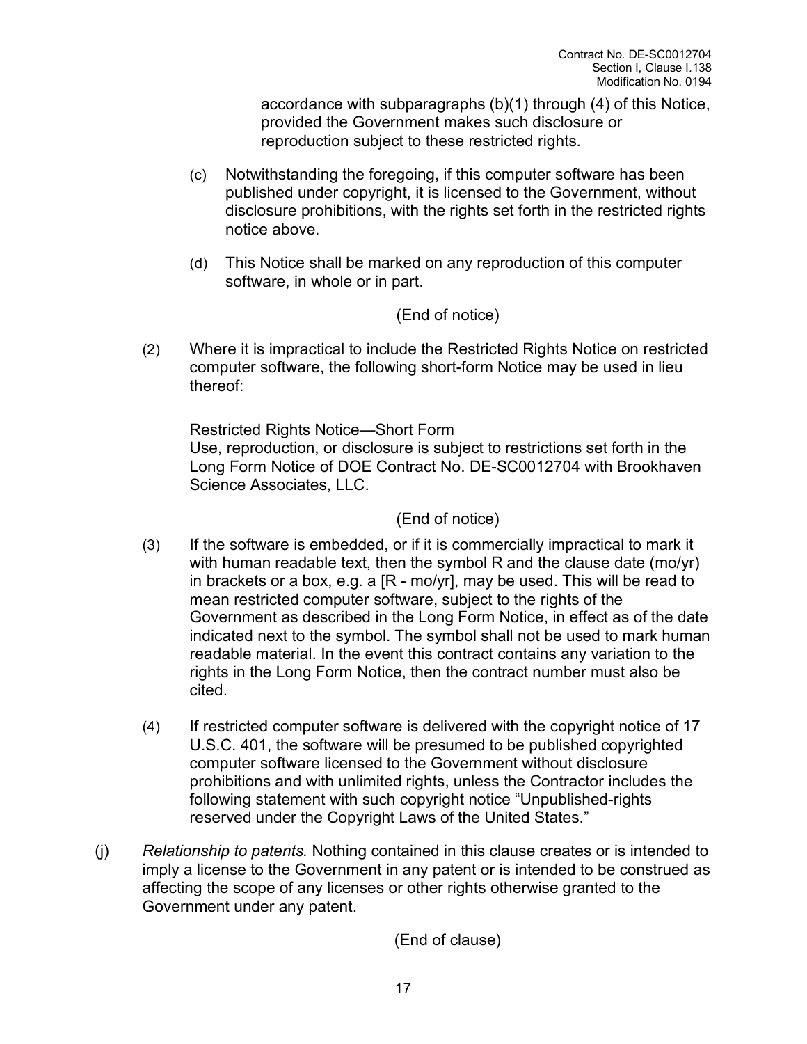accordance with subparagraphs (b)(1) through (4) of this Notice, provided the Government makes such disclosure or reproduction subject to these restricted rights.

(c) Notwithstanding the foregoing, if this computer software has been published under copyright, it is licensed to the Government, without disclosure prohibitions, with the rights set forth in the restricted rights notice above.

(d) This Notice shall be marked on any reproduction of this computer software, in whole or in part.

(End of notice)

(2) Where it is impractical to include the Restricted Rights Notice on restricted computer software, the following short-form Notice may be used in lieu thereof:

Restricted Rights Notice—Short Form
Use, reproduction, or disclosure is subject to restrictions set forth in the Long Form Notice of DOE Contract No. DE-SC0012704 with Brookhaven Science Associates, LLC.

(End of notice)

(3) If the software is embedded, or if it is commercially impractical to mark it with human readable text, then the symbol R and the clause date (mo/yr) in brackets or a box, e.g. a [R - mo/yr], may be used. This will be read to mean restricted computer software, subject to the rights of the Government as described in the Long Form Notice, in effect as of the date indicated next to the symbol. The symbol shall not be used to mark human readable material. In the event this contract contains any variation to the rights in the Long Form Notice, then the contract number must also be cited.

(4) If restricted computer software is delivered with the copyright notice of 17 U.S.C. 401, the software will be presumed to be published copyrighted computer software licensed to the Government without disclosure prohibitions and with unlimited rights, unless the Contractor includes the following statement with such copyright notice "Unpublished-rights reserved under the Copyright Laws of the United States."

(j) *Relationship to patents.* Nothing contained in this clause creates or is intended to imply a license to the Government in any patent or is intended to be construed as affecting the scope of any licenses or other rights otherwise granted to the Government under any patent.

(End of clause)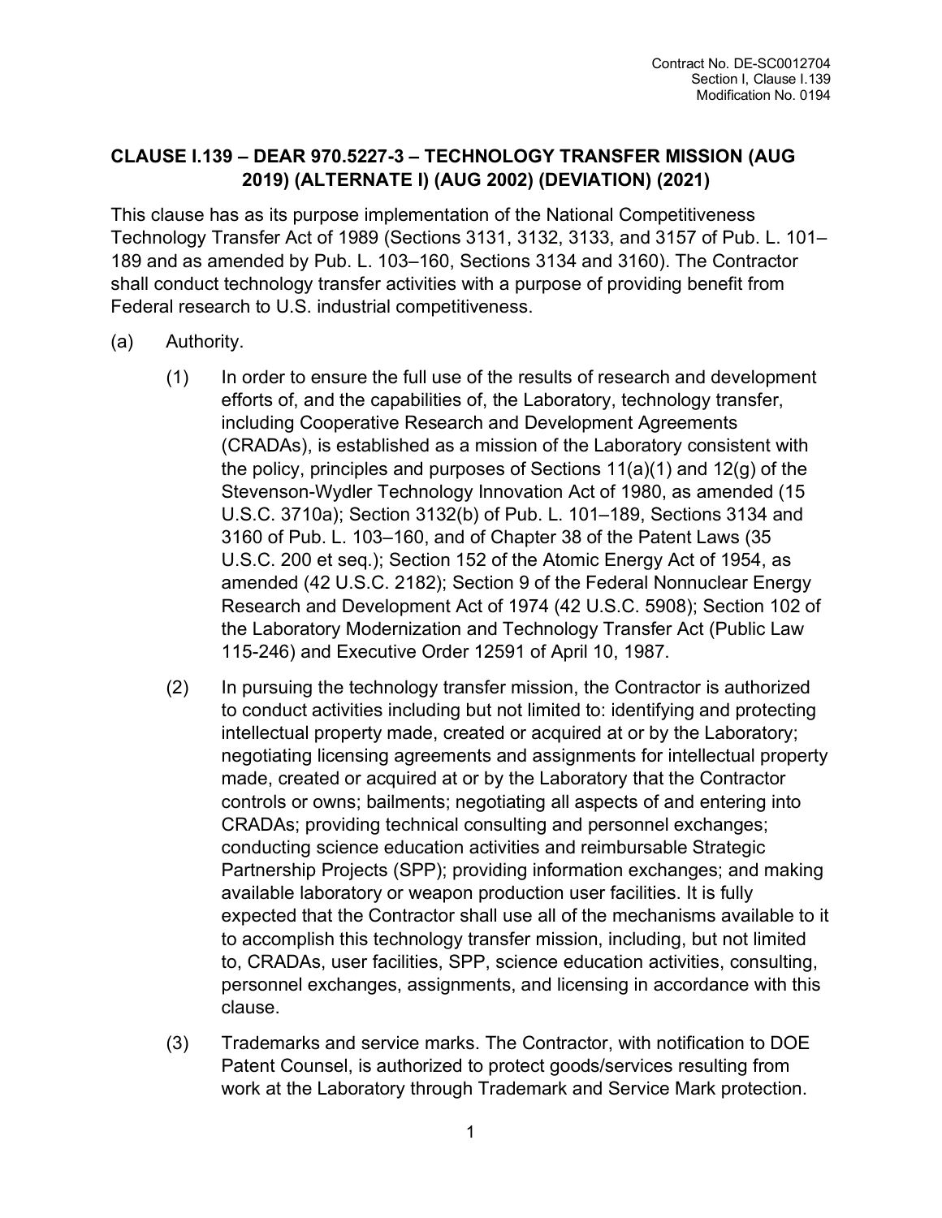## CLAUSE I.139 – DEAR 970.5227-3 – TECHNOLOGY TRANSFER MISSION (AUG 2019) (ALTERNATE I) (AUG 2002) (DEVIATION) (2021)

This clause has as its purpose implementation of the National Competitiveness Technology Transfer Act of 1989 (Sections 3131, 3132, 3133, and 3157 of Pub. L. 101–189 and as amended by Pub. L. 103–160, Sections 3134 and 3160). The Contractor shall conduct technology transfer activities with a purpose of providing benefit from Federal research to U.S. industrial competitiveness.

(a) Authority.

(1) In order to ensure the full use of the results of research and development efforts of, and the capabilities of, the Laboratory, technology transfer, including Cooperative Research and Development Agreements (CRADAs), is established as a mission of the Laboratory consistent with the policy, principles and purposes of Sections 11(a)(1) and 12(g) of the Stevenson-Wydler Technology Innovation Act of 1980, as amended (15 U.S.C. 3710a); Section 3132(b) of Pub. L. 101–189, Sections 3134 and 3160 of Pub. L. 103–160, and of Chapter 38 of the Patent Laws (35 U.S.C. 200 et seq.); Section 152 of the Atomic Energy Act of 1954, as amended (42 U.S.C. 2182); Section 9 of the Federal Nonnuclear Energy Research and Development Act of 1974 (42 U.S.C. 5908); Section 102 of the Laboratory Modernization and Technology Transfer Act (Public Law 115-246) and Executive Order 12591 of April 10, 1987.

(2) In pursuing the technology transfer mission, the Contractor is authorized to conduct activities including but not limited to: identifying and protecting intellectual property made, created or acquired at or by the Laboratory; negotiating licensing agreements and assignments for intellectual property made, created or acquired at or by the Laboratory that the Contractor controls or owns; bailments; negotiating all aspects of and entering into CRADAs; providing technical consulting and personnel exchanges; conducting science education activities and reimbursable Strategic Partnership Projects (SPP); providing information exchanges; and making available laboratory or weapon production user facilities. It is fully expected that the Contractor shall use all of the mechanisms available to it to accomplish this technology transfer mission, including, but not limited to, CRADAs, user facilities, SPP, science education activities, consulting, personnel exchanges, assignments, and licensing in accordance with this clause.

(3) Trademarks and service marks. The Contractor, with notification to DOE Patent Counsel, is authorized to protect goods/services resulting from work at the Laboratory through Trademark and Service Mark protection.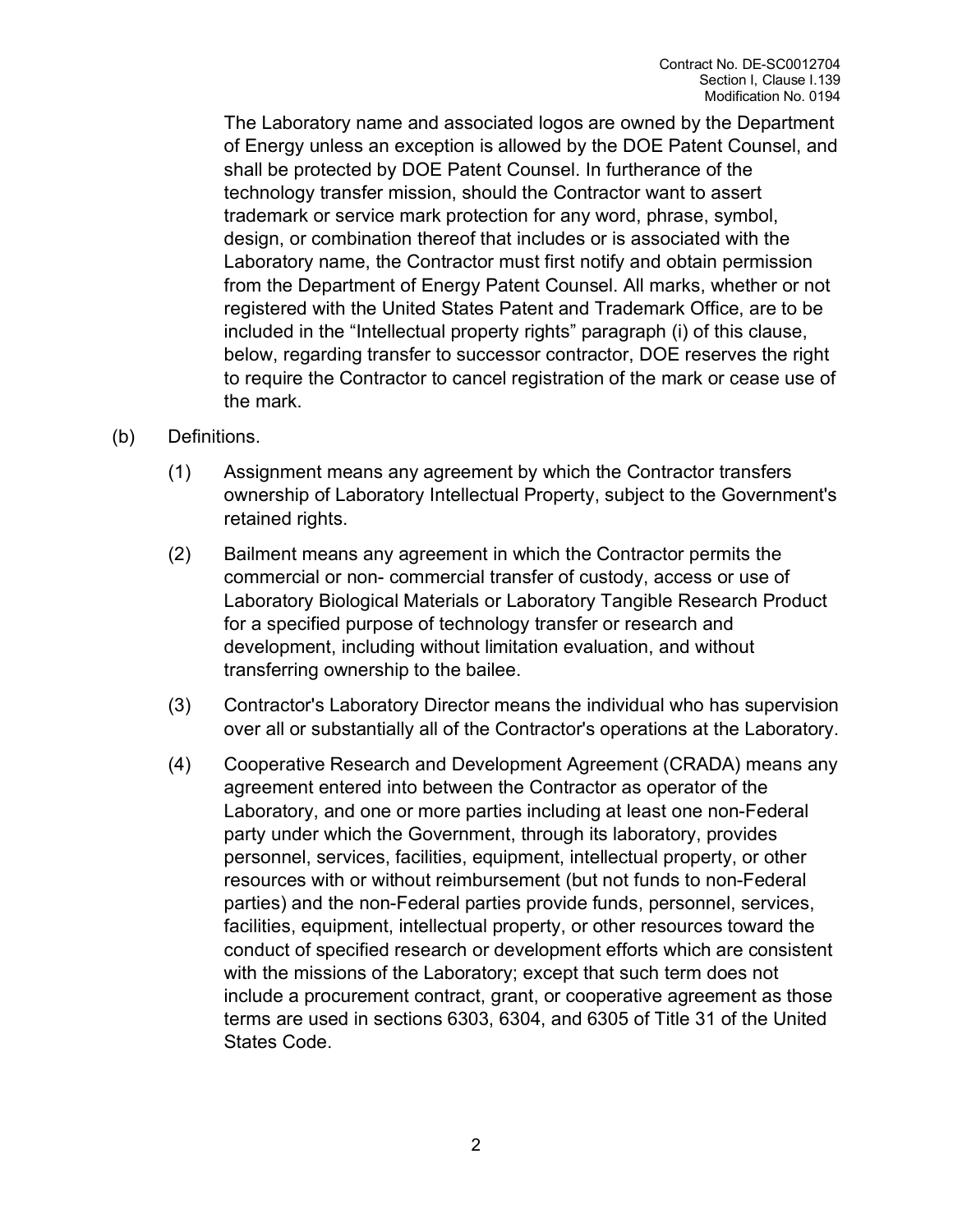The Laboratory name and associated logos are owned by the Department of Energy unless an exception is allowed by the DOE Patent Counsel, and shall be protected by DOE Patent Counsel. In furtherance of the technology transfer mission, should the Contractor want to assert trademark or service mark protection for any word, phrase, symbol, design, or combination thereof that includes or is associated with the Laboratory name, the Contractor must first notify and obtain permission from the Department of Energy Patent Counsel. All marks, whether or not registered with the United States Patent and Trademark Office, are to be included in the "Intellectual property rights" paragraph (i) of this clause, below, regarding transfer to successor contractor, DOE reserves the right to require the Contractor to cancel registration of the mark or cease use of the mark.

(b) Definitions.

(1) Assignment means any agreement by which the Contractor transfers ownership of Laboratory Intellectual Property, subject to the Government's retained rights.

(2) Bailment means any agreement in which the Contractor permits the commercial or non- commercial transfer of custody, access or use of Laboratory Biological Materials or Laboratory Tangible Research Product for a specified purpose of technology transfer or research and development, including without limitation evaluation, and without transferring ownership to the bailee.

(3) Contractor's Laboratory Director means the individual who has supervision over all or substantially all of the Contractor's operations at the Laboratory.

(4) Cooperative Research and Development Agreement (CRADA) means any agreement entered into between the Contractor as operator of the Laboratory, and one or more parties including at least one non-Federal party under which the Government, through its laboratory, provides personnel, services, facilities, equipment, intellectual property, or other resources with or without reimbursement (but not funds to non-Federal parties) and the non-Federal parties provide funds, personnel, services, facilities, equipment, intellectual property, or other resources toward the conduct of specified research or development efforts which are consistent with the missions of the Laboratory; except that such term does not include a procurement contract, grant, or cooperative agreement as those terms are used in sections 6303, 6304, and 6305 of Title 31 of the United States Code.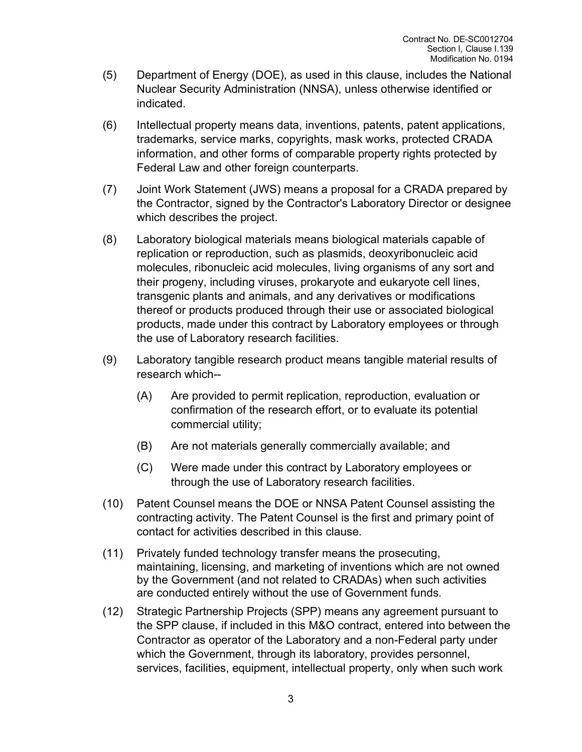(5) Department of Energy (DOE), as used in this clause, includes the National Nuclear Security Administration (NNSA), unless otherwise identified or indicated.

(6) Intellectual property means data, inventions, patents, patent applications, trademarks, service marks, copyrights, mask works, protected CRADA information, and other forms of comparable property rights protected by Federal Law and other foreign counterparts.

(7) Joint Work Statement (JWS) means a proposal for a CRADA prepared by the Contractor, signed by the Contractor's Laboratory Director or designee which describes the project.

(8) Laboratory biological materials means biological materials capable of replication or reproduction, such as plasmids, deoxyribonucleic acid molecules, ribonucleic acid molecules, living organisms of any sort and their progeny, including viruses, prokaryote and eukaryote cell lines, transgenic plants and animals, and any derivatives or modifications thereof or products produced through their use or associated biological products, made under this contract by Laboratory employees or through the use of Laboratory research facilities.

(9) Laboratory tangible research product means tangible material results of research which--

   (A) Are provided to permit replication, reproduction, evaluation or confirmation of the research effort, or to evaluate its potential commercial utility;

   (B) Are not materials generally commercially available; and

   (C) Were made under this contract by Laboratory employees or through the use of Laboratory research facilities.

(10) Patent Counsel means the DOE or NNSA Patent Counsel assisting the contracting activity. The Patent Counsel is the first and primary point of contact for activities described in this clause.

(11) Privately funded technology transfer means the prosecuting, maintaining, licensing, and marketing of inventions which are not owned by the Government (and not related to CRADAs) when such activities are conducted entirely without the use of Government funds.

(12) Strategic Partnership Projects (SPP) means any agreement pursuant to the SPP clause, if included in this M&O contract, entered into between the Contractor as operator of the Laboratory and a non-Federal party under which the Government, through its laboratory, provides personnel, services, facilities, equipment, intellectual property, only when such work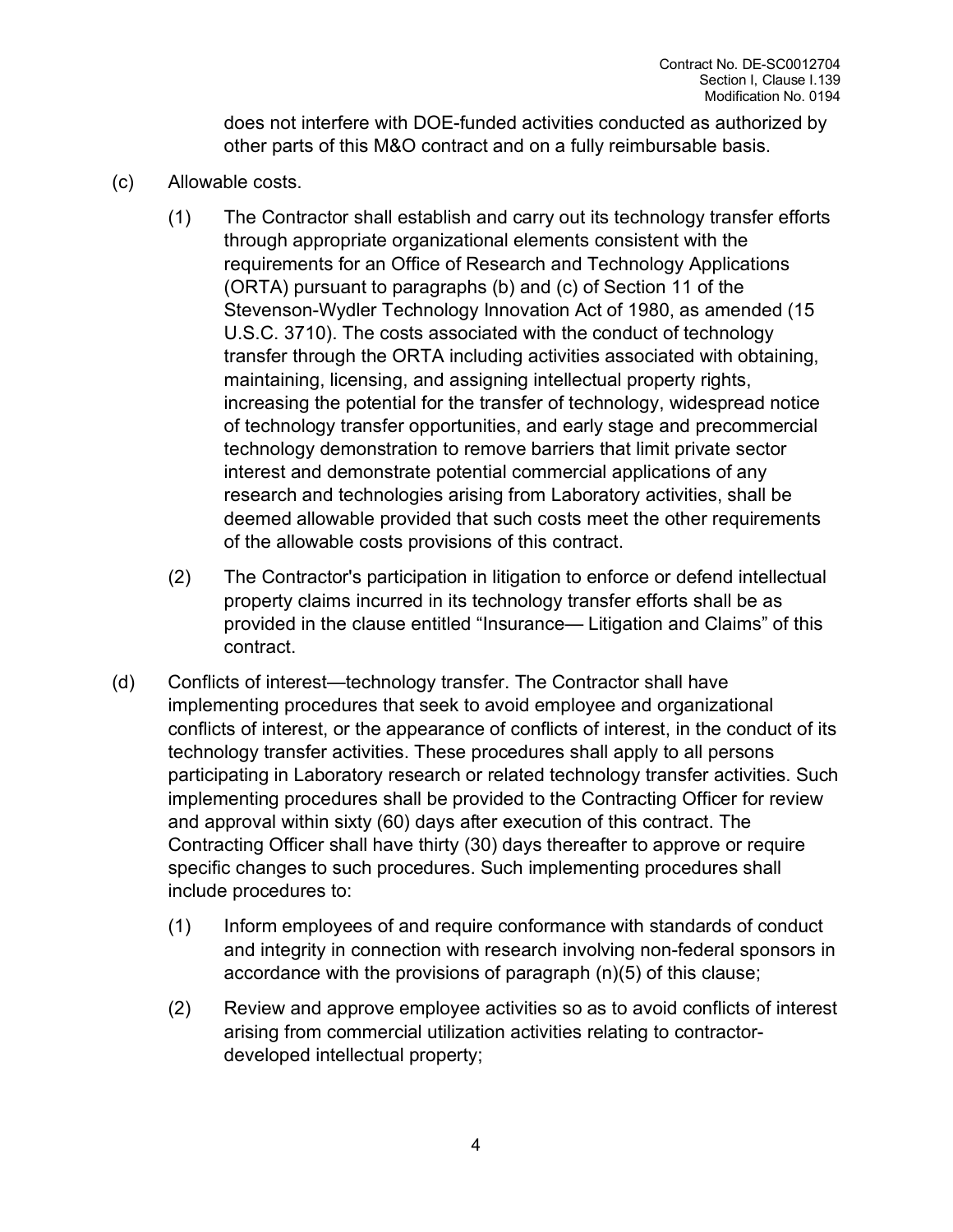does not interfere with DOE-funded activities conducted as authorized by other parts of this M&O contract and on a fully reimbursable basis.

(c) Allowable costs.

(1) The Contractor shall establish and carry out its technology transfer efforts through appropriate organizational elements consistent with the requirements for an Office of Research and Technology Applications (ORTA) pursuant to paragraphs (b) and (c) of Section 11 of the Stevenson-Wydler Technology Innovation Act of 1980, as amended (15 U.S.C. 3710). The costs associated with the conduct of technology transfer through the ORTA including activities associated with obtaining, maintaining, licensing, and assigning intellectual property rights, increasing the potential for the transfer of technology, widespread notice of technology transfer opportunities, and early stage and precommercial technology demonstration to remove barriers that limit private sector interest and demonstrate potential commercial applications of any research and technologies arising from Laboratory activities, shall be deemed allowable provided that such costs meet the other requirements of the allowable costs provisions of this contract.

(2) The Contractor's participation in litigation to enforce or defend intellectual property claims incurred in its technology transfer efforts shall be as provided in the clause entitled “Insurance— Litigation and Claims” of this contract.

(d) Conflicts of interest—technology transfer. The Contractor shall have implementing procedures that seek to avoid employee and organizational conflicts of interest, or the appearance of conflicts of interest, in the conduct of its technology transfer activities. These procedures shall apply to all persons participating in Laboratory research or related technology transfer activities. Such implementing procedures shall be provided to the Contracting Officer for review and approval within sixty (60) days after execution of this contract. The Contracting Officer shall have thirty (30) days thereafter to approve or require specific changes to such procedures. Such implementing procedures shall include procedures to:

(1) Inform employees of and require conformance with standards of conduct and integrity in connection with research involving non-federal sponsors in accordance with the provisions of paragraph (n)(5) of this clause;

(2) Review and approve employee activities so as to avoid conflicts of interest arising from commercial utilization activities relating to contractor-developed intellectual property;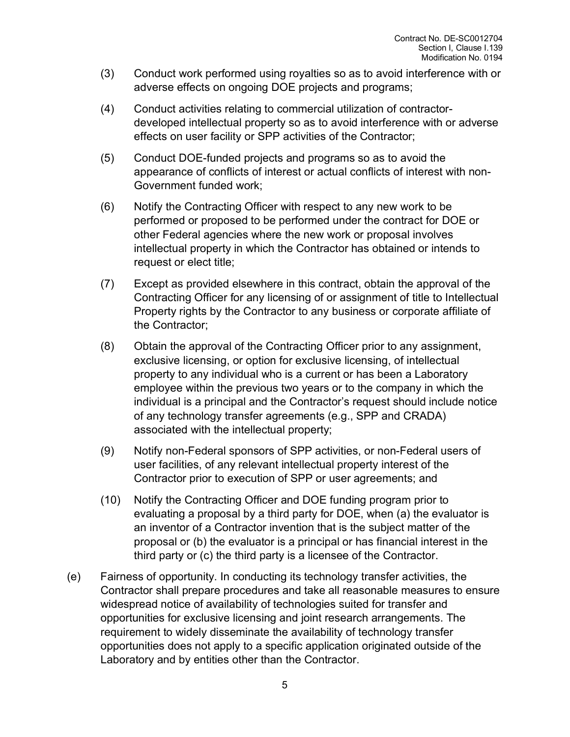(3) Conduct work performed using royalties so as to avoid interference with or adverse effects on ongoing DOE projects and programs;

(4) Conduct activities relating to commercial utilization of contractor-developed intellectual property so as to avoid interference with or adverse effects on user facility or SPP activities of the Contractor;

(5) Conduct DOE-funded projects and programs so as to avoid the appearance of conflicts of interest or actual conflicts of interest with non-Government funded work;

(6) Notify the Contracting Officer with respect to any new work to be performed or proposed to be performed under the contract for DOE or other Federal agencies where the new work or proposal involves intellectual property in which the Contractor has obtained or intends to request or elect title;

(7) Except as provided elsewhere in this contract, obtain the approval of the Contracting Officer for any licensing of or assignment of title to Intellectual Property rights by the Contractor to any business or corporate affiliate of the Contractor;

(8) Obtain the approval of the Contracting Officer prior to any assignment, exclusive licensing, or option for exclusive licensing, of intellectual property to any individual who is a current or has been a Laboratory employee within the previous two years or to the company in which the individual is a principal and the Contractor's request should include notice of any technology transfer agreements (e.g., SPP and CRADA) associated with the intellectual property;

(9) Notify non-Federal sponsors of SPP activities, or non-Federal users of user facilities, of any relevant intellectual property interest of the Contractor prior to execution of SPP or user agreements; and

(10) Notify the Contracting Officer and DOE funding program prior to evaluating a proposal by a third party for DOE, when (a) the evaluator is an inventor of a Contractor invention that is the subject matter of the proposal or (b) the evaluator is a principal or has financial interest in the third party or (c) the third party is a licensee of the Contractor.

(e) Fairness of opportunity. In conducting its technology transfer activities, the Contractor shall prepare procedures and take all reasonable measures to ensure widespread notice of availability of technologies suited for transfer and opportunities for exclusive licensing and joint research arrangements. The requirement to widely disseminate the availability of technology transfer opportunities does not apply to a specific application originated outside of the Laboratory and by entities other than the Contractor.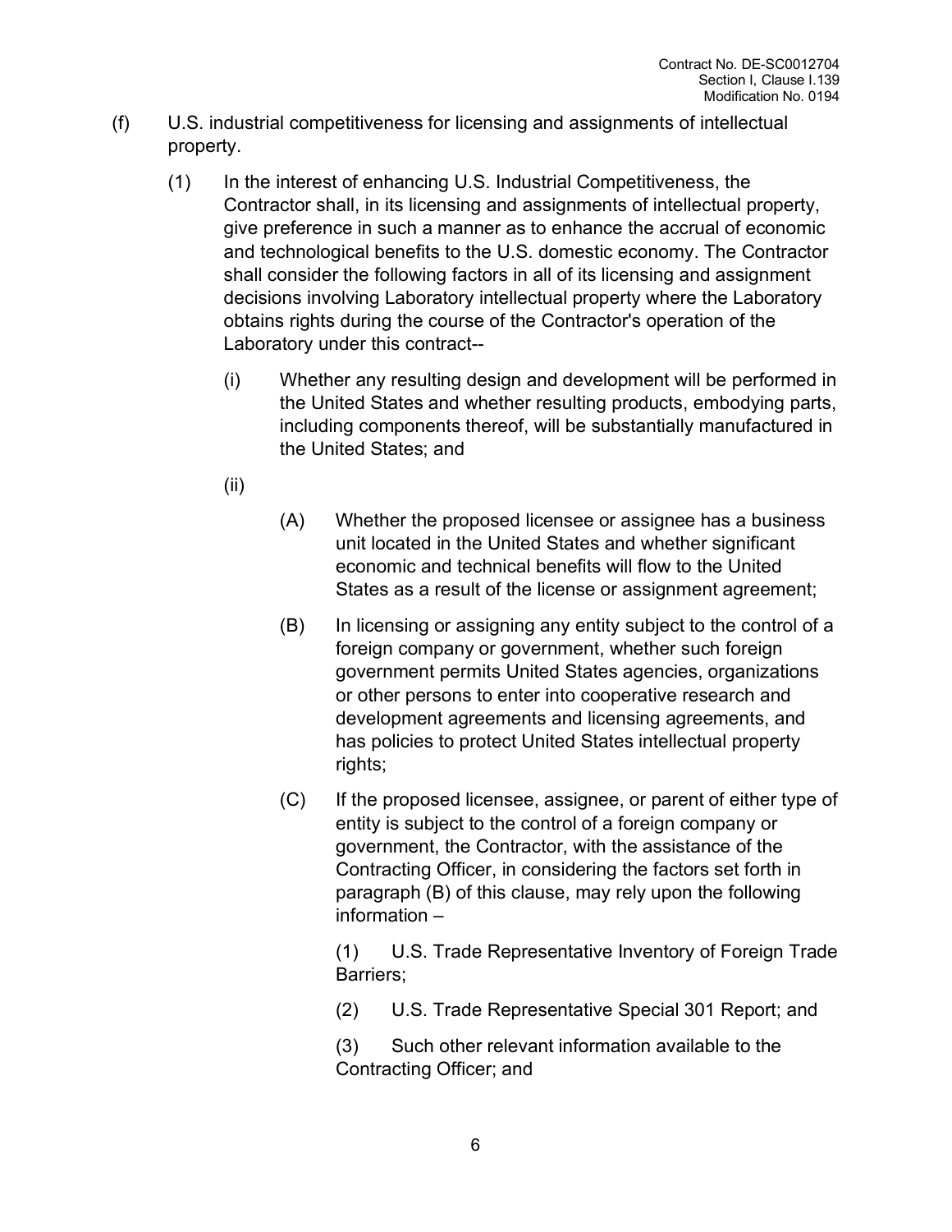(f) U.S. industrial competitiveness for licensing and assignments of intellectual property.

(1) In the interest of enhancing U.S. Industrial Competitiveness, the Contractor shall, in its licensing and assignments of intellectual property, give preference in such a manner as to enhance the accrual of economic and technological benefits to the U.S. domestic economy. The Contractor shall consider the following factors in all of its licensing and assignment decisions involving Laboratory intellectual property where the Laboratory obtains rights during the course of the Contractor's operation of the Laboratory under this contract--

(i) Whether any resulting design and development will be performed in the United States and whether resulting products, embodying parts, including components thereof, will be substantially manufactured in the United States; and

(ii)

(A) Whether the proposed licensee or assignee has a business unit located in the United States and whether significant economic and technical benefits will flow to the United States as a result of the license or assignment agreement;

(B) In licensing or assigning any entity subject to the control of a foreign company or government, whether such foreign government permits United States agencies, organizations or other persons to enter into cooperative research and development agreements and licensing agreements, and has policies to protect United States intellectual property rights;

(C) If the proposed licensee, assignee, or parent of either type of entity is subject to the control of a foreign company or government, the Contractor, with the assistance of the Contracting Officer, in considering the factors set forth in paragraph (B) of this clause, may rely upon the following information –

(1) U.S. Trade Representative Inventory of Foreign Trade Barriers;

(2) U.S. Trade Representative Special 301 Report; and

(3) Such other relevant information available to the Contracting Officer; and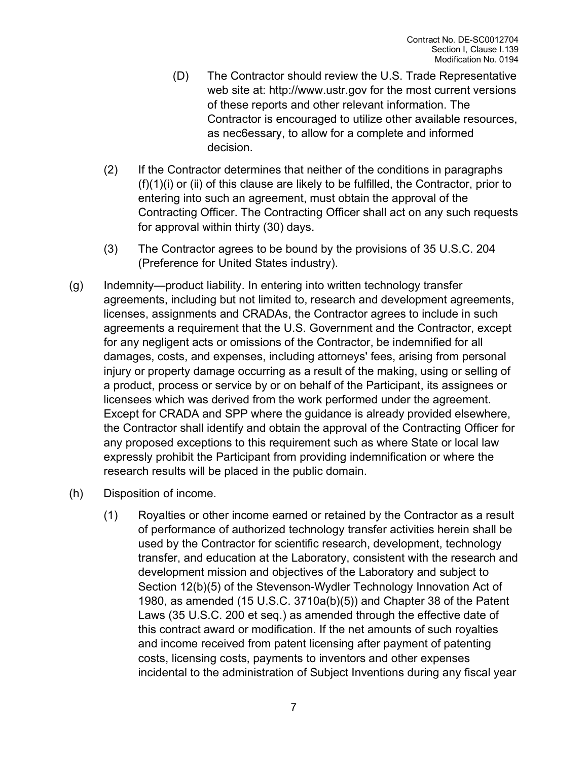(D) The Contractor should review the U.S. Trade Representative web site at: http://www.ustr.gov for the most current versions of these reports and other relevant information. The Contractor is encouraged to utilize other available resources, as nec6essary, to allow for a complete and informed decision.

(2) If the Contractor determines that neither of the conditions in paragraphs (f)(1)(i) or (ii) of this clause are likely to be fulfilled, the Contractor, prior to entering into such an agreement, must obtain the approval of the Contracting Officer. The Contracting Officer shall act on any such requests for approval within thirty (30) days.

(3) The Contractor agrees to be bound by the provisions of 35 U.S.C. 204 (Preference for United States industry).

(g) Indemnity—product liability. In entering into written technology transfer agreements, including but not limited to, research and development agreements, licenses, assignments and CRADAs, the Contractor agrees to include in such agreements a requirement that the U.S. Government and the Contractor, except for any negligent acts or omissions of the Contractor, be indemnified for all damages, costs, and expenses, including attorneys' fees, arising from personal injury or property damage occurring as a result of the making, using or selling of a product, process or service by or on behalf of the Participant, its assignees or licensees which was derived from the work performed under the agreement. Except for CRADA and SPP where the guidance is already provided elsewhere, the Contractor shall identify and obtain the approval of the Contracting Officer for any proposed exceptions to this requirement such as where State or local law expressly prohibit the Participant from providing indemnification or where the research results will be placed in the public domain.

(h) Disposition of income.

(1) Royalties or other income earned or retained by the Contractor as a result of performance of authorized technology transfer activities herein shall be used by the Contractor for scientific research, development, technology transfer, and education at the Laboratory, consistent with the research and development mission and objectives of the Laboratory and subject to Section 12(b)(5) of the Stevenson-Wydler Technology Innovation Act of 1980, as amended (15 U.S.C. 3710a(b)(5)) and Chapter 38 of the Patent Laws (35 U.S.C. 200 et seq.) as amended through the effective date of this contract award or modification. If the net amounts of such royalties and income received from patent licensing after payment of patenting costs, licensing costs, payments to inventors and other expenses incidental to the administration of Subject Inventions during any fiscal year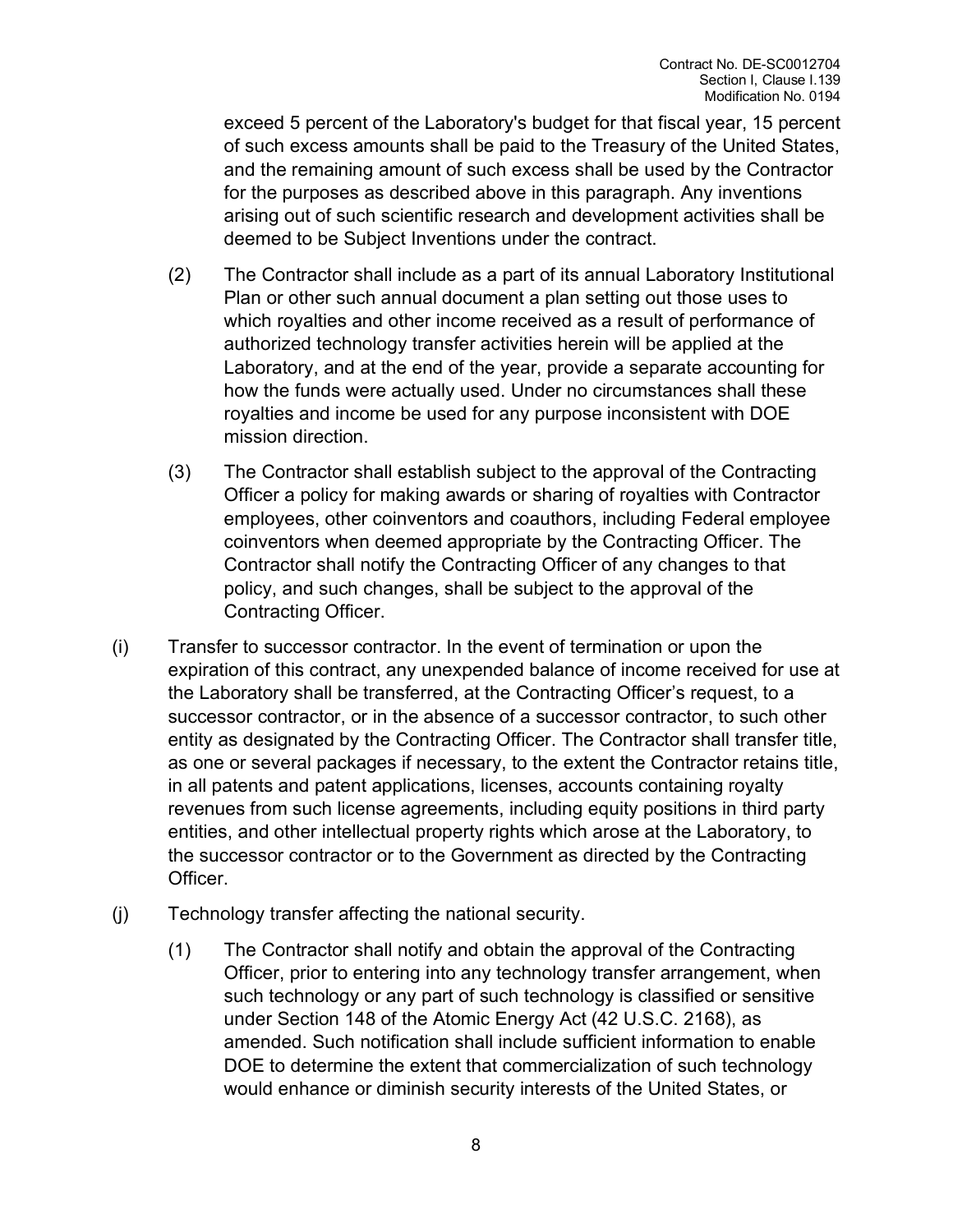exceed 5 percent of the Laboratory's budget for that fiscal year, 15 percent of such excess amounts shall be paid to the Treasury of the United States, and the remaining amount of such excess shall be used by the Contractor for the purposes as described above in this paragraph. Any inventions arising out of such scientific research and development activities shall be deemed to be Subject Inventions under the contract.

(2) The Contractor shall include as a part of its annual Laboratory Institutional Plan or other such annual document a plan setting out those uses to which royalties and other income received as a result of performance of authorized technology transfer activities herein will be applied at the Laboratory, and at the end of the year, provide a separate accounting for how the funds were actually used. Under no circumstances shall these royalties and income be used for any purpose inconsistent with DOE mission direction.

(3) The Contractor shall establish subject to the approval of the Contracting Officer a policy for making awards or sharing of royalties with Contractor employees, other coinventors and coauthors, including Federal employee coinventors when deemed appropriate by the Contracting Officer. The Contractor shall notify the Contracting Officer of any changes to that policy, and such changes, shall be subject to the approval of the Contracting Officer.

(i) Transfer to successor contractor. In the event of termination or upon the expiration of this contract, any unexpended balance of income received for use at the Laboratory shall be transferred, at the Contracting Officer's request, to a successor contractor, or in the absence of a successor contractor, to such other entity as designated by the Contracting Officer. The Contractor shall transfer title, as one or several packages if necessary, to the extent the Contractor retains title, in all patents and patent applications, licenses, accounts containing royalty revenues from such license agreements, including equity positions in third party entities, and other intellectual property rights which arose at the Laboratory, to the successor contractor or to the Government as directed by the Contracting Officer.

(j) Technology transfer affecting the national security.

(1) The Contractor shall notify and obtain the approval of the Contracting Officer, prior to entering into any technology transfer arrangement, when such technology or any part of such technology is classified or sensitive under Section 148 of the Atomic Energy Act (42 U.S.C. 2168), as amended. Such notification shall include sufficient information to enable DOE to determine the extent that commercialization of such technology would enhance or diminish security interests of the United States, or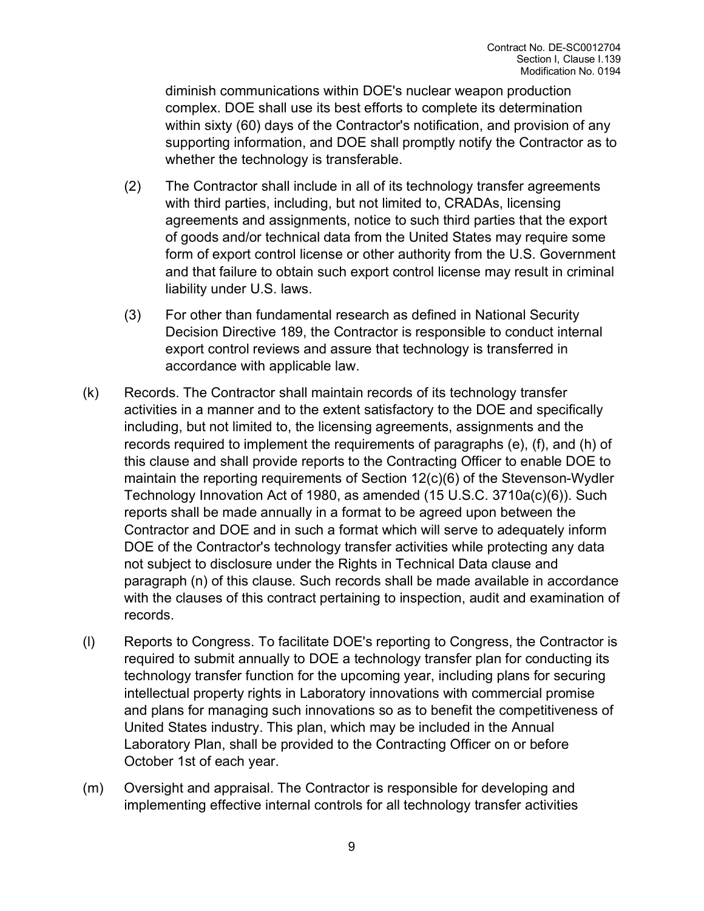diminish communications within DOE's nuclear weapon production complex. DOE shall use its best efforts to complete its determination within sixty (60) days of the Contractor's notification, and provision of any supporting information, and DOE shall promptly notify the Contractor as to whether the technology is transferable.

(2) The Contractor shall include in all of its technology transfer agreements with third parties, including, but not limited to, CRADAs, licensing agreements and assignments, notice to such third parties that the export of goods and/or technical data from the United States may require some form of export control license or other authority from the U.S. Government and that failure to obtain such export control license may result in criminal liability under U.S. laws.

(3) For other than fundamental research as defined in National Security Decision Directive 189, the Contractor is responsible to conduct internal export control reviews and assure that technology is transferred in accordance with applicable law.

(k) Records. The Contractor shall maintain records of its technology transfer activities in a manner and to the extent satisfactory to the DOE and specifically including, but not limited to, the licensing agreements, assignments and the records required to implement the requirements of paragraphs (e), (f), and (h) of this clause and shall provide reports to the Contracting Officer to enable DOE to maintain the reporting requirements of Section 12(c)(6) of the Stevenson-Wydler Technology Innovation Act of 1980, as amended (15 U.S.C. 3710a(c)(6)). Such reports shall be made annually in a format to be agreed upon between the Contractor and DOE and in such a format which will serve to adequately inform DOE of the Contractor's technology transfer activities while protecting any data not subject to disclosure under the Rights in Technical Data clause and paragraph (n) of this clause. Such records shall be made available in accordance with the clauses of this contract pertaining to inspection, audit and examination of records.

(l) Reports to Congress. To facilitate DOE's reporting to Congress, the Contractor is required to submit annually to DOE a technology transfer plan for conducting its technology transfer function for the upcoming year, including plans for securing intellectual property rights in Laboratory innovations with commercial promise and plans for managing such innovations so as to benefit the competitiveness of United States industry. This plan, which may be included in the Annual Laboratory Plan, shall be provided to the Contracting Officer on or before October 1st of each year.

(m) Oversight and appraisal. The Contractor is responsible for developing and implementing effective internal controls for all technology transfer activities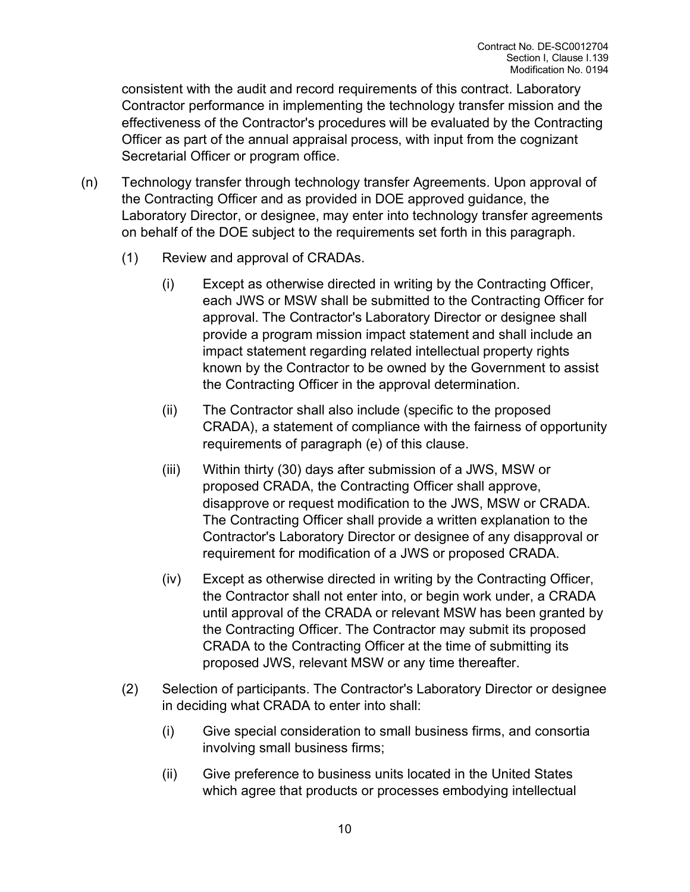consistent with the audit and record requirements of this contract. Laboratory Contractor performance in implementing the technology transfer mission and the effectiveness of the Contractor's procedures will be evaluated by the Contracting Officer as part of the annual appraisal process, with input from the cognizant Secretarial Officer or program office.

(n) Technology transfer through technology transfer Agreements. Upon approval of the Contracting Officer and as provided in DOE approved guidance, the Laboratory Director, or designee, may enter into technology transfer agreements on behalf of the DOE subject to the requirements set forth in this paragraph.

(1) Review and approval of CRADAs.

(i) Except as otherwise directed in writing by the Contracting Officer, each JWS or MSW shall be submitted to the Contracting Officer for approval. The Contractor's Laboratory Director or designee shall provide a program mission impact statement and shall include an impact statement regarding related intellectual property rights known by the Contractor to be owned by the Government to assist the Contracting Officer in the approval determination.

(ii) The Contractor shall also include (specific to the proposed CRADA), a statement of compliance with the fairness of opportunity requirements of paragraph (e) of this clause.

(iii) Within thirty (30) days after submission of a JWS, MSW or proposed CRADA, the Contracting Officer shall approve, disapprove or request modification to the JWS, MSW or CRADA. The Contracting Officer shall provide a written explanation to the Contractor's Laboratory Director or designee of any disapproval or requirement for modification of a JWS or proposed CRADA.

(iv) Except as otherwise directed in writing by the Contracting Officer, the Contractor shall not enter into, or begin work under, a CRADA until approval of the CRADA or relevant MSW has been granted by the Contracting Officer. The Contractor may submit its proposed CRADA to the Contracting Officer at the time of submitting its proposed JWS, relevant MSW or any time thereafter.

(2) Selection of participants. The Contractor's Laboratory Director or designee in deciding what CRADA to enter into shall:

(i) Give special consideration to small business firms, and consortia involving small business firms;

(ii) Give preference to business units located in the United States which agree that products or processes embodying intellectual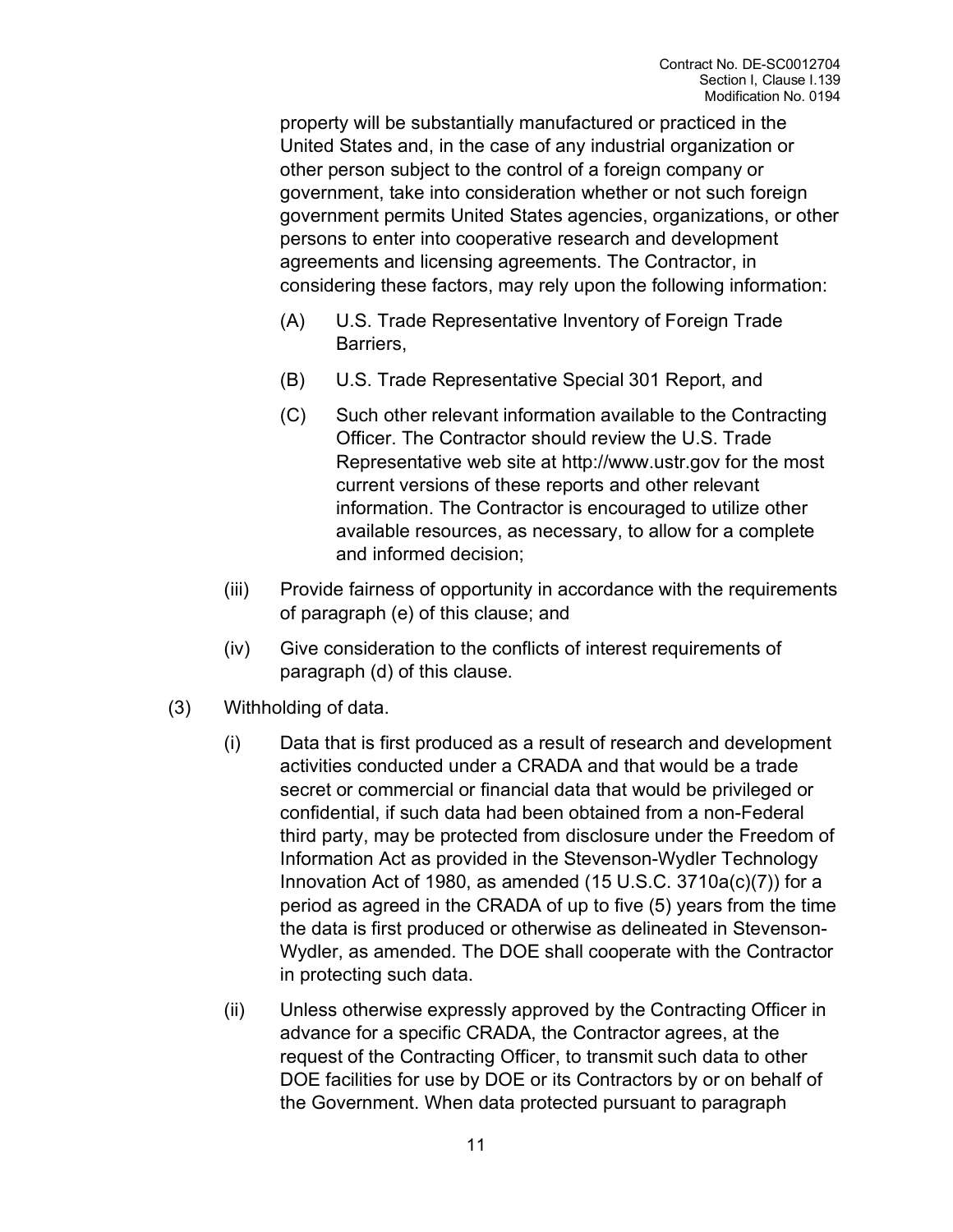property will be substantially manufactured or practiced in the United States and, in the case of any industrial organization or other person subject to the control of a foreign company or government, take into consideration whether or not such foreign government permits United States agencies, organizations, or other persons to enter into cooperative research and development agreements and licensing agreements. The Contractor, in considering these factors, may rely upon the following information:

(A) U.S. Trade Representative Inventory of Foreign Trade Barriers,

(B) U.S. Trade Representative Special 301 Report, and

(C) Such other relevant information available to the Contracting Officer. The Contractor should review the U.S. Trade Representative web site at http://www.ustr.gov for the most current versions of these reports and other relevant information. The Contractor is encouraged to utilize other available resources, as necessary, to allow for a complete and informed decision;

(iii) Provide fairness of opportunity in accordance with the requirements of paragraph (e) of this clause; and

(iv) Give consideration to the conflicts of interest requirements of paragraph (d) of this clause.

(3) Withholding of data.

(i) Data that is first produced as a result of research and development activities conducted under a CRADA and that would be a trade secret or commercial or financial data that would be privileged or confidential, if such data had been obtained from a non-Federal third party, may be protected from disclosure under the Freedom of Information Act as provided in the Stevenson-Wydler Technology Innovation Act of 1980, as amended (15 U.S.C. 3710a(c)(7)) for a period as agreed in the CRADA of up to five (5) years from the time the data is first produced or otherwise as delineated in Stevenson-Wydler, as amended. The DOE shall cooperate with the Contractor in protecting such data.

(ii) Unless otherwise expressly approved by the Contracting Officer in advance for a specific CRADA, the Contractor agrees, at the request of the Contracting Officer, to transmit such data to other DOE facilities for use by DOE or its Contractors by or on behalf of the Government. When data protected pursuant to paragraph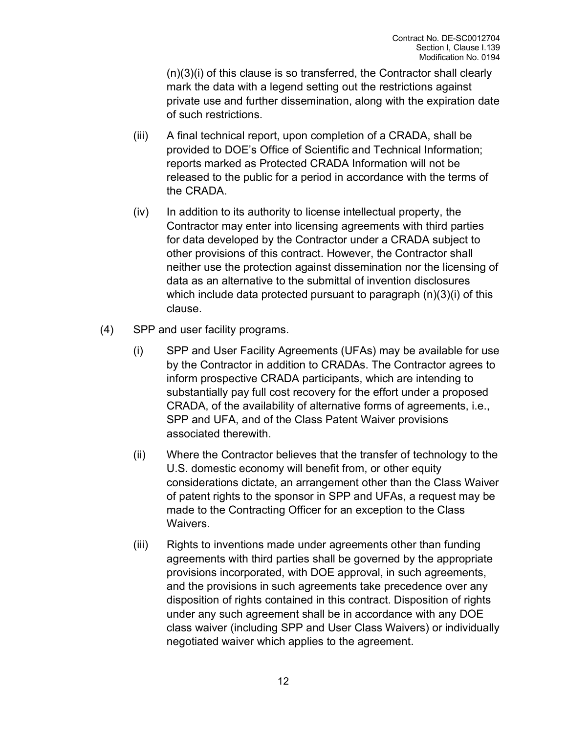(n)(3)(i) of this clause is so transferred, the Contractor shall clearly mark the data with a legend setting out the restrictions against private use and further dissemination, along with the expiration date of such restrictions.

(iii) A final technical report, upon completion of a CRADA, shall be provided to DOE's Office of Scientific and Technical Information; reports marked as Protected CRADA Information will not be released to the public for a period in accordance with the terms of the CRADA.

(iv) In addition to its authority to license intellectual property, the Contractor may enter into licensing agreements with third parties for data developed by the Contractor under a CRADA subject to other provisions of this contract. However, the Contractor shall neither use the protection against dissemination nor the licensing of data as an alternative to the submittal of invention disclosures which include data protected pursuant to paragraph (n)(3)(i) of this clause.

(4) SPP and user facility programs.

(i) SPP and User Facility Agreements (UFAs) may be available for use by the Contractor in addition to CRADAs. The Contractor agrees to inform prospective CRADA participants, which are intending to substantially pay full cost recovery for the effort under a proposed CRADA, of the availability of alternative forms of agreements, i.e., SPP and UFA, and of the Class Patent Waiver provisions associated therewith.

(ii) Where the Contractor believes that the transfer of technology to the U.S. domestic economy will benefit from, or other equity considerations dictate, an arrangement other than the Class Waiver of patent rights to the sponsor in SPP and UFAs, a request may be made to the Contracting Officer for an exception to the Class Waivers.

(iii) Rights to inventions made under agreements other than funding agreements with third parties shall be governed by the appropriate provisions incorporated, with DOE approval, in such agreements, and the provisions in such agreements take precedence over any disposition of rights contained in this contract. Disposition of rights under any such agreement shall be in accordance with any DOE class waiver (including SPP and User Class Waivers) or individually negotiated waiver which applies to the agreement.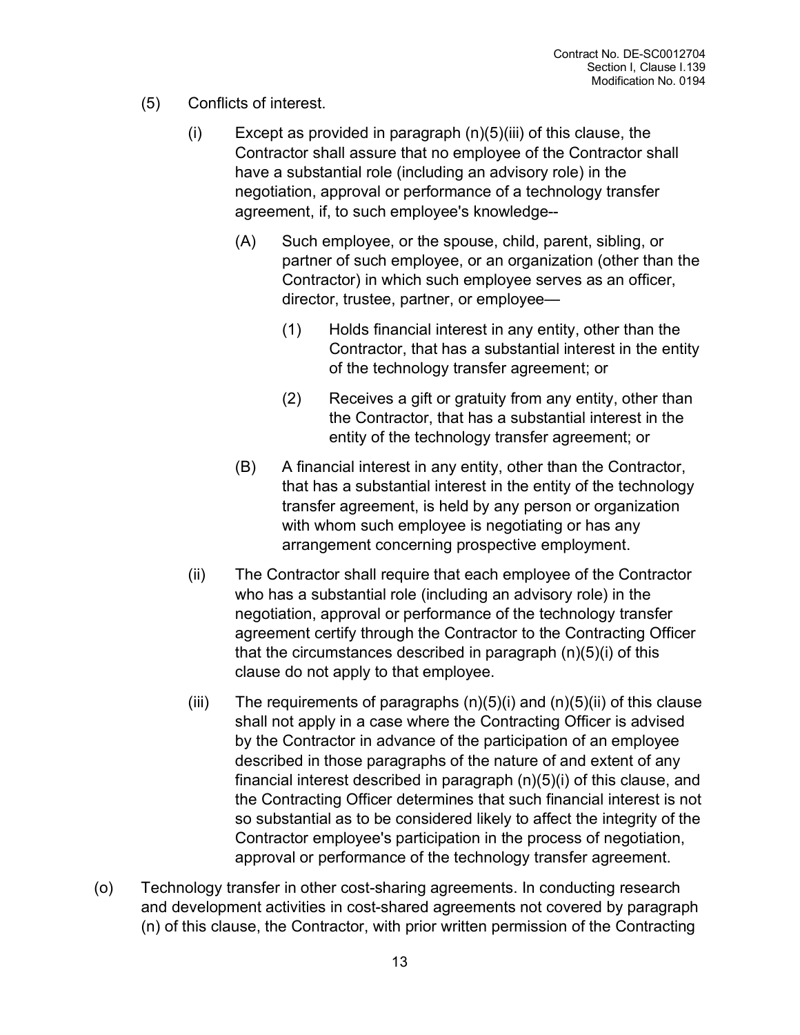(5) Conflicts of interest.

(i) Except as provided in paragraph (n)(5)(iii) of this clause, the Contractor shall assure that no employee of the Contractor shall have a substantial role (including an advisory role) in the negotiation, approval or performance of a technology transfer agreement, if, to such employee's knowledge--

(A) Such employee, or the spouse, child, parent, sibling, or partner of such employee, or an organization (other than the Contractor) in which such employee serves as an officer, director, trustee, partner, or employee—

(1) Holds financial interest in any entity, other than the Contractor, that has a substantial interest in the entity of the technology transfer agreement; or

(2) Receives a gift or gratuity from any entity, other than the Contractor, that has a substantial interest in the entity of the technology transfer agreement; or

(B) A financial interest in any entity, other than the Contractor, that has a substantial interest in the entity of the technology transfer agreement, is held by any person or organization with whom such employee is negotiating or has any arrangement concerning prospective employment.

(ii) The Contractor shall require that each employee of the Contractor who has a substantial role (including an advisory role) in the negotiation, approval or performance of the technology transfer agreement certify through the Contractor to the Contracting Officer that the circumstances described in paragraph (n)(5)(i) of this clause do not apply to that employee.

(iii) The requirements of paragraphs (n)(5)(i) and (n)(5)(ii) of this clause shall not apply in a case where the Contracting Officer is advised by the Contractor in advance of the participation of an employee described in those paragraphs of the nature of and extent of any financial interest described in paragraph (n)(5)(i) of this clause, and the Contracting Officer determines that such financial interest is not so substantial as to be considered likely to affect the integrity of the Contractor employee's participation in the process of negotiation, approval or performance of the technology transfer agreement.

(o) Technology transfer in other cost-sharing agreements. In conducting research and development activities in cost-shared agreements not covered by paragraph (n) of this clause, the Contractor, with prior written permission of the Contracting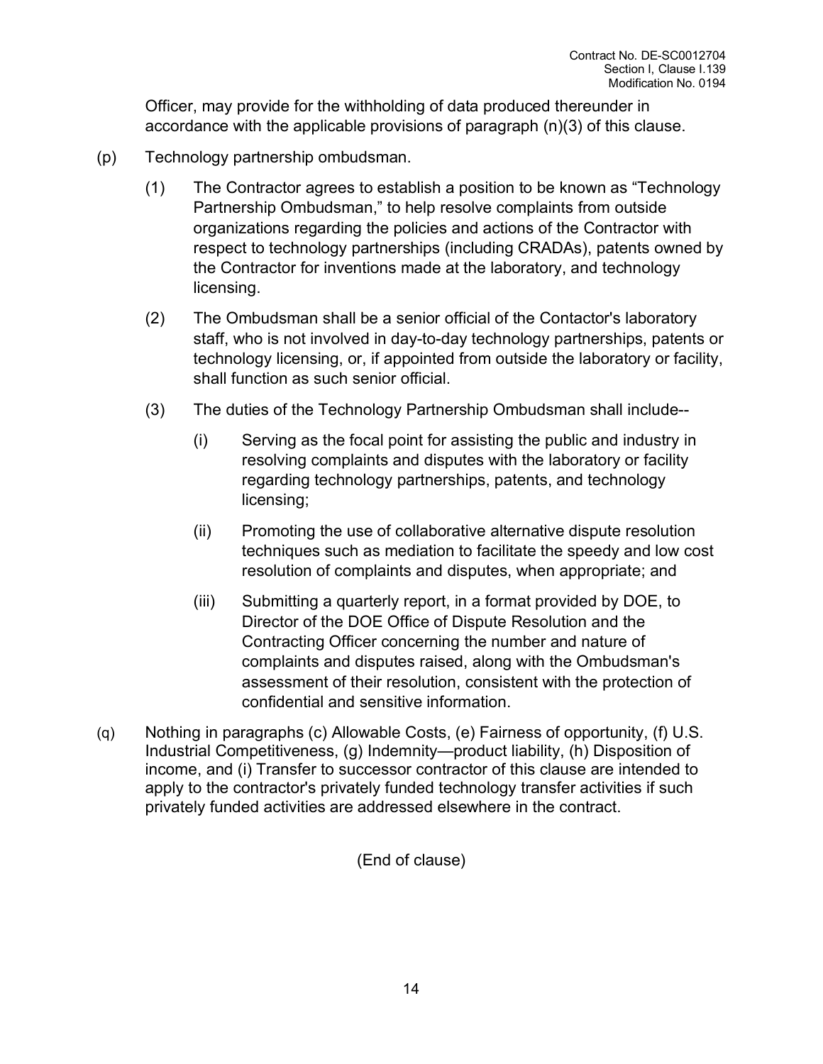Officer, may provide for the withholding of data produced thereunder in accordance with the applicable provisions of paragraph (n)(3) of this clause.

(p) Technology partnership ombudsman.

(1) The Contractor agrees to establish a position to be known as "Technology Partnership Ombudsman," to help resolve complaints from outside organizations regarding the policies and actions of the Contractor with respect to technology partnerships (including CRADAs), patents owned by the Contractor for inventions made at the laboratory, and technology licensing.

(2) The Ombudsman shall be a senior official of the Contactor's laboratory staff, who is not involved in day-to-day technology partnerships, patents or technology licensing, or, if appointed from outside the laboratory or facility, shall function as such senior official.

(3) The duties of the Technology Partnership Ombudsman shall include--

(i) Serving as the focal point for assisting the public and industry in resolving complaints and disputes with the laboratory or facility regarding technology partnerships, patents, and technology licensing;

(ii) Promoting the use of collaborative alternative dispute resolution techniques such as mediation to facilitate the speedy and low cost resolution of complaints and disputes, when appropriate; and

(iii) Submitting a quarterly report, in a format provided by DOE, to Director of the DOE Office of Dispute Resolution and the Contracting Officer concerning the number and nature of complaints and disputes raised, along with the Ombudsman's assessment of their resolution, consistent with the protection of confidential and sensitive information.

(q) Nothing in paragraphs (c) Allowable Costs, (e) Fairness of opportunity, (f) U.S. Industrial Competitiveness, (g) Indemnity—product liability, (h) Disposition of income, and (i) Transfer to successor contractor of this clause are intended to apply to the contractor's privately funded technology transfer activities if such privately funded activities are addressed elsewhere in the contract.

(End of clause)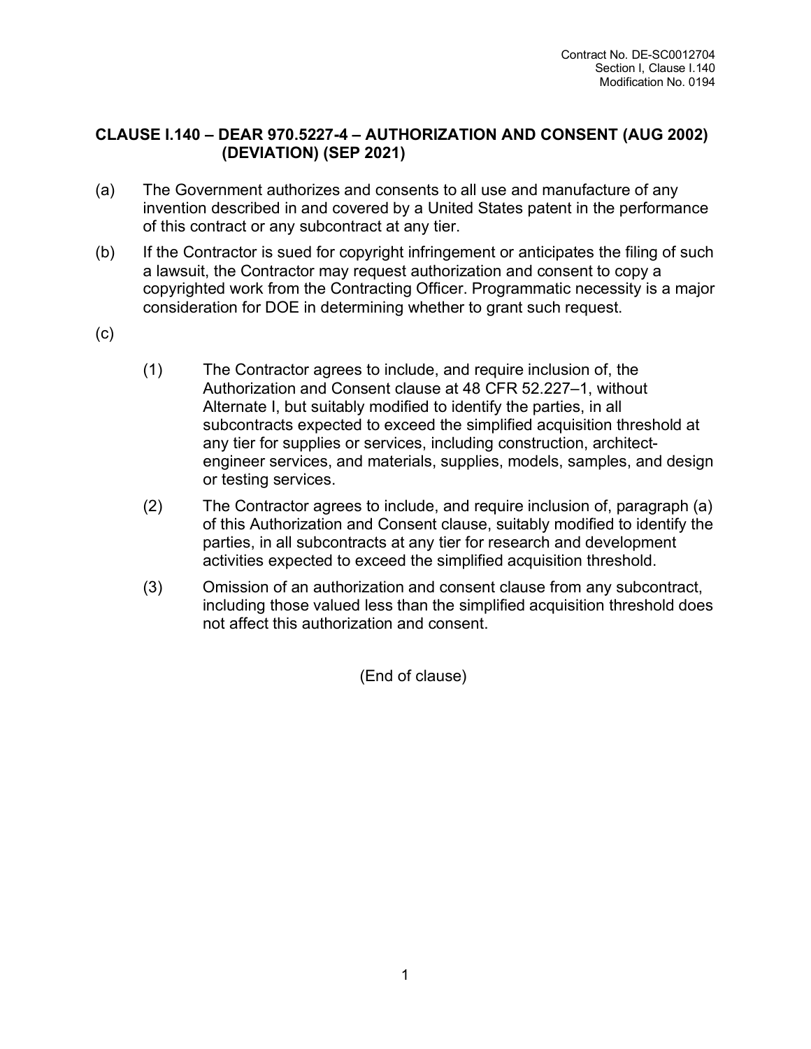## CLAUSE I.140 – DEAR 970.5227-4 – AUTHORIZATION AND CONSENT (AUG 2002) (DEVIATION) (SEP 2021)

(a) The Government authorizes and consents to all use and manufacture of any invention described in and covered by a United States patent in the performance of this contract or any subcontract at any tier.

(b) If the Contractor is sued for copyright infringement or anticipates the filing of such a lawsuit, the Contractor may request authorization and consent to copy a copyrighted work from the Contracting Officer. Programmatic necessity is a major consideration for DOE in determining whether to grant such request.

(c)

(1) The Contractor agrees to include, and require inclusion of, the Authorization and Consent clause at 48 CFR 52.227–1, without Alternate I, but suitably modified to identify the parties, in all subcontracts expected to exceed the simplified acquisition threshold at any tier for supplies or services, including construction, architect-engineer services, and materials, supplies, models, samples, and design or testing services.

(2) The Contractor agrees to include, and require inclusion of, paragraph (a) of this Authorization and Consent clause, suitably modified to identify the parties, in all subcontracts at any tier for research and development activities expected to exceed the simplified acquisition threshold.

(3) Omission of an authorization and consent clause from any subcontract, including those valued less than the simplified acquisition threshold does not affect this authorization and consent.

(End of clause)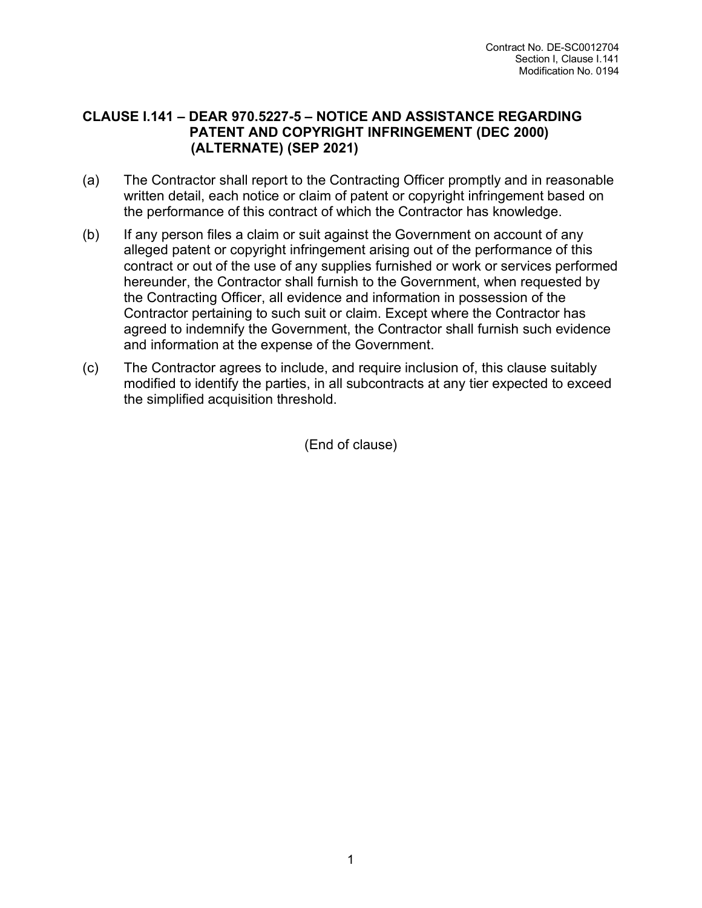## CLAUSE I.141 – DEAR 970.5227-5 – NOTICE AND ASSISTANCE REGARDING PATENT AND COPYRIGHT INFRINGEMENT (DEC 2000) (ALTERNATE) (SEP 2021)

(a) The Contractor shall report to the Contracting Officer promptly and in reasonable written detail, each notice or claim of patent or copyright infringement based on the performance of this contract of which the Contractor has knowledge.

(b) If any person files a claim or suit against the Government on account of any alleged patent or copyright infringement arising out of the performance of this contract or out of the use of any supplies furnished or work or services performed hereunder, the Contractor shall furnish to the Government, when requested by the Contracting Officer, all evidence and information in possession of the Contractor pertaining to such suit or claim. Except where the Contractor has agreed to indemnify the Government, the Contractor shall furnish such evidence and information at the expense of the Government.

(c) The Contractor agrees to include, and require inclusion of, this clause suitably modified to identify the parties, in all subcontracts at any tier expected to exceed the simplified acquisition threshold.

(End of clause)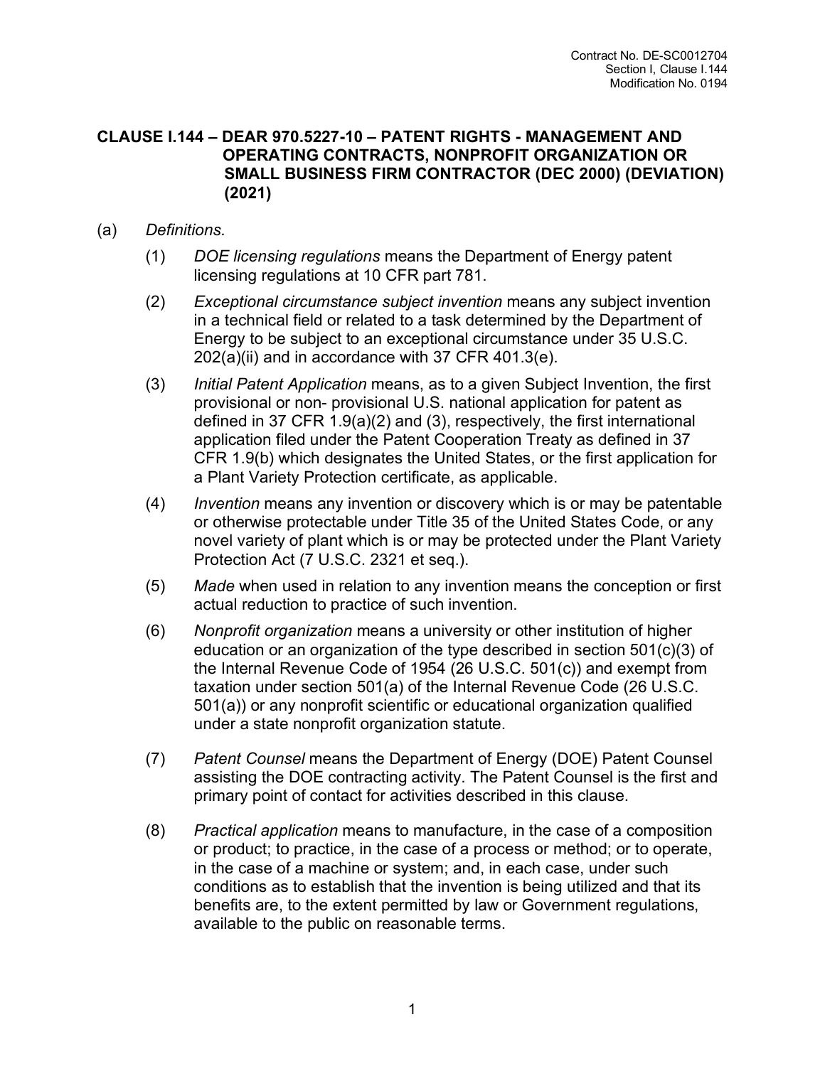## CLAUSE I.144 – DEAR 970.5227-10 – PATENT RIGHTS - MANAGEMENT AND OPERATING CONTRACTS, NONPROFIT ORGANIZATION OR SMALL BUSINESS FIRM CONTRACTOR (DEC 2000) (DEVIATION) (2021)

(a) *Definitions.*

(1) *DOE licensing regulations* means the Department of Energy patent licensing regulations at 10 CFR part 781.

(2) *Exceptional circumstance subject invention* means any subject invention in a technical field or related to a task determined by the Department of Energy to be subject to an exceptional circumstance under 35 U.S.C. 202(a)(ii) and in accordance with 37 CFR 401.3(e).

(3) *Initial Patent Application* means, as to a given Subject Invention, the first provisional or non- provisional U.S. national application for patent as defined in 37 CFR 1.9(a)(2) and (3), respectively, the first international application filed under the Patent Cooperation Treaty as defined in 37 CFR 1.9(b) which designates the United States, or the first application for a Plant Variety Protection certificate, as applicable.

(4) *Invention* means any invention or discovery which is or may be patentable or otherwise protectable under Title 35 of the United States Code, or any novel variety of plant which is or may be protected under the Plant Variety Protection Act (7 U.S.C. 2321 et seq.).

(5) *Made* when used in relation to any invention means the conception or first actual reduction to practice of such invention.

(6) *Nonprofit organization* means a university or other institution of higher education or an organization of the type described in section 501(c)(3) of the Internal Revenue Code of 1954 (26 U.S.C. 501(c)) and exempt from taxation under section 501(a) of the Internal Revenue Code (26 U.S.C. 501(a)) or any nonprofit scientific or educational organization qualified under a state nonprofit organization statute.

(7) *Patent Counsel* means the Department of Energy (DOE) Patent Counsel assisting the DOE contracting activity. The Patent Counsel is the first and primary point of contact for activities described in this clause.

(8) *Practical application* means to manufacture, in the case of a composition or product; to practice, in the case of a process or method; or to operate, in the case of a machine or system; and, in each case, under such conditions as to establish that the invention is being utilized and that its benefits are, to the extent permitted by law or Government regulations, available to the public on reasonable terms.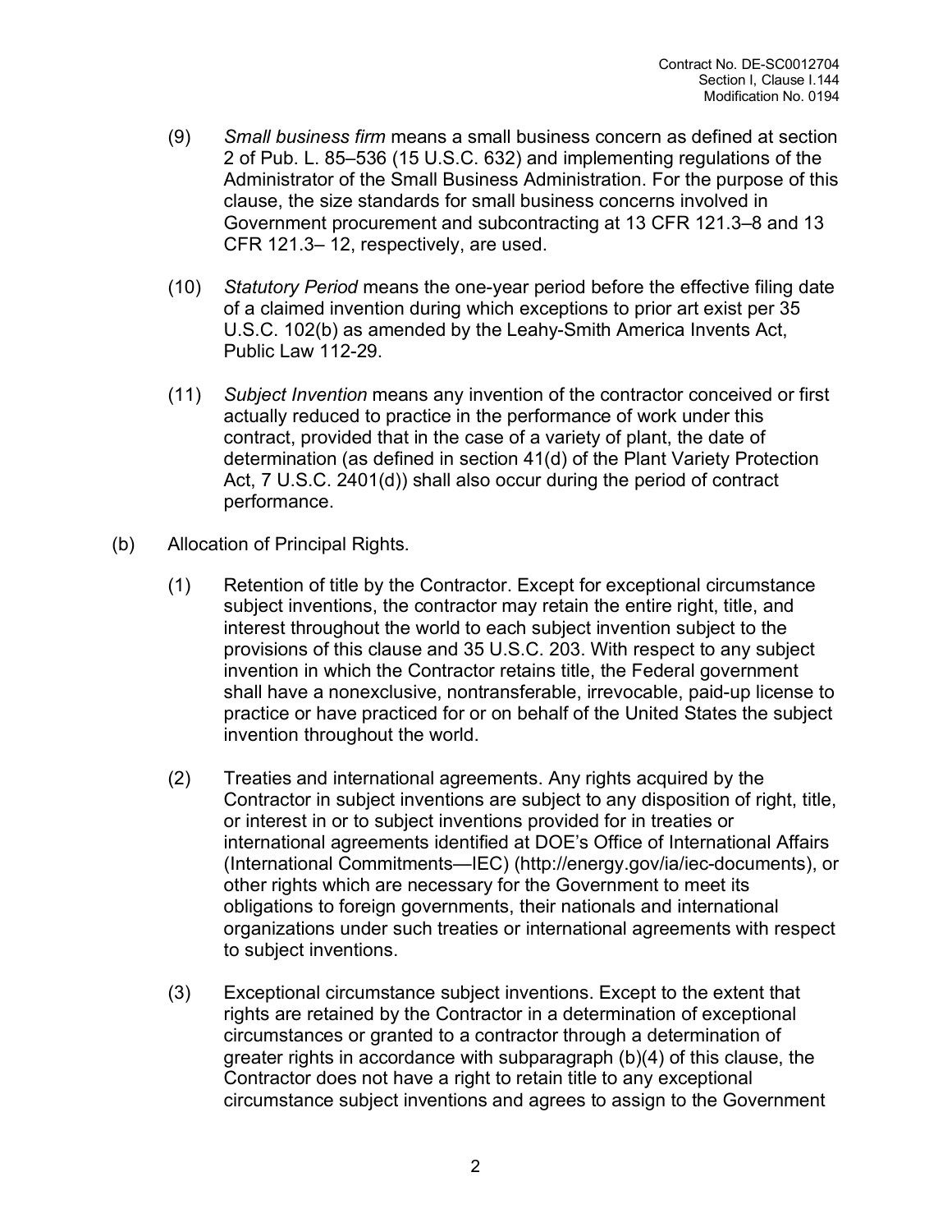(9) *Small business firm* means a small business concern as defined at section 2 of Pub. L. 85–536 (15 U.S.C. 632) and implementing regulations of the Administrator of the Small Business Administration. For the purpose of this clause, the size standards for small business concerns involved in Government procurement and subcontracting at 13 CFR 121.3–8 and 13 CFR 121.3– 12, respectively, are used.

(10) *Statutory Period* means the one-year period before the effective filing date of a claimed invention during which exceptions to prior art exist per 35 U.S.C. 102(b) as amended by the Leahy-Smith America Invents Act, Public Law 112-29.

(11) *Subject Invention* means any invention of the contractor conceived or first actually reduced to practice in the performance of work under this contract, provided that in the case of a variety of plant, the date of determination (as defined in section 41(d) of the Plant Variety Protection Act, 7 U.S.C. 2401(d)) shall also occur during the period of contract performance.

(b) Allocation of Principal Rights.

(1) Retention of title by the Contractor. Except for exceptional circumstance subject inventions, the contractor may retain the entire right, title, and interest throughout the world to each subject invention subject to the provisions of this clause and 35 U.S.C. 203. With respect to any subject invention in which the Contractor retains title, the Federal government shall have a nonexclusive, nontransferable, irrevocable, paid-up license to practice or have practiced for or on behalf of the United States the subject invention throughout the world.

(2) Treaties and international agreements. Any rights acquired by the Contractor in subject inventions are subject to any disposition of right, title, or interest in or to subject inventions provided for in treaties or international agreements identified at DOE's Office of International Affairs (International Commitments—IEC) (http://energy.gov/ia/iec-documents), or other rights which are necessary for the Government to meet its obligations to foreign governments, their nationals and international organizations under such treaties or international agreements with respect to subject inventions.

(3) Exceptional circumstance subject inventions. Except to the extent that rights are retained by the Contractor in a determination of exceptional circumstances or granted to a contractor through a determination of greater rights in accordance with subparagraph (b)(4) of this clause, the Contractor does not have a right to retain title to any exceptional circumstance subject inventions and agrees to assign to the Government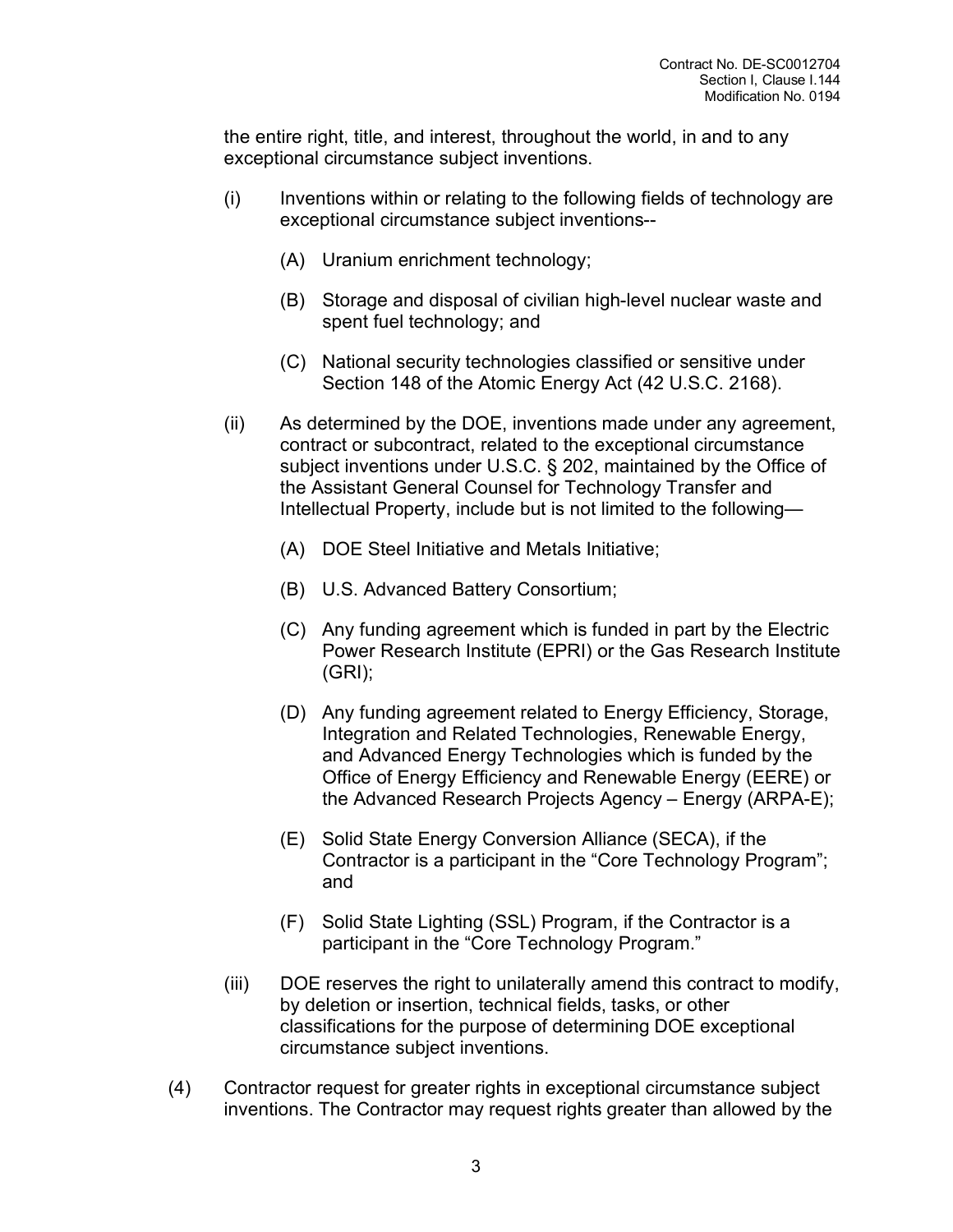the entire right, title, and interest, throughout the world, in and to any exceptional circumstance subject inventions.

(i) Inventions within or relating to the following fields of technology are exceptional circumstance subject inventions--

(A) Uranium enrichment technology;

(B) Storage and disposal of civilian high-level nuclear waste and spent fuel technology; and

(C) National security technologies classified or sensitive under Section 148 of the Atomic Energy Act (42 U.S.C. 2168).

(ii) As determined by the DOE, inventions made under any agreement, contract or subcontract, related to the exceptional circumstance subject inventions under U.S.C. § 202, maintained by the Office of the Assistant General Counsel for Technology Transfer and Intellectual Property, include but is not limited to the following—

(A) DOE Steel Initiative and Metals Initiative;

(B) U.S. Advanced Battery Consortium;

(C) Any funding agreement which is funded in part by the Electric Power Research Institute (EPRI) or the Gas Research Institute (GRI);

(D) Any funding agreement related to Energy Efficiency, Storage, Integration and Related Technologies, Renewable Energy, and Advanced Energy Technologies which is funded by the Office of Energy Efficiency and Renewable Energy (EERE) or the Advanced Research Projects Agency – Energy (ARPA-E);

(E) Solid State Energy Conversion Alliance (SECA), if the Contractor is a participant in the "Core Technology Program"; and

(F) Solid State Lighting (SSL) Program, if the Contractor is a participant in the "Core Technology Program."

(iii) DOE reserves the right to unilaterally amend this contract to modify, by deletion or insertion, technical fields, tasks, or other classifications for the purpose of determining DOE exceptional circumstance subject inventions.

(4) Contractor request for greater rights in exceptional circumstance subject inventions. The Contractor may request rights greater than allowed by the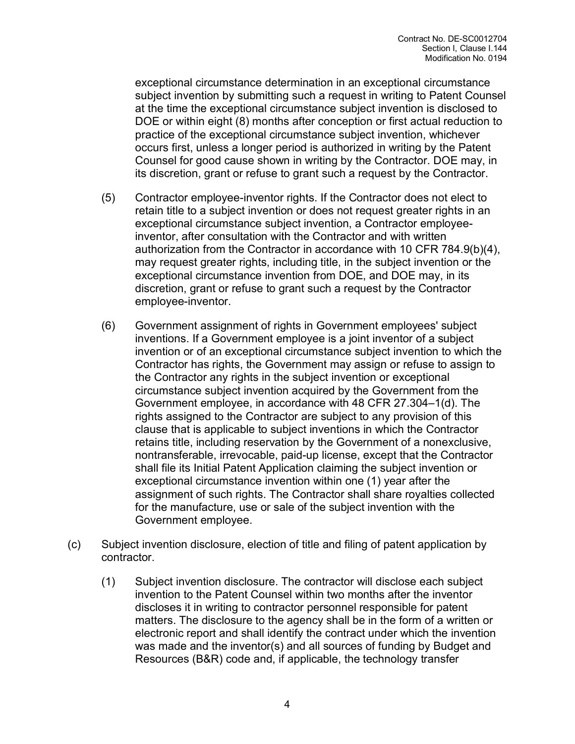exceptional circumstance determination in an exceptional circumstance subject invention by submitting such a request in writing to Patent Counsel at the time the exceptional circumstance subject invention is disclosed to DOE or within eight (8) months after conception or first actual reduction to practice of the exceptional circumstance subject invention, whichever occurs first, unless a longer period is authorized in writing by the Patent Counsel for good cause shown in writing by the Contractor. DOE may, in its discretion, grant or refuse to grant such a request by the Contractor.

(5) Contractor employee-inventor rights. If the Contractor does not elect to retain title to a subject invention or does not request greater rights in an exceptional circumstance subject invention, a Contractor employee-inventor, after consultation with the Contractor and with written authorization from the Contractor in accordance with 10 CFR 784.9(b)(4), may request greater rights, including title, in the subject invention or the exceptional circumstance invention from DOE, and DOE may, in its discretion, grant or refuse to grant such a request by the Contractor employee-inventor.

(6) Government assignment of rights in Government employees' subject inventions. If a Government employee is a joint inventor of a subject invention or of an exceptional circumstance subject invention to which the Contractor has rights, the Government may assign or refuse to assign to the Contractor any rights in the subject invention or exceptional circumstance subject invention acquired by the Government from the Government employee, in accordance with 48 CFR 27.304–1(d). The rights assigned to the Contractor are subject to any provision of this clause that is applicable to subject inventions in which the Contractor retains title, including reservation by the Government of a nonexclusive, nontransferable, irrevocable, paid-up license, except that the Contractor shall file its Initial Patent Application claiming the subject invention or exceptional circumstance invention within one (1) year after the assignment of such rights. The Contractor shall share royalties collected for the manufacture, use or sale of the subject invention with the Government employee.

(c) Subject invention disclosure, election of title and filing of patent application by contractor.

(1) Subject invention disclosure. The contractor will disclose each subject invention to the Patent Counsel within two months after the inventor discloses it in writing to contractor personnel responsible for patent matters. The disclosure to the agency shall be in the form of a written or electronic report and shall identify the contract under which the invention was made and the inventor(s) and all sources of funding by Budget and Resources (B&R) code and, if applicable, the technology transfer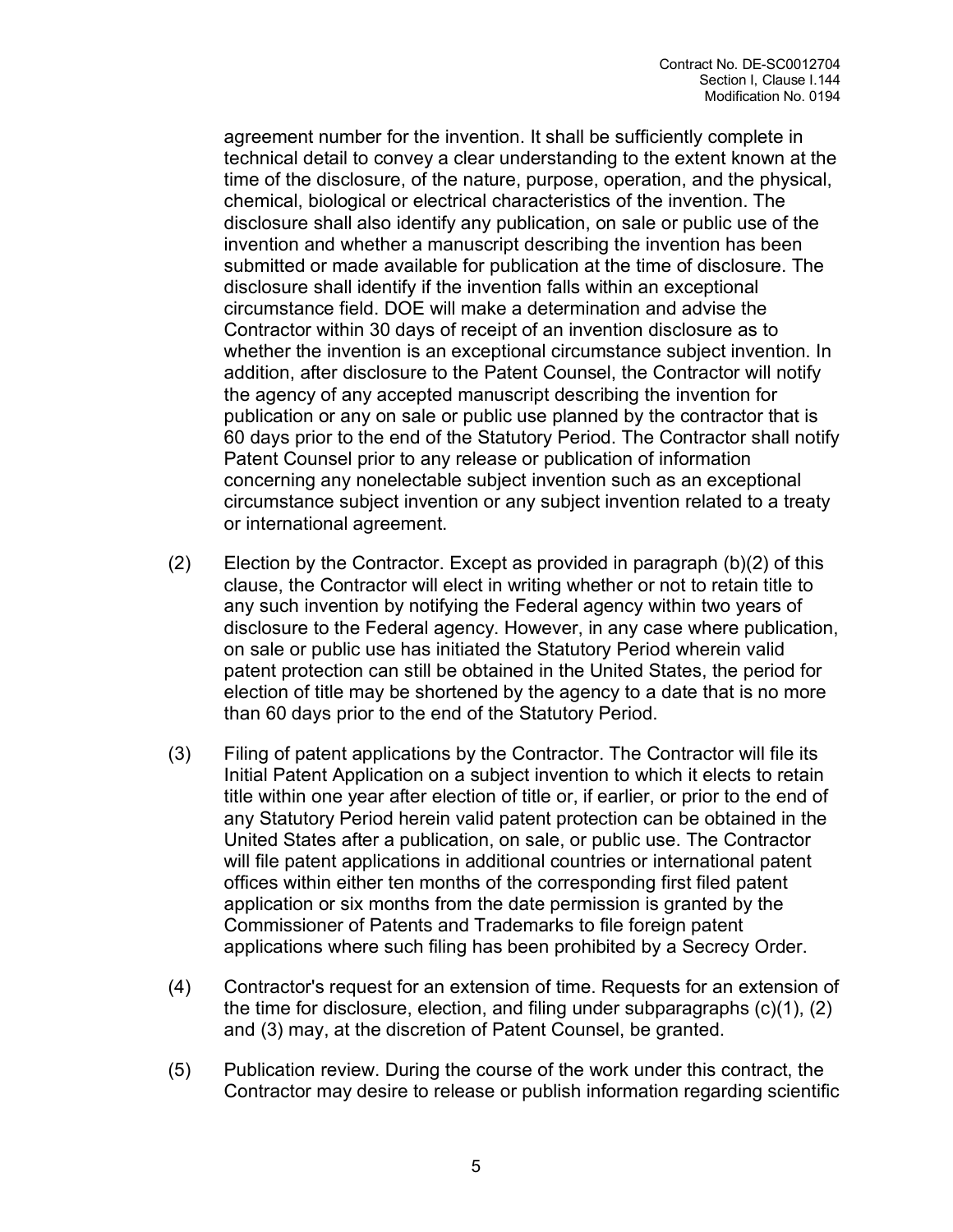agreement number for the invention. It shall be sufficiently complete in technical detail to convey a clear understanding to the extent known at the time of the disclosure, of the nature, purpose, operation, and the physical, chemical, biological or electrical characteristics of the invention. The disclosure shall also identify any publication, on sale or public use of the invention and whether a manuscript describing the invention has been submitted or made available for publication at the time of disclosure. The disclosure shall identify if the invention falls within an exceptional circumstance field. DOE will make a determination and advise the Contractor within 30 days of receipt of an invention disclosure as to whether the invention is an exceptional circumstance subject invention. In addition, after disclosure to the Patent Counsel, the Contractor will notify the agency of any accepted manuscript describing the invention for publication or any on sale or public use planned by the contractor that is 60 days prior to the end of the Statutory Period. The Contractor shall notify Patent Counsel prior to any release or publication of information concerning any nonelectable subject invention such as an exceptional circumstance subject invention or any subject invention related to a treaty or international agreement.

(2) Election by the Contractor. Except as provided in paragraph (b)(2) of this clause, the Contractor will elect in writing whether or not to retain title to any such invention by notifying the Federal agency within two years of disclosure to the Federal agency. However, in any case where publication, on sale or public use has initiated the Statutory Period wherein valid patent protection can still be obtained in the United States, the period for election of title may be shortened by the agency to a date that is no more than 60 days prior to the end of the Statutory Period.

(3) Filing of patent applications by the Contractor. The Contractor will file its Initial Patent Application on a subject invention to which it elects to retain title within one year after election of title or, if earlier, or prior to the end of any Statutory Period herein valid patent protection can be obtained in the United States after a publication, on sale, or public use. The Contractor will file patent applications in additional countries or international patent offices within either ten months of the corresponding first filed patent application or six months from the date permission is granted by the Commissioner of Patents and Trademarks to file foreign patent applications where such filing has been prohibited by a Secrecy Order.

(4) Contractor's request for an extension of time. Requests for an extension of the time for disclosure, election, and filing under subparagraphs (c)(1), (2) and (3) may, at the discretion of Patent Counsel, be granted.

(5) Publication review. During the course of the work under this contract, the Contractor may desire to release or publish information regarding scientific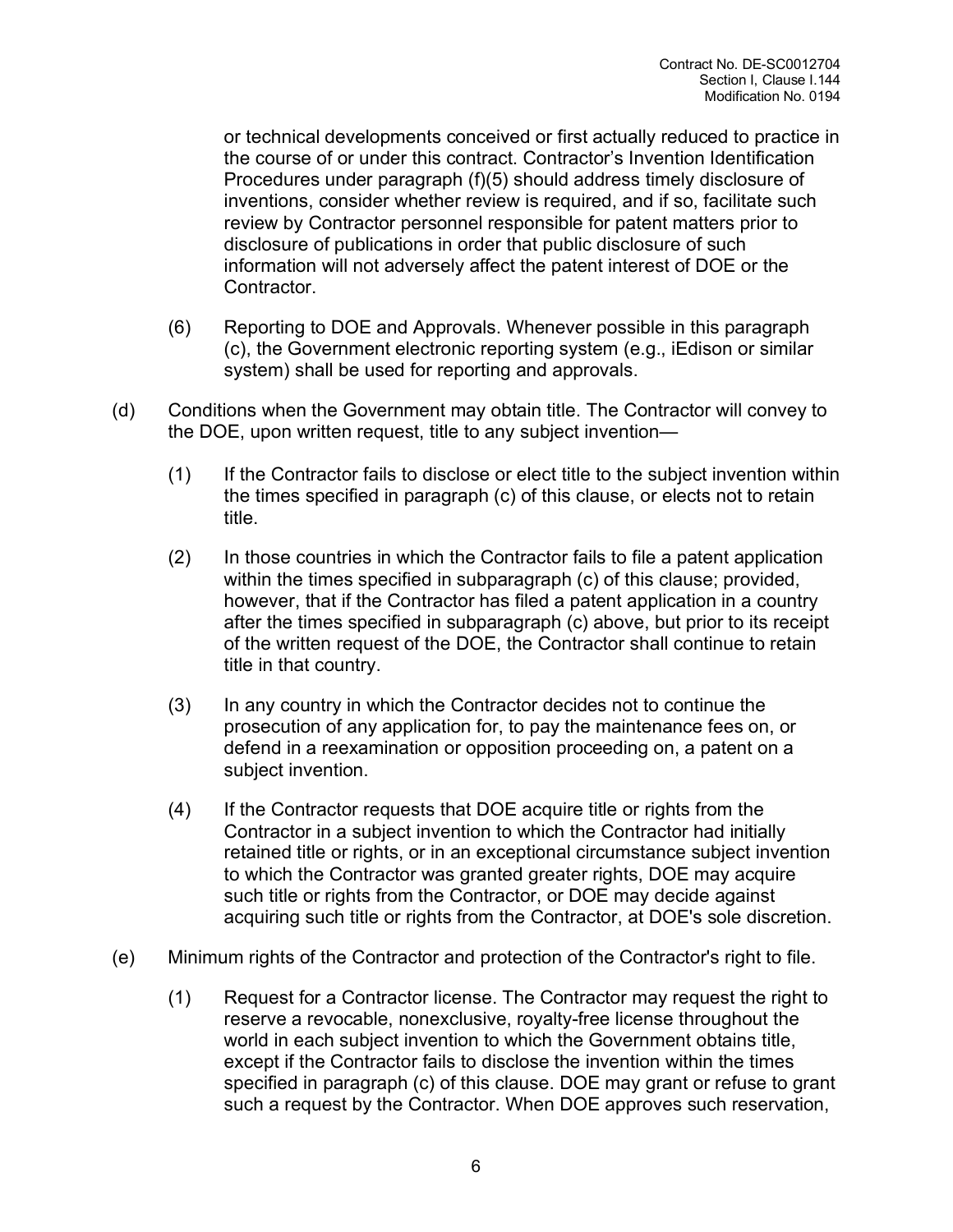or technical developments conceived or first actually reduced to practice in the course of or under this contract. Contractor's Invention Identification Procedures under paragraph (f)(5) should address timely disclosure of inventions, consider whether review is required, and if so, facilitate such review by Contractor personnel responsible for patent matters prior to disclosure of publications in order that public disclosure of such information will not adversely affect the patent interest of DOE or the Contractor.

(6) Reporting to DOE and Approvals. Whenever possible in this paragraph (c), the Government electronic reporting system (e.g., iEdison or similar system) shall be used for reporting and approvals.

(d) Conditions when the Government may obtain title. The Contractor will convey to the DOE, upon written request, title to any subject invention—

(1) If the Contractor fails to disclose or elect title to the subject invention within the times specified in paragraph (c) of this clause, or elects not to retain title.

(2) In those countries in which the Contractor fails to file a patent application within the times specified in subparagraph (c) of this clause; provided, however, that if the Contractor has filed a patent application in a country after the times specified in subparagraph (c) above, but prior to its receipt of the written request of the DOE, the Contractor shall continue to retain title in that country.

(3) In any country in which the Contractor decides not to continue the prosecution of any application for, to pay the maintenance fees on, or defend in a reexamination or opposition proceeding on, a patent on a subject invention.

(4) If the Contractor requests that DOE acquire title or rights from the Contractor in a subject invention to which the Contractor had initially retained title or rights, or in an exceptional circumstance subject invention to which the Contractor was granted greater rights, DOE may acquire such title or rights from the Contractor, or DOE may decide against acquiring such title or rights from the Contractor, at DOE's sole discretion.

(e) Minimum rights of the Contractor and protection of the Contractor's right to file.

(1) Request for a Contractor license. The Contractor may request the right to reserve a revocable, nonexclusive, royalty-free license throughout the world in each subject invention to which the Government obtains title, except if the Contractor fails to disclose the invention within the times specified in paragraph (c) of this clause. DOE may grant or refuse to grant such a request by the Contractor. When DOE approves such reservation,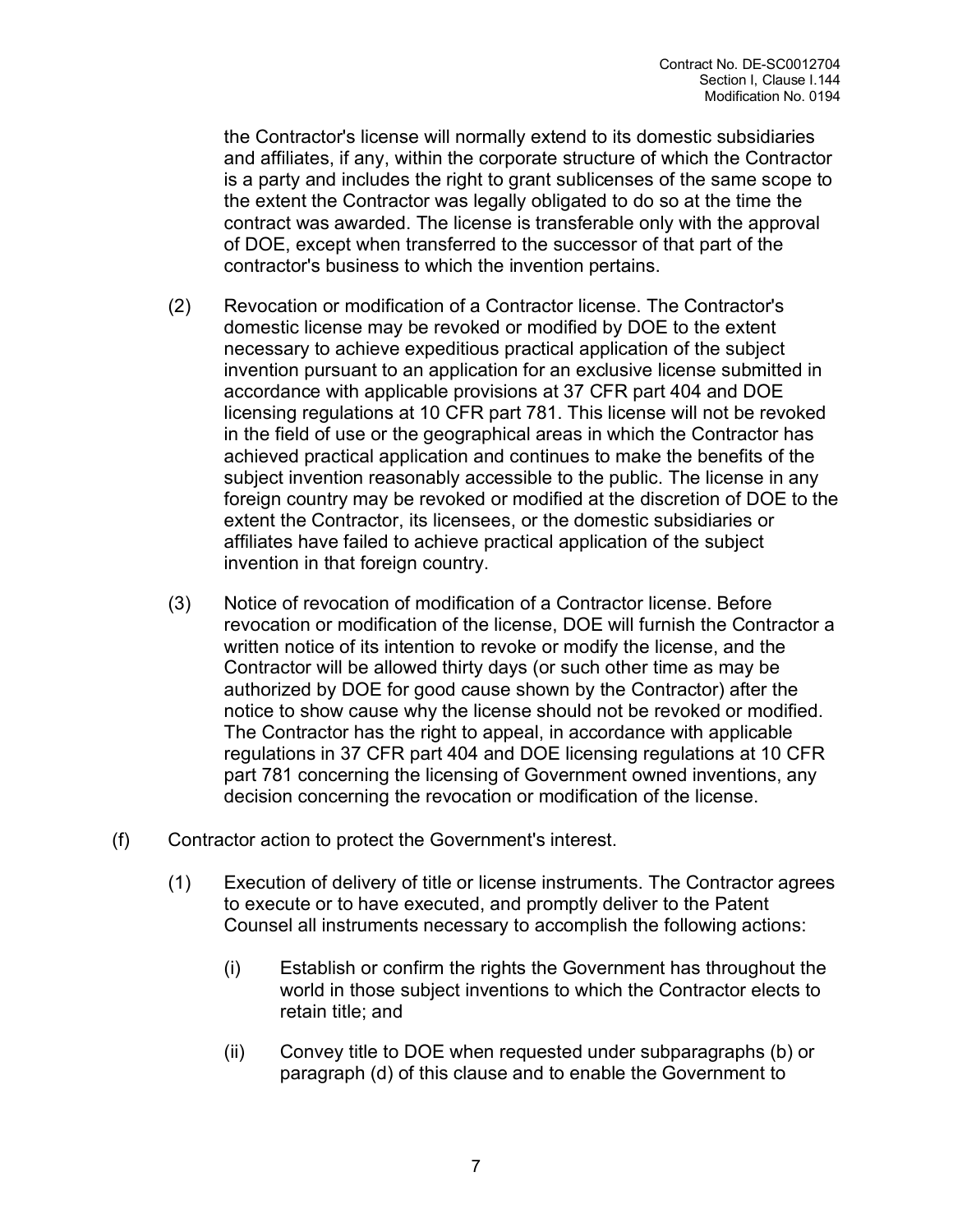the Contractor's license will normally extend to its domestic subsidiaries and affiliates, if any, within the corporate structure of which the Contractor is a party and includes the right to grant sublicenses of the same scope to the extent the Contractor was legally obligated to do so at the time the contract was awarded. The license is transferable only with the approval of DOE, except when transferred to the successor of that part of the contractor's business to which the invention pertains.

(2) Revocation or modification of a Contractor license. The Contractor's domestic license may be revoked or modified by DOE to the extent necessary to achieve expeditious practical application of the subject invention pursuant to an application for an exclusive license submitted in accordance with applicable provisions at 37 CFR part 404 and DOE licensing regulations at 10 CFR part 781. This license will not be revoked in the field of use or the geographical areas in which the Contractor has achieved practical application and continues to make the benefits of the subject invention reasonably accessible to the public. The license in any foreign country may be revoked or modified at the discretion of DOE to the extent the Contractor, its licensees, or the domestic subsidiaries or affiliates have failed to achieve practical application of the subject invention in that foreign country.

(3) Notice of revocation of modification of a Contractor license. Before revocation or modification of the license, DOE will furnish the Contractor a written notice of its intention to revoke or modify the license, and the Contractor will be allowed thirty days (or such other time as may be authorized by DOE for good cause shown by the Contractor) after the notice to show cause why the license should not be revoked or modified. The Contractor has the right to appeal, in accordance with applicable regulations in 37 CFR part 404 and DOE licensing regulations at 10 CFR part 781 concerning the licensing of Government owned inventions, any decision concerning the revocation or modification of the license.

(f) Contractor action to protect the Government's interest.

(1) Execution of delivery of title or license instruments. The Contractor agrees to execute or to have executed, and promptly deliver to the Patent Counsel all instruments necessary to accomplish the following actions:

(i) Establish or confirm the rights the Government has throughout the world in those subject inventions to which the Contractor elects to retain title; and

(ii) Convey title to DOE when requested under subparagraphs (b) or paragraph (d) of this clause and to enable the Government to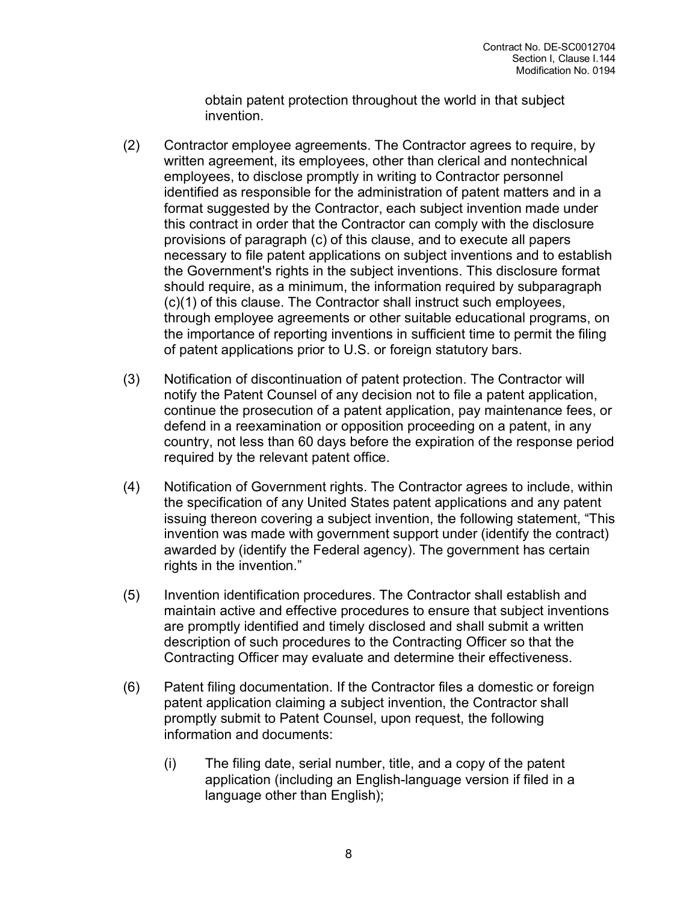obtain patent protection throughout the world in that subject invention.

(2) Contractor employee agreements. The Contractor agrees to require, by written agreement, its employees, other than clerical and nontechnical employees, to disclose promptly in writing to Contractor personnel identified as responsible for the administration of patent matters and in a format suggested by the Contractor, each subject invention made under this contract in order that the Contractor can comply with the disclosure provisions of paragraph (c) of this clause, and to execute all papers necessary to file patent applications on subject inventions and to establish the Government's rights in the subject inventions. This disclosure format should require, as a minimum, the information required by subparagraph (c)(1) of this clause. The Contractor shall instruct such employees, through employee agreements or other suitable educational programs, on the importance of reporting inventions in sufficient time to permit the filing of patent applications prior to U.S. or foreign statutory bars.

(3) Notification of discontinuation of patent protection. The Contractor will notify the Patent Counsel of any decision not to file a patent application, continue the prosecution of a patent application, pay maintenance fees, or defend in a reexamination or opposition proceeding on a patent, in any country, not less than 60 days before the expiration of the response period required by the relevant patent office.

(4) Notification of Government rights. The Contractor agrees to include, within the specification of any United States patent applications and any patent issuing thereon covering a subject invention, the following statement, "This invention was made with government support under (identify the contract) awarded by (identify the Federal agency). The government has certain rights in the invention."

(5) Invention identification procedures. The Contractor shall establish and maintain active and effective procedures to ensure that subject inventions are promptly identified and timely disclosed and shall submit a written description of such procedures to the Contracting Officer so that the Contracting Officer may evaluate and determine their effectiveness.

(6) Patent filing documentation. If the Contractor files a domestic or foreign patent application claiming a subject invention, the Contractor shall promptly submit to Patent Counsel, upon request, the following information and documents:

  (i) The filing date, serial number, title, and a copy of the patent application (including an English-language version if filed in a language other than English);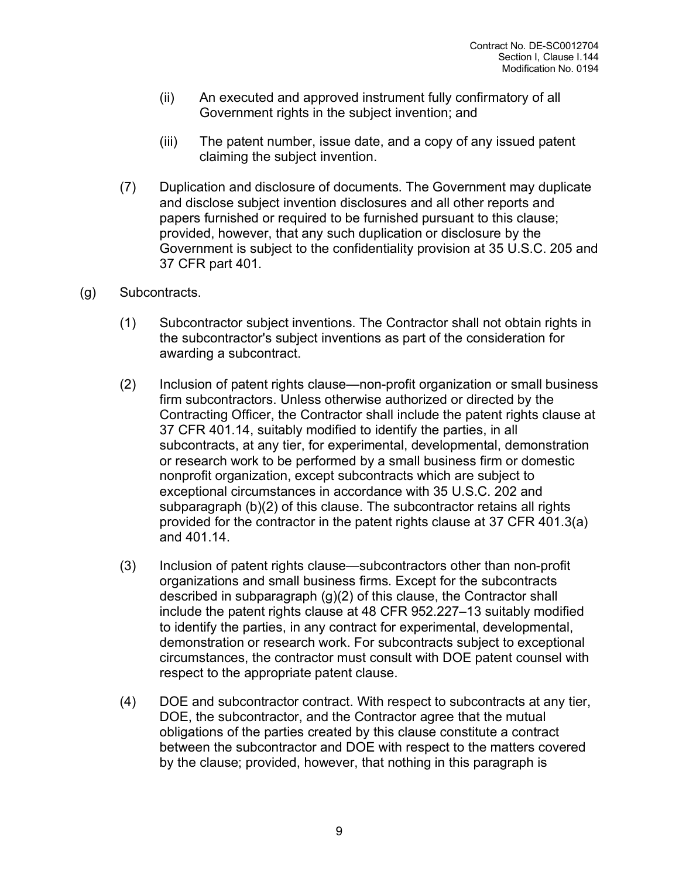(ii) An executed and approved instrument fully confirmatory of all Government rights in the subject invention; and

(iii) The patent number, issue date, and a copy of any issued patent claiming the subject invention.

(7) Duplication and disclosure of documents. The Government may duplicate and disclose subject invention disclosures and all other reports and papers furnished or required to be furnished pursuant to this clause; provided, however, that any such duplication or disclosure by the Government is subject to the confidentiality provision at 35 U.S.C. 205 and 37 CFR part 401.

(g) Subcontracts.

(1) Subcontractor subject inventions. The Contractor shall not obtain rights in the subcontractor's subject inventions as part of the consideration for awarding a subcontract.

(2) Inclusion of patent rights clause—non-profit organization or small business firm subcontractors. Unless otherwise authorized or directed by the Contracting Officer, the Contractor shall include the patent rights clause at 37 CFR 401.14, suitably modified to identify the parties, in all subcontracts, at any tier, for experimental, developmental, demonstration or research work to be performed by a small business firm or domestic nonprofit organization, except subcontracts which are subject to exceptional circumstances in accordance with 35 U.S.C. 202 and subparagraph (b)(2) of this clause. The subcontractor retains all rights provided for the contractor in the patent rights clause at 37 CFR 401.3(a) and 401.14.

(3) Inclusion of patent rights clause—subcontractors other than non-profit organizations and small business firms. Except for the subcontracts described in subparagraph (g)(2) of this clause, the Contractor shall include the patent rights clause at 48 CFR 952.227–13 suitably modified to identify the parties, in any contract for experimental, developmental, demonstration or research work. For subcontracts subject to exceptional circumstances, the contractor must consult with DOE patent counsel with respect to the appropriate patent clause.

(4) DOE and subcontractor contract. With respect to subcontracts at any tier, DOE, the subcontractor, and the Contractor agree that the mutual obligations of the parties created by this clause constitute a contract between the subcontractor and DOE with respect to the matters covered by the clause; provided, however, that nothing in this paragraph is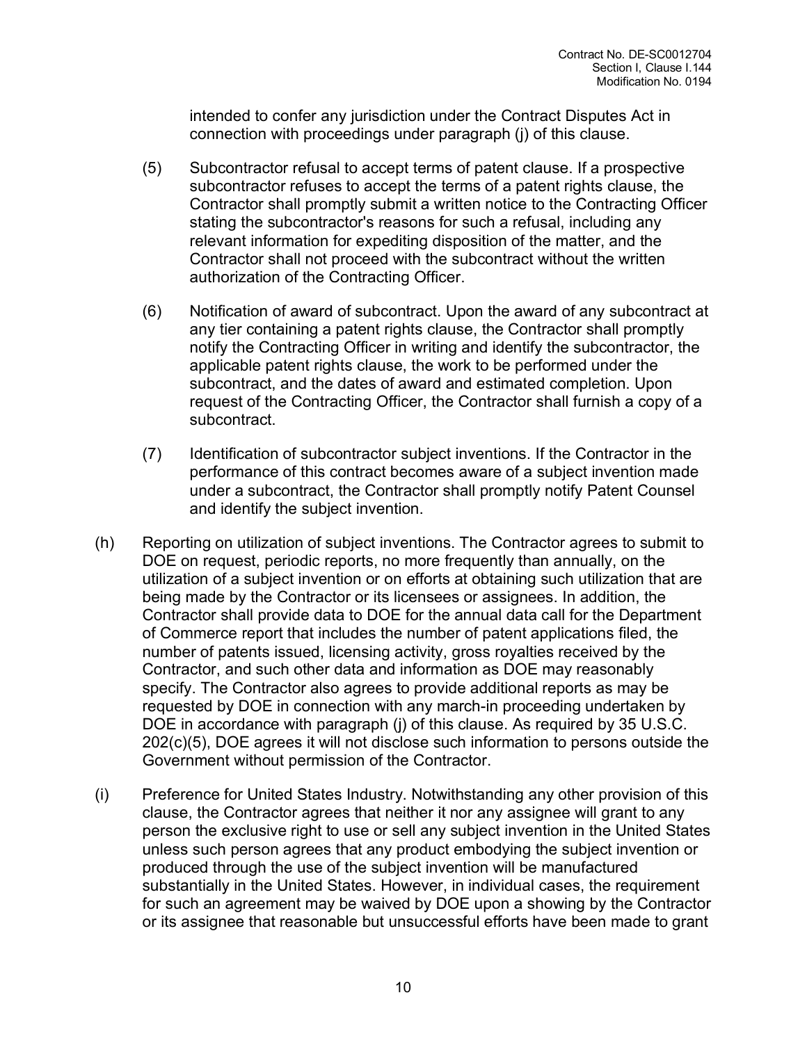intended to confer any jurisdiction under the Contract Disputes Act in connection with proceedings under paragraph (j) of this clause.

(5) Subcontractor refusal to accept terms of patent clause. If a prospective subcontractor refuses to accept the terms of a patent rights clause, the Contractor shall promptly submit a written notice to the Contracting Officer stating the subcontractor's reasons for such a refusal, including any relevant information for expediting disposition of the matter, and the Contractor shall not proceed with the subcontract without the written authorization of the Contracting Officer.

(6) Notification of award of subcontract. Upon the award of any subcontract at any tier containing a patent rights clause, the Contractor shall promptly notify the Contracting Officer in writing and identify the subcontractor, the applicable patent rights clause, the work to be performed under the subcontract, and the dates of award and estimated completion. Upon request of the Contracting Officer, the Contractor shall furnish a copy of a subcontract.

(7) Identification of subcontractor subject inventions. If the Contractor in the performance of this contract becomes aware of a subject invention made under a subcontract, the Contractor shall promptly notify Patent Counsel and identify the subject invention.

(h) Reporting on utilization of subject inventions. The Contractor agrees to submit to DOE on request, periodic reports, no more frequently than annually, on the utilization of a subject invention or on efforts at obtaining such utilization that are being made by the Contractor or its licensees or assignees. In addition, the Contractor shall provide data to DOE for the annual data call for the Department of Commerce report that includes the number of patent applications filed, the number of patents issued, licensing activity, gross royalties received by the Contractor, and such other data and information as DOE may reasonably specify. The Contractor also agrees to provide additional reports as may be requested by DOE in connection with any march-in proceeding undertaken by DOE in accordance with paragraph (j) of this clause. As required by 35 U.S.C. 202(c)(5), DOE agrees it will not disclose such information to persons outside the Government without permission of the Contractor.

(i) Preference for United States Industry. Notwithstanding any other provision of this clause, the Contractor agrees that neither it nor any assignee will grant to any person the exclusive right to use or sell any subject invention in the United States unless such person agrees that any product embodying the subject invention or produced through the use of the subject invention will be manufactured substantially in the United States. However, in individual cases, the requirement for such an agreement may be waived by DOE upon a showing by the Contractor or its assignee that reasonable but unsuccessful efforts have been made to grant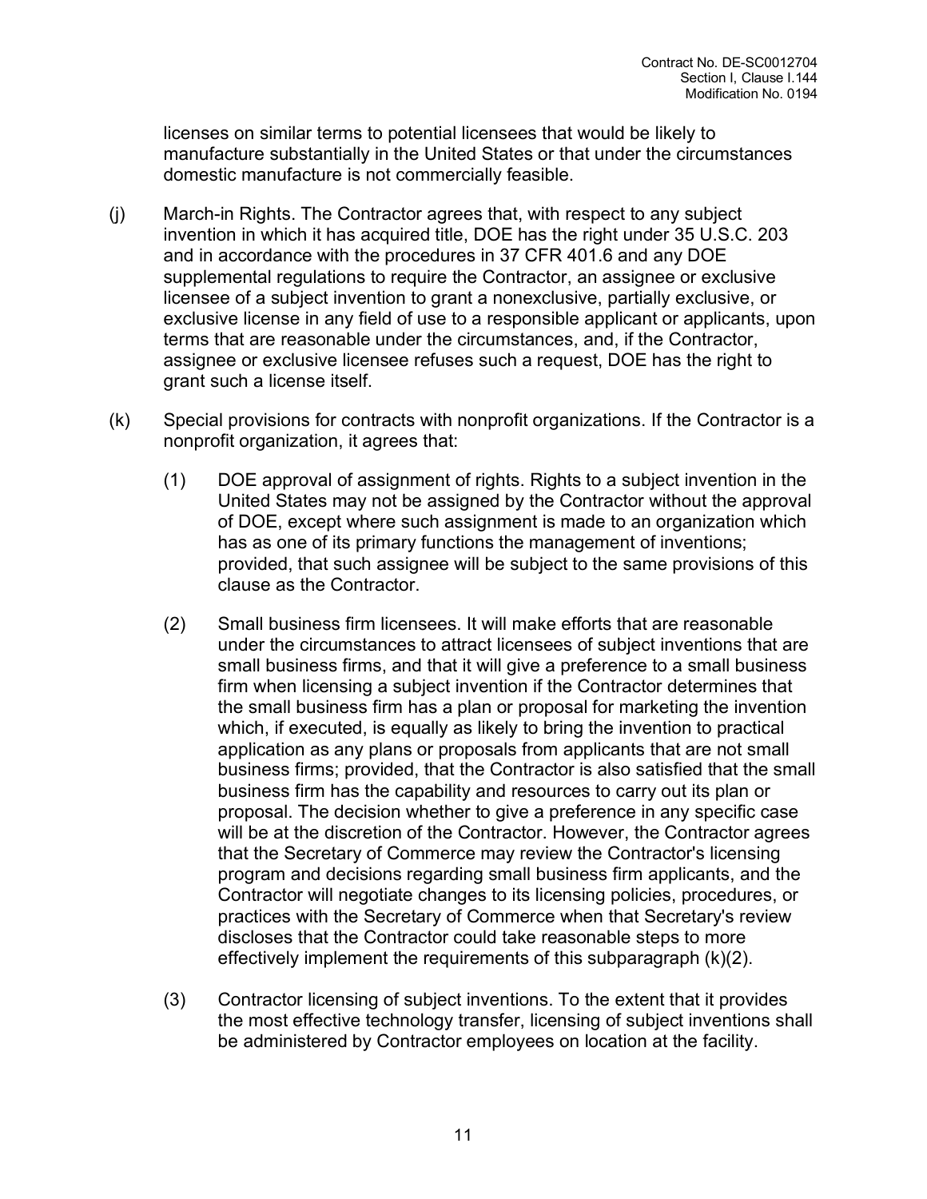licenses on similar terms to potential licensees that would be likely to manufacture substantially in the United States or that under the circumstances domestic manufacture is not commercially feasible.

(j) March-in Rights. The Contractor agrees that, with respect to any subject invention in which it has acquired title, DOE has the right under 35 U.S.C. 203 and in accordance with the procedures in 37 CFR 401.6 and any DOE supplemental regulations to require the Contractor, an assignee or exclusive licensee of a subject invention to grant a nonexclusive, partially exclusive, or exclusive license in any field of use to a responsible applicant or applicants, upon terms that are reasonable under the circumstances, and, if the Contractor, assignee or exclusive licensee refuses such a request, DOE has the right to grant such a license itself.

(k) Special provisions for contracts with nonprofit organizations. If the Contractor is a nonprofit organization, it agrees that:

(1) DOE approval of assignment of rights. Rights to a subject invention in the United States may not be assigned by the Contractor without the approval of DOE, except where such assignment is made to an organization which has as one of its primary functions the management of inventions; provided, that such assignee will be subject to the same provisions of this clause as the Contractor.

(2) Small business firm licensees. It will make efforts that are reasonable under the circumstances to attract licensees of subject inventions that are small business firms, and that it will give a preference to a small business firm when licensing a subject invention if the Contractor determines that the small business firm has a plan or proposal for marketing the invention which, if executed, is equally as likely to bring the invention to practical application as any plans or proposals from applicants that are not small business firms; provided, that the Contractor is also satisfied that the small business firm has the capability and resources to carry out its plan or proposal. The decision whether to give a preference in any specific case will be at the discretion of the Contractor. However, the Contractor agrees that the Secretary of Commerce may review the Contractor's licensing program and decisions regarding small business firm applicants, and the Contractor will negotiate changes to its licensing policies, procedures, or practices with the Secretary of Commerce when that Secretary's review discloses that the Contractor could take reasonable steps to more effectively implement the requirements of this subparagraph (k)(2).

(3) Contractor licensing of subject inventions. To the extent that it provides the most effective technology transfer, licensing of subject inventions shall be administered by Contractor employees on location at the facility.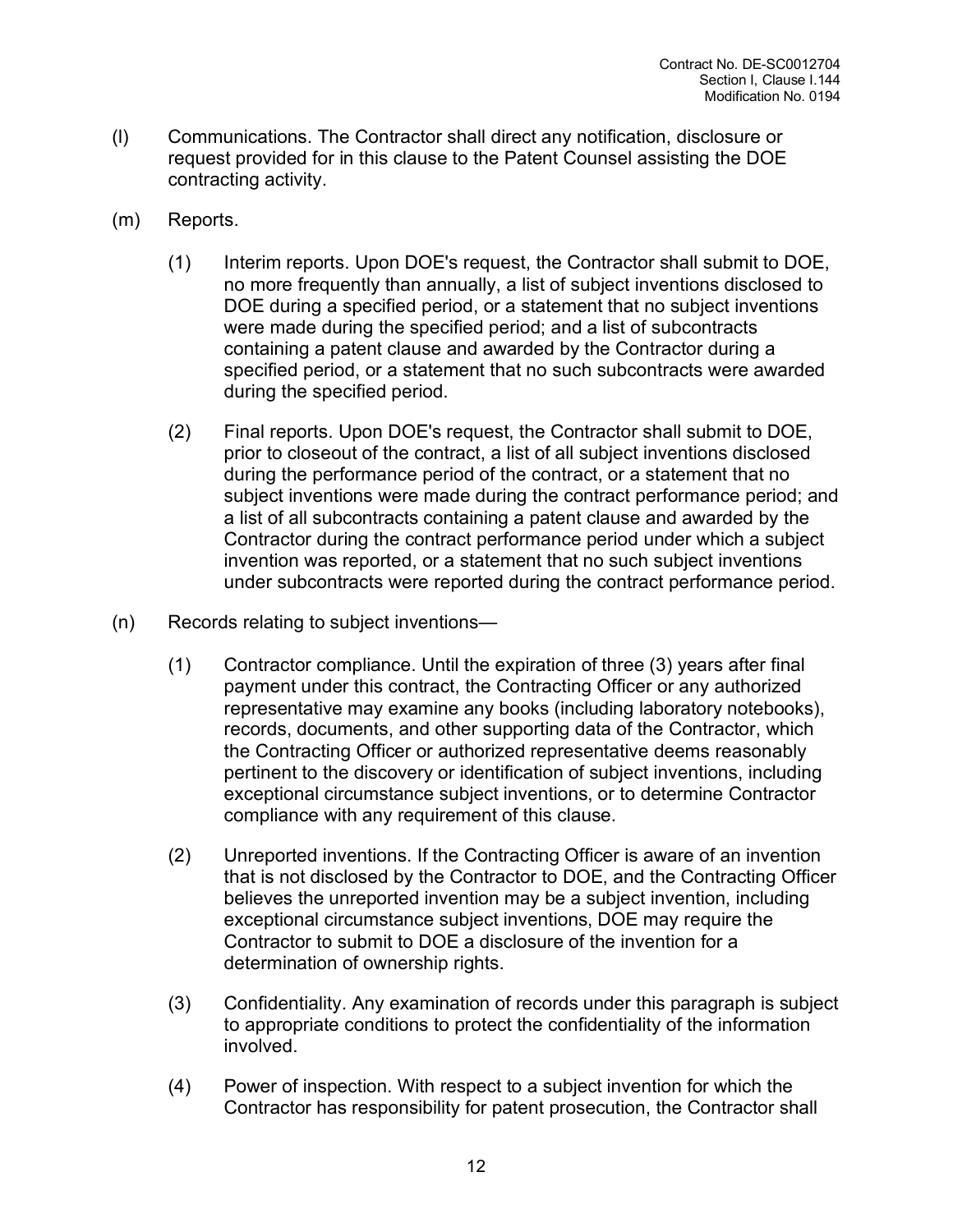(l) Communications. The Contractor shall direct any notification, disclosure or request provided for in this clause to the Patent Counsel assisting the DOE contracting activity.

(m) Reports.

(1) Interim reports. Upon DOE's request, the Contractor shall submit to DOE, no more frequently than annually, a list of subject inventions disclosed to DOE during a specified period, or a statement that no subject inventions were made during the specified period; and a list of subcontracts containing a patent clause and awarded by the Contractor during a specified period, or a statement that no such subcontracts were awarded during the specified period.

(2) Final reports. Upon DOE's request, the Contractor shall submit to DOE, prior to closeout of the contract, a list of all subject inventions disclosed during the performance period of the contract, or a statement that no subject inventions were made during the contract performance period; and a list of all subcontracts containing a patent clause and awarded by the Contractor during the contract performance period under which a subject invention was reported, or a statement that no such subject inventions under subcontracts were reported during the contract performance period.

(n) Records relating to subject inventions—

(1) Contractor compliance. Until the expiration of three (3) years after final payment under this contract, the Contracting Officer or any authorized representative may examine any books (including laboratory notebooks), records, documents, and other supporting data of the Contractor, which the Contracting Officer or authorized representative deems reasonably pertinent to the discovery or identification of subject inventions, including exceptional circumstance subject inventions, or to determine Contractor compliance with any requirement of this clause.

(2) Unreported inventions. If the Contracting Officer is aware of an invention that is not disclosed by the Contractor to DOE, and the Contracting Officer believes the unreported invention may be a subject invention, including exceptional circumstance subject inventions, DOE may require the Contractor to submit to DOE a disclosure of the invention for a determination of ownership rights.

(3) Confidentiality. Any examination of records under this paragraph is subject to appropriate conditions to protect the confidentiality of the information involved.

(4) Power of inspection. With respect to a subject invention for which the Contractor has responsibility for patent prosecution, the Contractor shall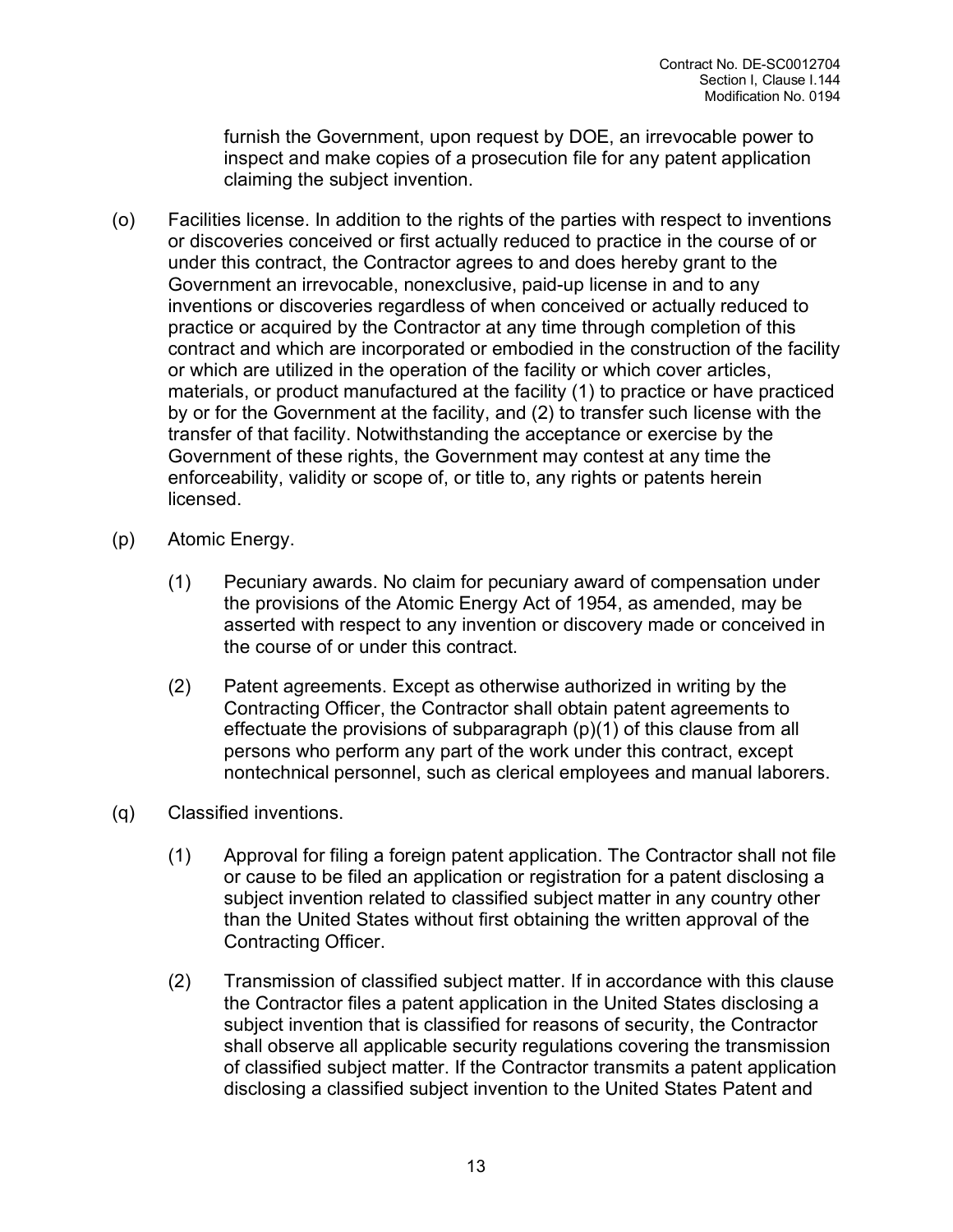furnish the Government, upon request by DOE, an irrevocable power to inspect and make copies of a prosecution file for any patent application claiming the subject invention.

(o) Facilities license. In addition to the rights of the parties with respect to inventions or discoveries conceived or first actually reduced to practice in the course of or under this contract, the Contractor agrees to and does hereby grant to the Government an irrevocable, nonexclusive, paid-up license in and to any inventions or discoveries regardless of when conceived or actually reduced to practice or acquired by the Contractor at any time through completion of this contract and which are incorporated or embodied in the construction of the facility or which are utilized in the operation of the facility or which cover articles, materials, or product manufactured at the facility (1) to practice or have practiced by or for the Government at the facility, and (2) to transfer such license with the transfer of that facility. Notwithstanding the acceptance or exercise by the Government of these rights, the Government may contest at any time the enforceability, validity or scope of, or title to, any rights or patents herein licensed.

(p) Atomic Energy.

(1) Pecuniary awards. No claim for pecuniary award of compensation under the provisions of the Atomic Energy Act of 1954, as amended, may be asserted with respect to any invention or discovery made or conceived in the course of or under this contract.

(2) Patent agreements. Except as otherwise authorized in writing by the Contracting Officer, the Contractor shall obtain patent agreements to effectuate the provisions of subparagraph (p)(1) of this clause from all persons who perform any part of the work under this contract, except nontechnical personnel, such as clerical employees and manual laborers.

(q) Classified inventions.

(1) Approval for filing a foreign patent application. The Contractor shall not file or cause to be filed an application or registration for a patent disclosing a subject invention related to classified subject matter in any country other than the United States without first obtaining the written approval of the Contracting Officer.

(2) Transmission of classified subject matter. If in accordance with this clause the Contractor files a patent application in the United States disclosing a subject invention that is classified for reasons of security, the Contractor shall observe all applicable security regulations covering the transmission of classified subject matter. If the Contractor transmits a patent application disclosing a classified subject invention to the United States Patent and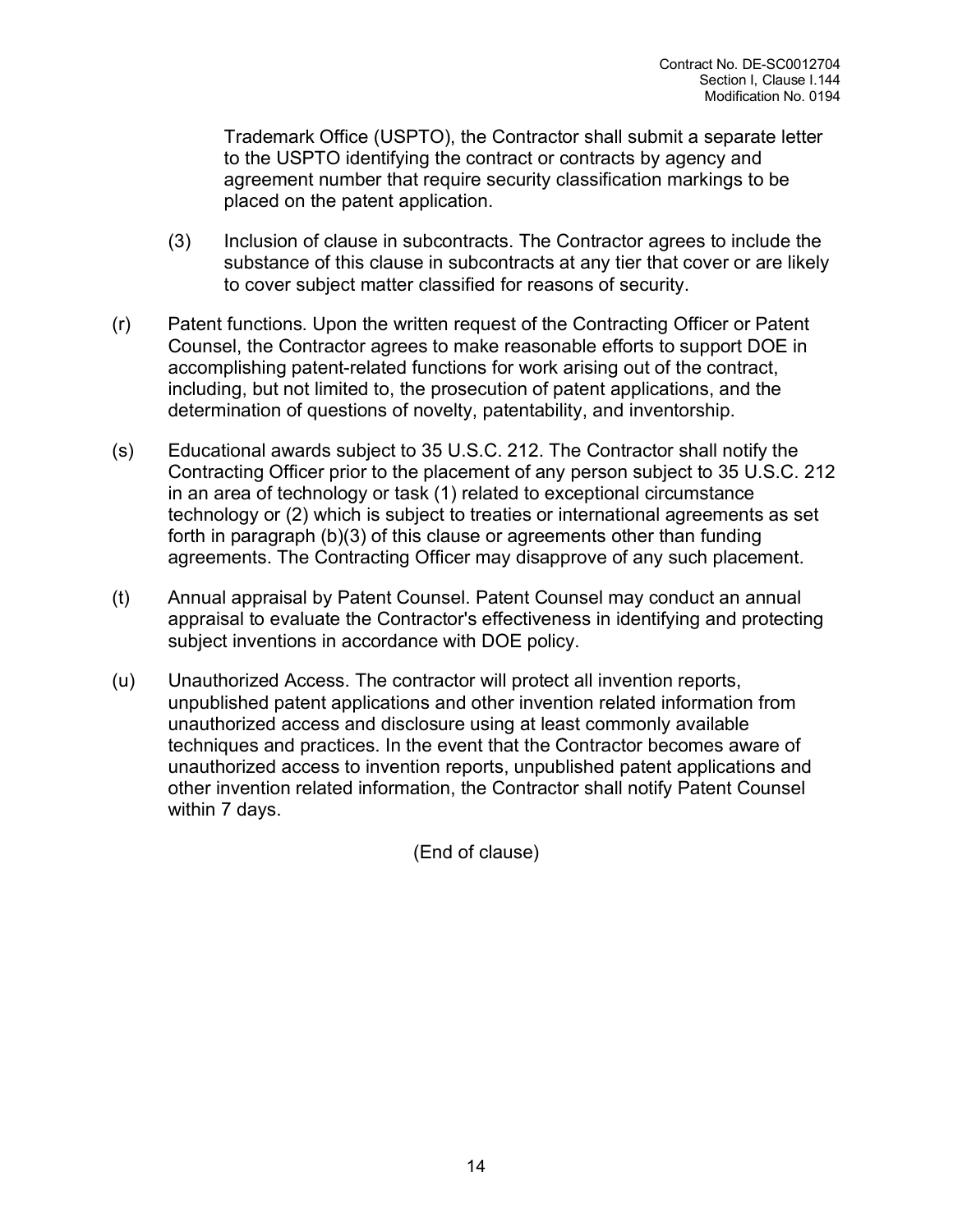Trademark Office (USPTO), the Contractor shall submit a separate letter to the USPTO identifying the contract or contracts by agency and agreement number that require security classification markings to be placed on the patent application.

(3) Inclusion of clause in subcontracts. The Contractor agrees to include the substance of this clause in subcontracts at any tier that cover or are likely to cover subject matter classified for reasons of security.

(r) Patent functions. Upon the written request of the Contracting Officer or Patent Counsel, the Contractor agrees to make reasonable efforts to support DOE in accomplishing patent-related functions for work arising out of the contract, including, but not limited to, the prosecution of patent applications, and the determination of questions of novelty, patentability, and inventorship.

(s) Educational awards subject to 35 U.S.C. 212. The Contractor shall notify the Contracting Officer prior to the placement of any person subject to 35 U.S.C. 212 in an area of technology or task (1) related to exceptional circumstance technology or (2) which is subject to treaties or international agreements as set forth in paragraph (b)(3) of this clause or agreements other than funding agreements. The Contracting Officer may disapprove of any such placement.

(t) Annual appraisal by Patent Counsel. Patent Counsel may conduct an annual appraisal to evaluate the Contractor's effectiveness in identifying and protecting subject inventions in accordance with DOE policy.

(u) Unauthorized Access. The contractor will protect all invention reports, unpublished patent applications and other invention related information from unauthorized access and disclosure using at least commonly available techniques and practices. In the event that the Contractor becomes aware of unauthorized access to invention reports, unpublished patent applications and other invention related information, the Contractor shall notify Patent Counsel within 7 days.

(End of clause)